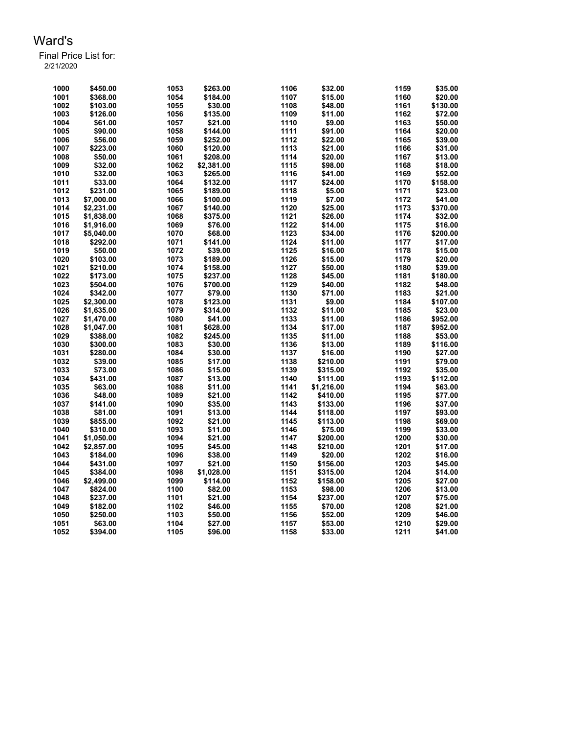# Ward's

Final Price List for:
2/21/2020

| | | | | | | | |
|---|---|---|---|---|---|---|---|
| 1000 | $450.00 | 1053 | $263.00 | 1106 | $32.00 | 1159 | $35.00 |
| 1001 | $368.00 | 1054 | $184.00 | 1107 | $15.00 | 1160 | $20.00 |
| 1002 | $103.00 | 1055 | $30.00 | 1108 | $48.00 | 1161 | $130.00 |
| 1003 | $126.00 | 1056 | $135.00 | 1109 | $11.00 | 1162 | $72.00 |
| 1004 | $61.00 | 1057 | $21.00 | 1110 | $9.00 | 1163 | $50.00 |
| 1005 | $90.00 | 1058 | $144.00 | 1111 | $91.00 | 1164 | $20.00 |
| 1006 | $56.00 | 1059 | $252.00 | 1112 | $22.00 | 1165 | $39.00 |
| 1007 | $223.00 | 1060 | $120.00 | 1113 | $21.00 | 1166 | $31.00 |
| 1008 | $50.00 | 1061 | $208.00 | 1114 | $20.00 | 1167 | $13.00 |
| 1009 | $32.00 | 1062 | $2,381.00 | 1115 | $98.00 | 1168 | $18.00 |
| 1010 | $32.00 | 1063 | $265.00 | 1116 | $41.00 | 1169 | $52.00 |
| 1011 | $33.00 | 1064 | $132.00 | 1117 | $24.00 | 1170 | $158.00 |
| 1012 | $231.00 | 1065 | $189.00 | 1118 | $5.00 | 1171 | $23.00 |
| 1013 | $7,000.00 | 1066 | $100.00 | 1119 | $7.00 | 1172 | $41.00 |
| 1014 | $2,231.00 | 1067 | $140.00 | 1120 | $25.00 | 1173 | $370.00 |
| 1015 | $1,838.00 | 1068 | $375.00 | 1121 | $26.00 | 1174 | $32.00 |
| 1016 | $1,916.00 | 1069 | $76.00 | 1122 | $14.00 | 1175 | $16.00 |
| 1017 | $5,040.00 | 1070 | $68.00 | 1123 | $34.00 | 1176 | $200.00 |
| 1018 | $292.00 | 1071 | $141.00 | 1124 | $11.00 | 1177 | $17.00 |
| 1019 | $50.00 | 1072 | $39.00 | 1125 | $16.00 | 1178 | $15.00 |
| 1020 | $103.00 | 1073 | $189.00 | 1126 | $15.00 | 1179 | $20.00 |
| 1021 | $210.00 | 1074 | $158.00 | 1127 | $50.00 | 1180 | $39.00 |
| 1022 | $173.00 | 1075 | $237.00 | 1128 | $45.00 | 1181 | $180.00 |
| 1023 | $504.00 | 1076 | $700.00 | 1129 | $40.00 | 1182 | $48.00 |
| 1024 | $342.00 | 1077 | $79.00 | 1130 | $71.00 | 1183 | $21.00 |
| 1025 | $2,300.00 | 1078 | $123.00 | 1131 | $9.00 | 1184 | $107.00 |
| 1026 | $1,635.00 | 1079 | $314.00 | 1132 | $11.00 | 1185 | $23.00 |
| 1027 | $1,470.00 | 1080 | $41.00 | 1133 | $11.00 | 1186 | $952.00 |
| 1028 | $1,047.00 | 1081 | $628.00 | 1134 | $17.00 | 1187 | $952.00 |
| 1029 | $388.00 | 1082 | $245.00 | 1135 | $11.00 | 1188 | $53.00 |
| 1030 | $300.00 | 1083 | $30.00 | 1136 | $13.00 | 1189 | $116.00 |
| 1031 | $280.00 | 1084 | $30.00 | 1137 | $16.00 | 1190 | $27.00 |
| 1032 | $39.00 | 1085 | $17.00 | 1138 | $210.00 | 1191 | $79.00 |
| 1033 | $73.00 | 1086 | $15.00 | 1139 | $315.00 | 1192 | $35.00 |
| 1034 | $431.00 | 1087 | $13.00 | 1140 | $111.00 | 1193 | $112.00 |
| 1035 | $63.00 | 1088 | $11.00 | 1141 | $1,216.00 | 1194 | $63.00 |
| 1036 | $48.00 | 1089 | $21.00 | 1142 | $410.00 | 1195 | $77.00 |
| 1037 | $141.00 | 1090 | $35.00 | 1143 | $133.00 | 1196 | $37.00 |
| 1038 | $81.00 | 1091 | $13.00 | 1144 | $118.00 | 1197 | $93.00 |
| 1039 | $855.00 | 1092 | $21.00 | 1145 | $113.00 | 1198 | $69.00 |
| 1040 | $310.00 | 1093 | $11.00 | 1146 | $75.00 | 1199 | $33.00 |
| 1041 | $1,050.00 | 1094 | $21.00 | 1147 | $200.00 | 1200 | $30.00 |
| 1042 | $2,857.00 | 1095 | $45.00 | 1148 | $210.00 | 1201 | $17.00 |
| 1043 | $184.00 | 1096 | $38.00 | 1149 | $20.00 | 1202 | $16.00 |
| 1044 | $431.00 | 1097 | $21.00 | 1150 | $156.00 | 1203 | $45.00 |
| 1045 | $384.00 | 1098 | $1,028.00 | 1151 | $315.00 | 1204 | $14.00 |
| 1046 | $2,499.00 | 1099 | $114.00 | 1152 | $158.00 | 1205 | $27.00 |
| 1047 | $824.00 | 1100 | $82.00 | 1153 | $98.00 | 1206 | $13.00 |
| 1048 | $237.00 | 1101 | $21.00 | 1154 | $237.00 | 1207 | $75.00 |
| 1049 | $182.00 | 1102 | $46.00 | 1155 | $70.00 | 1208 | $21.00 |
| 1050 | $250.00 | 1103 | $50.00 | 1156 | $52.00 | 1209 | $46.00 |
| 1051 | $63.00 | 1104 | $27.00 | 1157 | $53.00 | 1210 | $29.00 |
| 1052 | $394.00 | 1105 | $96.00 | 1158 | $33.00 | 1211 | $41.00 |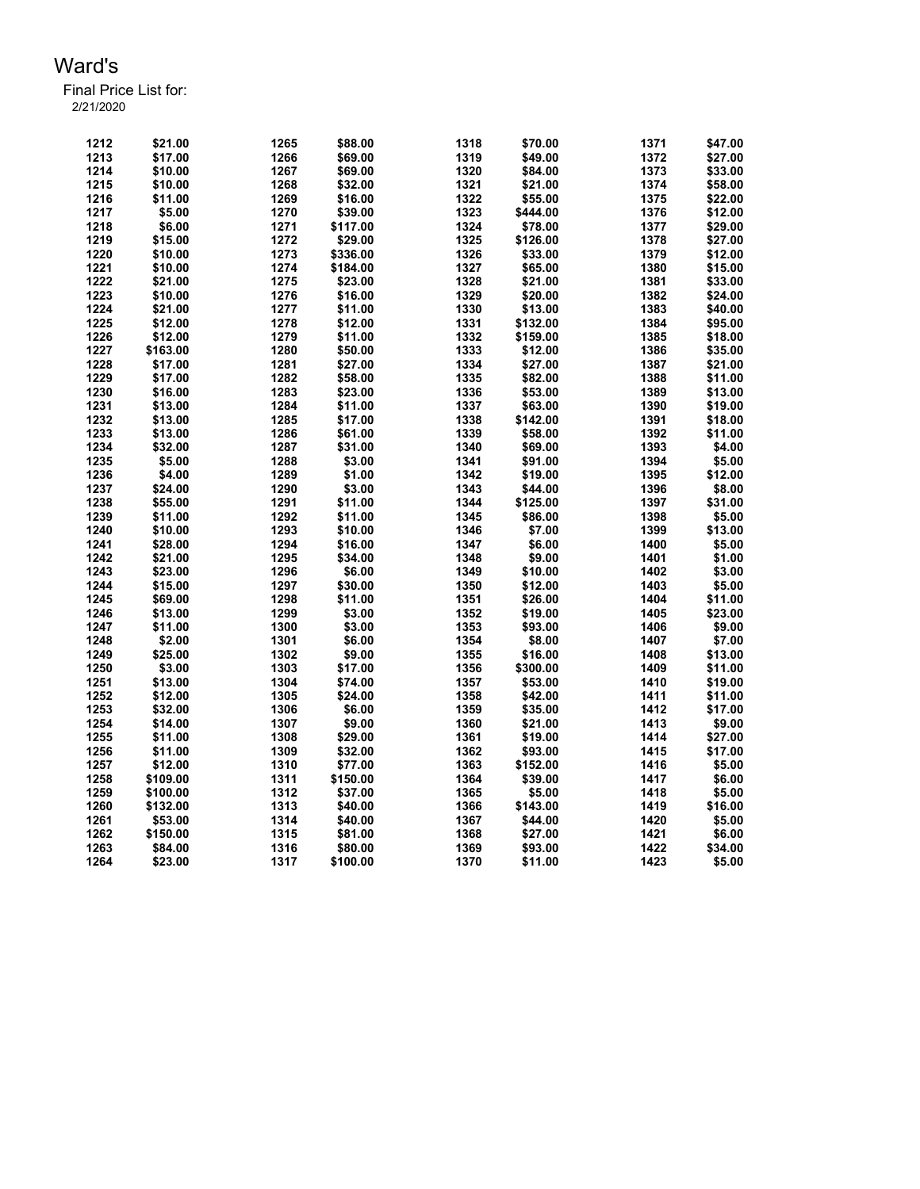# Ward's

Final Price List for:
2/21/2020

| | | | | | | | |
|---|---|---|---|---|---|---|---|
| 1212 | $21.00 | 1265 | $88.00 | 1318 | $70.00 | 1371 | $47.00 |
| 1213 | $17.00 | 1266 | $69.00 | 1319 | $49.00 | 1372 | $27.00 |
| 1214 | $10.00 | 1267 | $69.00 | 1320 | $84.00 | 1373 | $33.00 |
| 1215 | $10.00 | 1268 | $32.00 | 1321 | $21.00 | 1374 | $58.00 |
| 1216 | $11.00 | 1269 | $16.00 | 1322 | $55.00 | 1375 | $22.00 |
| 1217 | $5.00 | 1270 | $39.00 | 1323 | $444.00 | 1376 | $12.00 |
| 1218 | $6.00 | 1271 | $117.00 | 1324 | $78.00 | 1377 | $29.00 |
| 1219 | $15.00 | 1272 | $29.00 | 1325 | $126.00 | 1378 | $27.00 |
| 1220 | $10.00 | 1273 | $336.00 | 1326 | $33.00 | 1379 | $12.00 |
| 1221 | $10.00 | 1274 | $184.00 | 1327 | $65.00 | 1380 | $15.00 |
| 1222 | $21.00 | 1275 | $23.00 | 1328 | $21.00 | 1381 | $33.00 |
| 1223 | $10.00 | 1276 | $16.00 | 1329 | $20.00 | 1382 | $24.00 |
| 1224 | $21.00 | 1277 | $11.00 | 1330 | $13.00 | 1383 | $40.00 |
| 1225 | $12.00 | 1278 | $12.00 | 1331 | $132.00 | 1384 | $95.00 |
| 1226 | $12.00 | 1279 | $11.00 | 1332 | $159.00 | 1385 | $18.00 |
| 1227 | $163.00 | 1280 | $50.00 | 1333 | $12.00 | 1386 | $35.00 |
| 1228 | $17.00 | 1281 | $27.00 | 1334 | $27.00 | 1387 | $21.00 |
| 1229 | $17.00 | 1282 | $58.00 | 1335 | $82.00 | 1388 | $11.00 |
| 1230 | $16.00 | 1283 | $23.00 | 1336 | $53.00 | 1389 | $13.00 |
| 1231 | $13.00 | 1284 | $11.00 | 1337 | $63.00 | 1390 | $19.00 |
| 1232 | $13.00 | 1285 | $17.00 | 1338 | $142.00 | 1391 | $18.00 |
| 1233 | $13.00 | 1286 | $61.00 | 1339 | $58.00 | 1392 | $11.00 |
| 1234 | $32.00 | 1287 | $31.00 | 1340 | $69.00 | 1393 | $4.00 |
| 1235 | $5.00 | 1288 | $3.00 | 1341 | $91.00 | 1394 | $5.00 |
| 1236 | $4.00 | 1289 | $1.00 | 1342 | $19.00 | 1395 | $12.00 |
| 1237 | $24.00 | 1290 | $3.00 | 1343 | $44.00 | 1396 | $8.00 |
| 1238 | $55.00 | 1291 | $11.00 | 1344 | $125.00 | 1397 | $31.00 |
| 1239 | $11.00 | 1292 | $11.00 | 1345 | $86.00 | 1398 | $5.00 |
| 1240 | $10.00 | 1293 | $10.00 | 1346 | $7.00 | 1399 | $13.00 |
| 1241 | $28.00 | 1294 | $16.00 | 1347 | $6.00 | 1400 | $5.00 |
| 1242 | $21.00 | 1295 | $34.00 | 1348 | $9.00 | 1401 | $1.00 |
| 1243 | $23.00 | 1296 | $6.00 | 1349 | $10.00 | 1402 | $3.00 |
| 1244 | $15.00 | 1297 | $30.00 | 1350 | $12.00 | 1403 | $5.00 |
| 1245 | $69.00 | 1298 | $11.00 | 1351 | $26.00 | 1404 | $11.00 |
| 1246 | $13.00 | 1299 | $3.00 | 1352 | $19.00 | 1405 | $23.00 |
| 1247 | $11.00 | 1300 | $3.00 | 1353 | $93.00 | 1406 | $9.00 |
| 1248 | $2.00 | 1301 | $6.00 | 1354 | $8.00 | 1407 | $7.00 |
| 1249 | $25.00 | 1302 | $9.00 | 1355 | $16.00 | 1408 | $13.00 |
| 1250 | $3.00 | 1303 | $17.00 | 1356 | $300.00 | 1409 | $11.00 |
| 1251 | $13.00 | 1304 | $74.00 | 1357 | $53.00 | 1410 | $19.00 |
| 1252 | $12.00 | 1305 | $24.00 | 1358 | $42.00 | 1411 | $11.00 |
| 1253 | $32.00 | 1306 | $6.00 | 1359 | $35.00 | 1412 | $17.00 |
| 1254 | $14.00 | 1307 | $9.00 | 1360 | $21.00 | 1413 | $9.00 |
| 1255 | $11.00 | 1308 | $29.00 | 1361 | $19.00 | 1414 | $27.00 |
| 1256 | $11.00 | 1309 | $32.00 | 1362 | $93.00 | 1415 | $17.00 |
| 1257 | $12.00 | 1310 | $77.00 | 1363 | $152.00 | 1416 | $5.00 |
| 1258 | $109.00 | 1311 | $150.00 | 1364 | $39.00 | 1417 | $6.00 |
| 1259 | $100.00 | 1312 | $37.00 | 1365 | $5.00 | 1418 | $5.00 |
| 1260 | $132.00 | 1313 | $40.00 | 1366 | $143.00 | 1419 | $16.00 |
| 1261 | $53.00 | 1314 | $40.00 | 1367 | $44.00 | 1420 | $5.00 |
| 1262 | $150.00 | 1315 | $81.00 | 1368 | $27.00 | 1421 | $6.00 |
| 1263 | $84.00 | 1316 | $80.00 | 1369 | $93.00 | 1422 | $34.00 |
| 1264 | $23.00 | 1317 | $100.00 | 1370 | $11.00 | 1423 | $5.00 |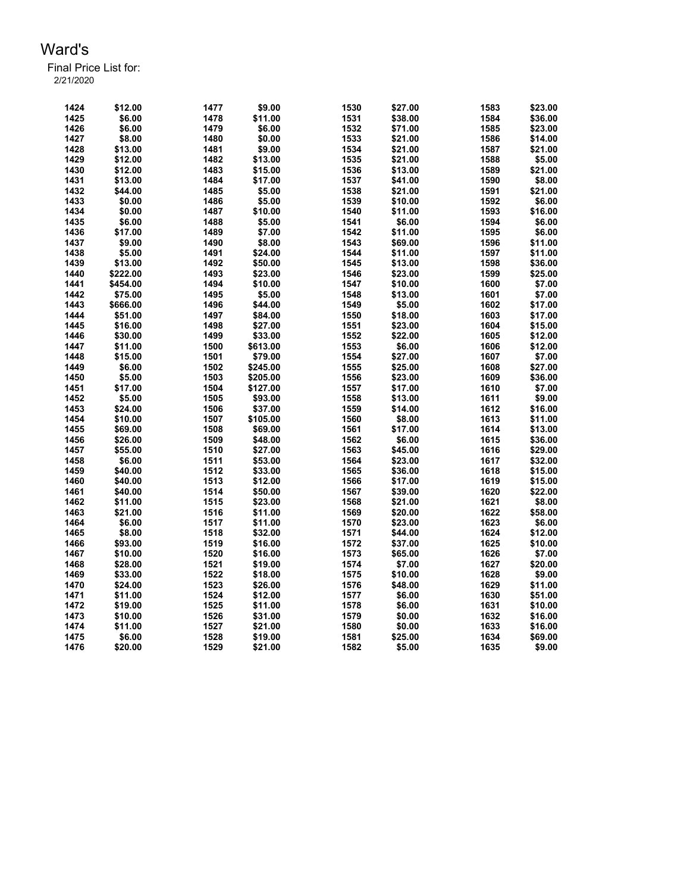# Ward's

Final Price List for:
2/21/2020

| | | | | | | | |
|---|---|---|---|---|---|---|---|
| 1424 | $12.00 | 1477 | $9.00 | 1530 | $27.00 | 1583 | $23.00 |
| 1425 | $6.00 | 1478 | $11.00 | 1531 | $38.00 | 1584 | $36.00 |
| 1426 | $6.00 | 1479 | $6.00 | 1532 | $71.00 | 1585 | $23.00 |
| 1427 | $8.00 | 1480 | $0.00 | 1533 | $21.00 | 1586 | $14.00 |
| 1428 | $13.00 | 1481 | $9.00 | 1534 | $21.00 | 1587 | $21.00 |
| 1429 | $12.00 | 1482 | $13.00 | 1535 | $21.00 | 1588 | $5.00 |
| 1430 | $12.00 | 1483 | $15.00 | 1536 | $13.00 | 1589 | $21.00 |
| 1431 | $13.00 | 1484 | $17.00 | 1537 | $41.00 | 1590 | $8.00 |
| 1432 | $44.00 | 1485 | $5.00 | 1538 | $21.00 | 1591 | $21.00 |
| 1433 | $0.00 | 1486 | $5.00 | 1539 | $10.00 | 1592 | $6.00 |
| 1434 | $0.00 | 1487 | $10.00 | 1540 | $11.00 | 1593 | $16.00 |
| 1435 | $6.00 | 1488 | $5.00 | 1541 | $6.00 | 1594 | $6.00 |
| 1436 | $17.00 | 1489 | $7.00 | 1542 | $11.00 | 1595 | $6.00 |
| 1437 | $9.00 | 1490 | $8.00 | 1543 | $69.00 | 1596 | $11.00 |
| 1438 | $5.00 | 1491 | $24.00 | 1544 | $11.00 | 1597 | $11.00 |
| 1439 | $13.00 | 1492 | $50.00 | 1545 | $13.00 | 1598 | $36.00 |
| 1440 | $222.00 | 1493 | $23.00 | 1546 | $23.00 | 1599 | $25.00 |
| 1441 | $454.00 | 1494 | $10.00 | 1547 | $10.00 | 1600 | $7.00 |
| 1442 | $75.00 | 1495 | $5.00 | 1548 | $13.00 | 1601 | $7.00 |
| 1443 | $666.00 | 1496 | $44.00 | 1549 | $5.00 | 1602 | $17.00 |
| 1444 | $51.00 | 1497 | $84.00 | 1550 | $18.00 | 1603 | $17.00 |
| 1445 | $16.00 | 1498 | $27.00 | 1551 | $23.00 | 1604 | $15.00 |
| 1446 | $30.00 | 1499 | $33.00 | 1552 | $22.00 | 1605 | $12.00 |
| 1447 | $11.00 | 1500 | $613.00 | 1553 | $6.00 | 1606 | $12.00 |
| 1448 | $15.00 | 1501 | $79.00 | 1554 | $27.00 | 1607 | $7.00 |
| 1449 | $6.00 | 1502 | $245.00 | 1555 | $25.00 | 1608 | $27.00 |
| 1450 | $5.00 | 1503 | $205.00 | 1556 | $23.00 | 1609 | $36.00 |
| 1451 | $17.00 | 1504 | $127.00 | 1557 | $17.00 | 1610 | $7.00 |
| 1452 | $5.00 | 1505 | $93.00 | 1558 | $13.00 | 1611 | $9.00 |
| 1453 | $24.00 | 1506 | $37.00 | 1559 | $14.00 | 1612 | $16.00 |
| 1454 | $10.00 | 1507 | $105.00 | 1560 | $8.00 | 1613 | $11.00 |
| 1455 | $69.00 | 1508 | $69.00 | 1561 | $17.00 | 1614 | $13.00 |
| 1456 | $26.00 | 1509 | $48.00 | 1562 | $6.00 | 1615 | $36.00 |
| 1457 | $55.00 | 1510 | $27.00 | 1563 | $45.00 | 1616 | $29.00 |
| 1458 | $6.00 | 1511 | $53.00 | 1564 | $23.00 | 1617 | $32.00 |
| 1459 | $40.00 | 1512 | $33.00 | 1565 | $36.00 | 1618 | $15.00 |
| 1460 | $40.00 | 1513 | $12.00 | 1566 | $17.00 | 1619 | $15.00 |
| 1461 | $40.00 | 1514 | $50.00 | 1567 | $39.00 | 1620 | $22.00 |
| 1462 | $11.00 | 1515 | $23.00 | 1568 | $21.00 | 1621 | $8.00 |
| 1463 | $21.00 | 1516 | $11.00 | 1569 | $20.00 | 1622 | $58.00 |
| 1464 | $6.00 | 1517 | $11.00 | 1570 | $23.00 | 1623 | $6.00 |
| 1465 | $8.00 | 1518 | $32.00 | 1571 | $44.00 | 1624 | $12.00 |
| 1466 | $93.00 | 1519 | $16.00 | 1572 | $37.00 | 1625 | $10.00 |
| 1467 | $10.00 | 1520 | $16.00 | 1573 | $65.00 | 1626 | $7.00 |
| 1468 | $28.00 | 1521 | $19.00 | 1574 | $7.00 | 1627 | $20.00 |
| 1469 | $33.00 | 1522 | $18.00 | 1575 | $10.00 | 1628 | $9.00 |
| 1470 | $24.00 | 1523 | $26.00 | 1576 | $48.00 | 1629 | $11.00 |
| 1471 | $11.00 | 1524 | $12.00 | 1577 | $6.00 | 1630 | $51.00 |
| 1472 | $19.00 | 1525 | $11.00 | 1578 | $6.00 | 1631 | $10.00 |
| 1473 | $10.00 | 1526 | $31.00 | 1579 | $0.00 | 1632 | $16.00 |
| 1474 | $11.00 | 1527 | $21.00 | 1580 | $0.00 | 1633 | $16.00 |
| 1475 | $6.00 | 1528 | $19.00 | 1581 | $25.00 | 1634 | $69.00 |
| 1476 | $20.00 | 1529 | $21.00 | 1582 | $5.00 | 1635 | $9.00 |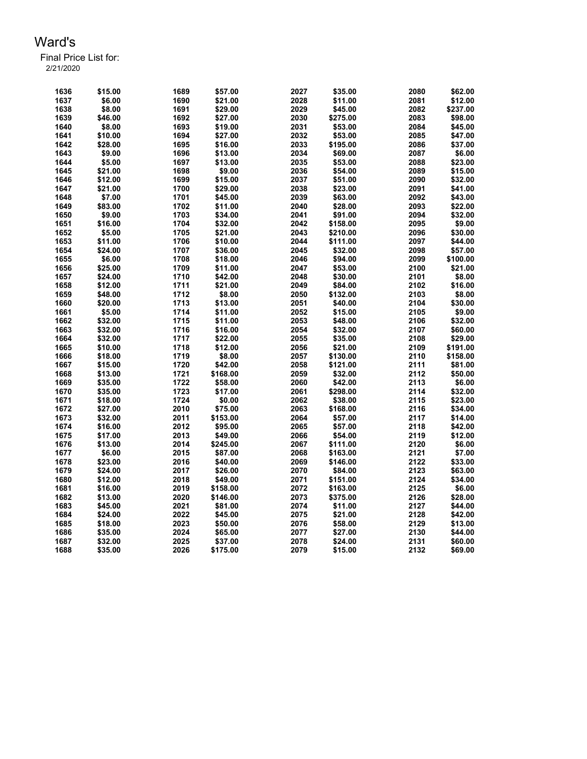Ward's

Final Price List for:

2/21/2020

| | | | | | | | |
|---|---|---|---|---|---|---|---|
| 1636 | $15.00 | 1689 | $57.00 | 2027 | $35.00 | 2080 | $62.00 |
| 1637 | $6.00 | 1690 | $21.00 | 2028 | $11.00 | 2081 | $12.00 |
| 1638 | $8.00 | 1691 | $29.00 | 2029 | $45.00 | 2082 | $237.00 |
| 1639 | $46.00 | 1692 | $27.00 | 2030 | $275.00 | 2083 | $98.00 |
| 1640 | $8.00 | 1693 | $19.00 | 2031 | $53.00 | 2084 | $45.00 |
| 1641 | $10.00 | 1694 | $27.00 | 2032 | $53.00 | 2085 | $47.00 |
| 1642 | $28.00 | 1695 | $16.00 | 2033 | $195.00 | 2086 | $37.00 |
| 1643 | $9.00 | 1696 | $13.00 | 2034 | $69.00 | 2087 | $6.00 |
| 1644 | $5.00 | 1697 | $13.00 | 2035 | $53.00 | 2088 | $23.00 |
| 1645 | $21.00 | 1698 | $9.00 | 2036 | $54.00 | 2089 | $15.00 |
| 1646 | $12.00 | 1699 | $15.00 | 2037 | $51.00 | 2090 | $32.00 |
| 1647 | $21.00 | 1700 | $29.00 | 2038 | $23.00 | 2091 | $41.00 |
| 1648 | $7.00 | 1701 | $45.00 | 2039 | $63.00 | 2092 | $43.00 |
| 1649 | $83.00 | 1702 | $11.00 | 2040 | $28.00 | 2093 | $22.00 |
| 1650 | $9.00 | 1703 | $34.00 | 2041 | $91.00 | 2094 | $32.00 |
| 1651 | $16.00 | 1704 | $32.00 | 2042 | $158.00 | 2095 | $9.00 |
| 1652 | $5.00 | 1705 | $21.00 | 2043 | $210.00 | 2096 | $30.00 |
| 1653 | $11.00 | 1706 | $10.00 | 2044 | $111.00 | 2097 | $44.00 |
| 1654 | $24.00 | 1707 | $36.00 | 2045 | $32.00 | 2098 | $57.00 |
| 1655 | $6.00 | 1708 | $18.00 | 2046 | $94.00 | 2099 | $100.00 |
| 1656 | $25.00 | 1709 | $11.00 | 2047 | $53.00 | 2100 | $21.00 |
| 1657 | $24.00 | 1710 | $42.00 | 2048 | $30.00 | 2101 | $8.00 |
| 1658 | $12.00 | 1711 | $21.00 | 2049 | $84.00 | 2102 | $16.00 |
| 1659 | $48.00 | 1712 | $8.00 | 2050 | $132.00 | 2103 | $8.00 |
| 1660 | $20.00 | 1713 | $13.00 | 2051 | $40.00 | 2104 | $30.00 |
| 1661 | $5.00 | 1714 | $11.00 | 2052 | $15.00 | 2105 | $9.00 |
| 1662 | $32.00 | 1715 | $11.00 | 2053 | $48.00 | 2106 | $32.00 |
| 1663 | $32.00 | 1716 | $16.00 | 2054 | $32.00 | 2107 | $60.00 |
| 1664 | $32.00 | 1717 | $22.00 | 2055 | $35.00 | 2108 | $29.00 |
| 1665 | $10.00 | 1718 | $12.00 | 2056 | $21.00 | 2109 | $191.00 |
| 1666 | $18.00 | 1719 | $8.00 | 2057 | $130.00 | 2110 | $158.00 |
| 1667 | $15.00 | 1720 | $42.00 | 2058 | $121.00 | 2111 | $81.00 |
| 1668 | $13.00 | 1721 | $168.00 | 2059 | $32.00 | 2112 | $50.00 |
| 1669 | $35.00 | 1722 | $58.00 | 2060 | $42.00 | 2113 | $6.00 |
| 1670 | $35.00 | 1723 | $17.00 | 2061 | $298.00 | 2114 | $32.00 |
| 1671 | $18.00 | 1724 | $0.00 | 2062 | $38.00 | 2115 | $23.00 |
| 1672 | $27.00 | 2010 | $75.00 | 2063 | $168.00 | 2116 | $34.00 |
| 1673 | $32.00 | 2011 | $153.00 | 2064 | $57.00 | 2117 | $14.00 |
| 1674 | $16.00 | 2012 | $95.00 | 2065 | $57.00 | 2118 | $42.00 |
| 1675 | $17.00 | 2013 | $49.00 | 2066 | $54.00 | 2119 | $12.00 |
| 1676 | $13.00 | 2014 | $245.00 | 2067 | $111.00 | 2120 | $6.00 |
| 1677 | $6.00 | 2015 | $87.00 | 2068 | $163.00 | 2121 | $7.00 |
| 1678 | $23.00 | 2016 | $40.00 | 2069 | $146.00 | 2122 | $33.00 |
| 1679 | $24.00 | 2017 | $26.00 | 2070 | $84.00 | 2123 | $63.00 |
| 1680 | $12.00 | 2018 | $49.00 | 2071 | $151.00 | 2124 | $34.00 |
| 1681 | $16.00 | 2019 | $158.00 | 2072 | $163.00 | 2125 | $6.00 |
| 1682 | $13.00 | 2020 | $146.00 | 2073 | $375.00 | 2126 | $28.00 |
| 1683 | $45.00 | 2021 | $81.00 | 2074 | $11.00 | 2127 | $44.00 |
| 1684 | $24.00 | 2022 | $45.00 | 2075 | $21.00 | 2128 | $42.00 |
| 1685 | $18.00 | 2023 | $50.00 | 2076 | $58.00 | 2129 | $13.00 |
| 1686 | $35.00 | 2024 | $65.00 | 2077 | $27.00 | 2130 | $44.00 |
| 1687 | $32.00 | 2025 | $37.00 | 2078 | $24.00 | 2131 | $60.00 |
| 1688 | $35.00 | 2026 | $175.00 | 2079 | $15.00 | 2132 | $69.00 |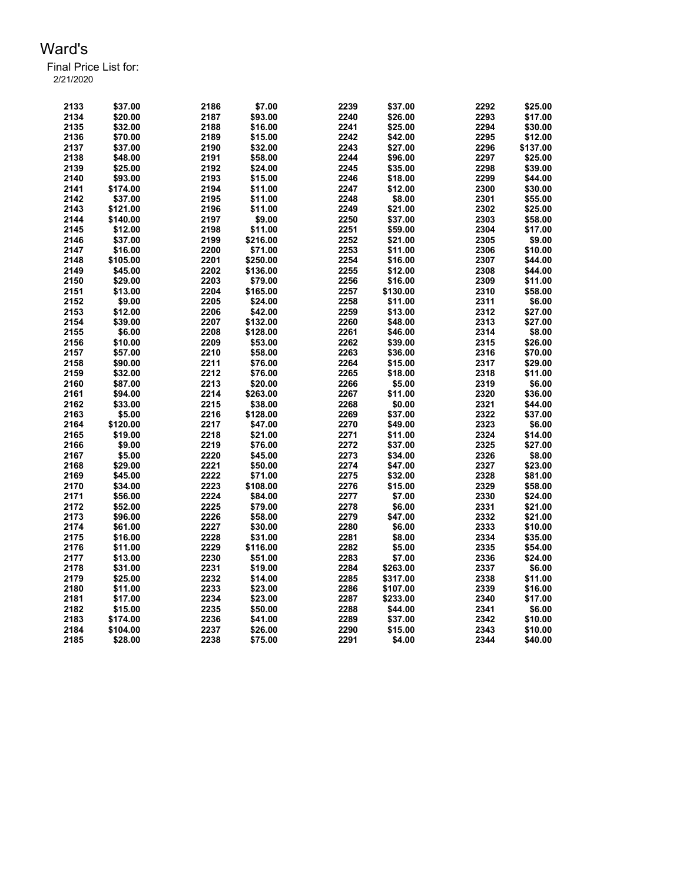# Ward's

Final Price List for:
2/21/2020

| | | | | | | | |
|---|---|---|---|---|---|---|---|
| 2133 | $37.00 | 2186 | $7.00 | 2239 | $37.00 | 2292 | $25.00 |
| 2134 | $20.00 | 2187 | $93.00 | 2240 | $26.00 | 2293 | $17.00 |
| 2135 | $32.00 | 2188 | $16.00 | 2241 | $25.00 | 2294 | $30.00 |
| 2136 | $70.00 | 2189 | $15.00 | 2242 | $42.00 | 2295 | $12.00 |
| 2137 | $37.00 | 2190 | $32.00 | 2243 | $27.00 | 2296 | $137.00 |
| 2138 | $48.00 | 2191 | $58.00 | 2244 | $96.00 | 2297 | $25.00 |
| 2139 | $25.00 | 2192 | $24.00 | 2245 | $35.00 | 2298 | $39.00 |
| 2140 | $93.00 | 2193 | $15.00 | 2246 | $18.00 | 2299 | $44.00 |
| 2141 | $174.00 | 2194 | $11.00 | 2247 | $12.00 | 2300 | $30.00 |
| 2142 | $37.00 | 2195 | $11.00 | 2248 | $8.00 | 2301 | $55.00 |
| 2143 | $121.00 | 2196 | $11.00 | 2249 | $21.00 | 2302 | $25.00 |
| 2144 | $140.00 | 2197 | $9.00 | 2250 | $37.00 | 2303 | $58.00 |
| 2145 | $12.00 | 2198 | $11.00 | 2251 | $59.00 | 2304 | $17.00 |
| 2146 | $37.00 | 2199 | $216.00 | 2252 | $21.00 | 2305 | $9.00 |
| 2147 | $16.00 | 2200 | $71.00 | 2253 | $11.00 | 2306 | $10.00 |
| 2148 | $105.00 | 2201 | $250.00 | 2254 | $16.00 | 2307 | $44.00 |
| 2149 | $45.00 | 2202 | $136.00 | 2255 | $12.00 | 2308 | $44.00 |
| 2150 | $29.00 | 2203 | $79.00 | 2256 | $16.00 | 2309 | $11.00 |
| 2151 | $13.00 | 2204 | $165.00 | 2257 | $130.00 | 2310 | $58.00 |
| 2152 | $9.00 | 2205 | $24.00 | 2258 | $11.00 | 2311 | $6.00 |
| 2153 | $12.00 | 2206 | $42.00 | 2259 | $13.00 | 2312 | $27.00 |
| 2154 | $39.00 | 2207 | $132.00 | 2260 | $48.00 | 2313 | $27.00 |
| 2155 | $6.00 | 2208 | $128.00 | 2261 | $46.00 | 2314 | $8.00 |
| 2156 | $10.00 | 2209 | $53.00 | 2262 | $39.00 | 2315 | $26.00 |
| 2157 | $57.00 | 2210 | $58.00 | 2263 | $36.00 | 2316 | $70.00 |
| 2158 | $90.00 | 2211 | $76.00 | 2264 | $15.00 | 2317 | $29.00 |
| 2159 | $32.00 | 2212 | $76.00 | 2265 | $18.00 | 2318 | $11.00 |
| 2160 | $87.00 | 2213 | $20.00 | 2266 | $5.00 | 2319 | $6.00 |
| 2161 | $94.00 | 2214 | $263.00 | 2267 | $11.00 | 2320 | $36.00 |
| 2162 | $33.00 | 2215 | $38.00 | 2268 | $0.00 | 2321 | $44.00 |
| 2163 | $5.00 | 2216 | $128.00 | 2269 | $37.00 | 2322 | $37.00 |
| 2164 | $120.00 | 2217 | $47.00 | 2270 | $49.00 | 2323 | $6.00 |
| 2165 | $19.00 | 2218 | $21.00 | 2271 | $11.00 | 2324 | $14.00 |
| 2166 | $9.00 | 2219 | $76.00 | 2272 | $37.00 | 2325 | $27.00 |
| 2167 | $5.00 | 2220 | $45.00 | 2273 | $34.00 | 2326 | $8.00 |
| 2168 | $29.00 | 2221 | $50.00 | 2274 | $47.00 | 2327 | $23.00 |
| 2169 | $45.00 | 2222 | $71.00 | 2275 | $32.00 | 2328 | $81.00 |
| 2170 | $34.00 | 2223 | $108.00 | 2276 | $15.00 | 2329 | $58.00 |
| 2171 | $56.00 | 2224 | $84.00 | 2277 | $7.00 | 2330 | $24.00 |
| 2172 | $52.00 | 2225 | $79.00 | 2278 | $6.00 | 2331 | $21.00 |
| 2173 | $96.00 | 2226 | $58.00 | 2279 | $47.00 | 2332 | $21.00 |
| 2174 | $61.00 | 2227 | $30.00 | 2280 | $6.00 | 2333 | $10.00 |
| 2175 | $16.00 | 2228 | $31.00 | 2281 | $8.00 | 2334 | $35.00 |
| 2176 | $11.00 | 2229 | $116.00 | 2282 | $5.00 | 2335 | $54.00 |
| 2177 | $13.00 | 2230 | $51.00 | 2283 | $7.00 | 2336 | $24.00 |
| 2178 | $31.00 | 2231 | $19.00 | 2284 | $263.00 | 2337 | $6.00 |
| 2179 | $25.00 | 2232 | $14.00 | 2285 | $317.00 | 2338 | $11.00 |
| 2180 | $11.00 | 2233 | $23.00 | 2286 | $107.00 | 2339 | $16.00 |
| 2181 | $17.00 | 2234 | $23.00 | 2287 | $233.00 | 2340 | $17.00 |
| 2182 | $15.00 | 2235 | $50.00 | 2288 | $44.00 | 2341 | $6.00 |
| 2183 | $174.00 | 2236 | $41.00 | 2289 | $37.00 | 2342 | $10.00 |
| 2184 | $104.00 | 2237 | $26.00 | 2290 | $15.00 | 2343 | $10.00 |
| 2185 | $28.00 | 2238 | $75.00 | 2291 | $4.00 | 2344 | $40.00 |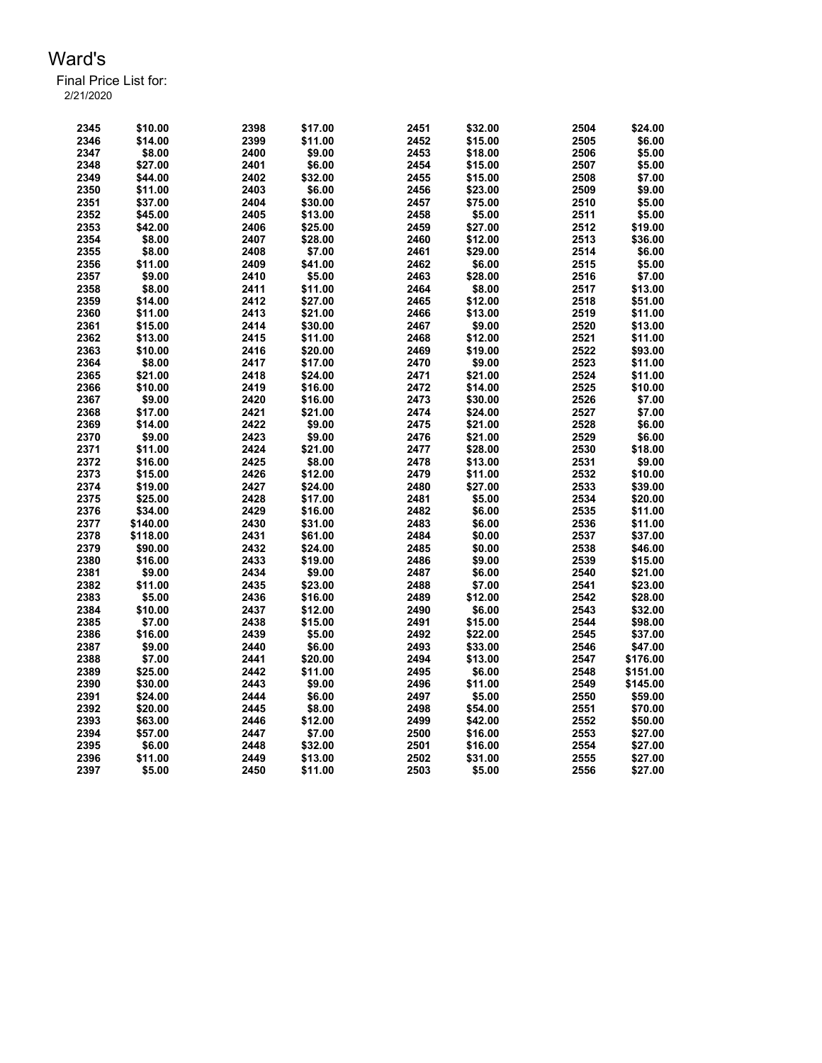Ward's

Final Price List for:
2/21/2020

| Lot | Price | Lot | Price | Lot | Price | Lot | Price |
|---|---|---|---|---|---|---|---|
| 2345 | $10.00 | 2398 | $17.00 | 2451 | $32.00 | 2504 | $24.00 |
| 2346 | $14.00 | 2399 | $11.00 | 2452 | $15.00 | 2505 | $6.00 |
| 2347 | $8.00 | 2400 | $9.00 | 2453 | $18.00 | 2506 | $5.00 |
| 2348 | $27.00 | 2401 | $6.00 | 2454 | $15.00 | 2507 | $5.00 |
| 2349 | $44.00 | 2402 | $32.00 | 2455 | $15.00 | 2508 | $7.00 |
| 2350 | $11.00 | 2403 | $6.00 | 2456 | $23.00 | 2509 | $9.00 |
| 2351 | $37.00 | 2404 | $30.00 | 2457 | $75.00 | 2510 | $5.00 |
| 2352 | $45.00 | 2405 | $13.00 | 2458 | $5.00 | 2511 | $5.00 |
| 2353 | $42.00 | 2406 | $25.00 | 2459 | $27.00 | 2512 | $19.00 |
| 2354 | $8.00 | 2407 | $28.00 | 2460 | $12.00 | 2513 | $36.00 |
| 2355 | $8.00 | 2408 | $7.00 | 2461 | $29.00 | 2514 | $6.00 |
| 2356 | $11.00 | 2409 | $41.00 | 2462 | $6.00 | 2515 | $5.00 |
| 2357 | $9.00 | 2410 | $5.00 | 2463 | $28.00 | 2516 | $7.00 |
| 2358 | $8.00 | 2411 | $11.00 | 2464 | $8.00 | 2517 | $13.00 |
| 2359 | $14.00 | 2412 | $27.00 | 2465 | $12.00 | 2518 | $51.00 |
| 2360 | $11.00 | 2413 | $21.00 | 2466 | $13.00 | 2519 | $11.00 |
| 2361 | $15.00 | 2414 | $30.00 | 2467 | $9.00 | 2520 | $13.00 |
| 2362 | $13.00 | 2415 | $11.00 | 2468 | $12.00 | 2521 | $11.00 |
| 2363 | $10.00 | 2416 | $20.00 | 2469 | $19.00 | 2522 | $93.00 |
| 2364 | $8.00 | 2417 | $17.00 | 2470 | $9.00 | 2523 | $11.00 |
| 2365 | $21.00 | 2418 | $24.00 | 2471 | $21.00 | 2524 | $11.00 |
| 2366 | $10.00 | 2419 | $16.00 | 2472 | $14.00 | 2525 | $10.00 |
| 2367 | $9.00 | 2420 | $16.00 | 2473 | $30.00 | 2526 | $7.00 |
| 2368 | $17.00 | 2421 | $21.00 | 2474 | $24.00 | 2527 | $7.00 |
| 2369 | $14.00 | 2422 | $9.00 | 2475 | $21.00 | 2528 | $6.00 |
| 2370 | $9.00 | 2423 | $9.00 | 2476 | $21.00 | 2529 | $6.00 |
| 2371 | $11.00 | 2424 | $21.00 | 2477 | $28.00 | 2530 | $18.00 |
| 2372 | $16.00 | 2425 | $8.00 | 2478 | $13.00 | 2531 | $9.00 |
| 2373 | $15.00 | 2426 | $12.00 | 2479 | $11.00 | 2532 | $10.00 |
| 2374 | $19.00 | 2427 | $24.00 | 2480 | $27.00 | 2533 | $39.00 |
| 2375 | $25.00 | 2428 | $17.00 | 2481 | $5.00 | 2534 | $20.00 |
| 2376 | $34.00 | 2429 | $16.00 | 2482 | $6.00 | 2535 | $11.00 |
| 2377 | $140.00 | 2430 | $31.00 | 2483 | $6.00 | 2536 | $11.00 |
| 2378 | $118.00 | 2431 | $61.00 | 2484 | $0.00 | 2537 | $37.00 |
| 2379 | $90.00 | 2432 | $24.00 | 2485 | $0.00 | 2538 | $46.00 |
| 2380 | $16.00 | 2433 | $19.00 | 2486 | $9.00 | 2539 | $15.00 |
| 2381 | $9.00 | 2434 | $9.00 | 2487 | $6.00 | 2540 | $21.00 |
| 2382 | $11.00 | 2435 | $23.00 | 2488 | $7.00 | 2541 | $23.00 |
| 2383 | $5.00 | 2436 | $16.00 | 2489 | $12.00 | 2542 | $28.00 |
| 2384 | $10.00 | 2437 | $12.00 | 2490 | $6.00 | 2543 | $32.00 |
| 2385 | $7.00 | 2438 | $15.00 | 2491 | $15.00 | 2544 | $98.00 |
| 2386 | $16.00 | 2439 | $5.00 | 2492 | $22.00 | 2545 | $37.00 |
| 2387 | $9.00 | 2440 | $6.00 | 2493 | $33.00 | 2546 | $47.00 |
| 2388 | $7.00 | 2441 | $20.00 | 2494 | $13.00 | 2547 | $176.00 |
| 2389 | $25.00 | 2442 | $11.00 | 2495 | $6.00 | 2548 | $151.00 |
| 2390 | $30.00 | 2443 | $9.00 | 2496 | $11.00 | 2549 | $145.00 |
| 2391 | $24.00 | 2444 | $6.00 | 2497 | $5.00 | 2550 | $59.00 |
| 2392 | $20.00 | 2445 | $8.00 | 2498 | $54.00 | 2551 | $70.00 |
| 2393 | $63.00 | 2446 | $12.00 | 2499 | $42.00 | 2552 | $50.00 |
| 2394 | $57.00 | 2447 | $7.00 | 2500 | $16.00 | 2553 | $27.00 |
| 2395 | $6.00 | 2448 | $32.00 | 2501 | $16.00 | 2554 | $27.00 |
| 2396 | $11.00 | 2449 | $13.00 | 2502 | $31.00 | 2555 | $27.00 |
| 2397 | $5.00 | 2450 | $11.00 | 2503 | $5.00 | 2556 | $27.00 |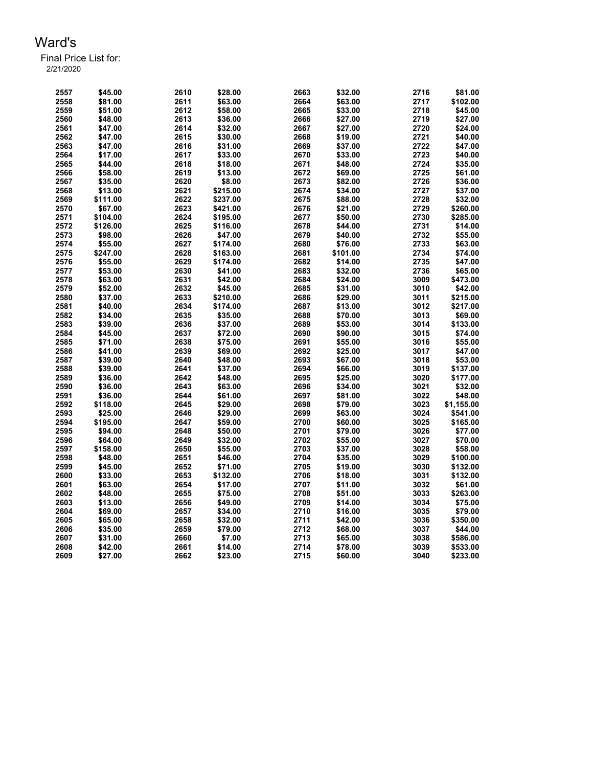# Ward's

Final Price List for:
2/21/2020

| | | | | | | | |
|---|---|---|---|---|---|---|---|
| 2557 | $45.00 | 2610 | $28.00 | 2663 | $32.00 | 2716 | $81.00 |
| 2558 | $81.00 | 2611 | $63.00 | 2664 | $63.00 | 2717 | $102.00 |
| 2559 | $51.00 | 2612 | $58.00 | 2665 | $33.00 | 2718 | $45.00 |
| 2560 | $48.00 | 2613 | $36.00 | 2666 | $27.00 | 2719 | $27.00 |
| 2561 | $47.00 | 2614 | $32.00 | 2667 | $27.00 | 2720 | $24.00 |
| 2562 | $47.00 | 2615 | $30.00 | 2668 | $19.00 | 2721 | $40.00 |
| 2563 | $47.00 | 2616 | $31.00 | 2669 | $37.00 | 2722 | $47.00 |
| 2564 | $17.00 | 2617 | $33.00 | 2670 | $33.00 | 2723 | $40.00 |
| 2565 | $44.00 | 2618 | $18.00 | 2671 | $48.00 | 2724 | $35.00 |
| 2566 | $58.00 | 2619 | $13.00 | 2672 | $69.00 | 2725 | $61.00 |
| 2567 | $35.00 | 2620 | $8.00 | 2673 | $82.00 | 2726 | $36.00 |
| 2568 | $13.00 | 2621 | $215.00 | 2674 | $34.00 | 2727 | $37.00 |
| 2569 | $111.00 | 2622 | $237.00 | 2675 | $88.00 | 2728 | $32.00 |
| 2570 | $67.00 | 2623 | $421.00 | 2676 | $21.00 | 2729 | $260.00 |
| 2571 | $104.00 | 2624 | $195.00 | 2677 | $50.00 | 2730 | $285.00 |
| 2572 | $126.00 | 2625 | $116.00 | 2678 | $44.00 | 2731 | $14.00 |
| 2573 | $98.00 | 2626 | $47.00 | 2679 | $40.00 | 2732 | $55.00 |
| 2574 | $55.00 | 2627 | $174.00 | 2680 | $76.00 | 2733 | $63.00 |
| 2575 | $247.00 | 2628 | $163.00 | 2681 | $101.00 | 2734 | $74.00 |
| 2576 | $55.00 | 2629 | $174.00 | 2682 | $14.00 | 2735 | $47.00 |
| 2577 | $53.00 | 2630 | $41.00 | 2683 | $32.00 | 2736 | $65.00 |
| 2578 | $63.00 | 2631 | $42.00 | 2684 | $24.00 | 3009 | $473.00 |
| 2579 | $52.00 | 2632 | $45.00 | 2685 | $31.00 | 3010 | $42.00 |
| 2580 | $37.00 | 2633 | $210.00 | 2686 | $29.00 | 3011 | $215.00 |
| 2581 | $40.00 | 2634 | $174.00 | 2687 | $13.00 | 3012 | $217.00 |
| 2582 | $34.00 | 2635 | $35.00 | 2688 | $70.00 | 3013 | $69.00 |
| 2583 | $39.00 | 2636 | $37.00 | 2689 | $53.00 | 3014 | $133.00 |
| 2584 | $45.00 | 2637 | $72.00 | 2690 | $90.00 | 3015 | $74.00 |
| 2585 | $71.00 | 2638 | $75.00 | 2691 | $55.00 | 3016 | $55.00 |
| 2586 | $41.00 | 2639 | $69.00 | 2692 | $25.00 | 3017 | $47.00 |
| 2587 | $39.00 | 2640 | $48.00 | 2693 | $67.00 | 3018 | $53.00 |
| 2588 | $39.00 | 2641 | $37.00 | 2694 | $66.00 | 3019 | $137.00 |
| 2589 | $36.00 | 2642 | $48.00 | 2695 | $25.00 | 3020 | $177.00 |
| 2590 | $36.00 | 2643 | $63.00 | 2696 | $34.00 | 3021 | $32.00 |
| 2591 | $36.00 | 2644 | $61.00 | 2697 | $81.00 | 3022 | $48.00 |
| 2592 | $118.00 | 2645 | $29.00 | 2698 | $79.00 | 3023 | $1,155.00 |
| 2593 | $25.00 | 2646 | $29.00 | 2699 | $63.00 | 3024 | $541.00 |
| 2594 | $195.00 | 2647 | $59.00 | 2700 | $60.00 | 3025 | $165.00 |
| 2595 | $94.00 | 2648 | $50.00 | 2701 | $79.00 | 3026 | $77.00 |
| 2596 | $64.00 | 2649 | $32.00 | 2702 | $55.00 | 3027 | $70.00 |
| 2597 | $158.00 | 2650 | $55.00 | 2703 | $37.00 | 3028 | $58.00 |
| 2598 | $48.00 | 2651 | $46.00 | 2704 | $35.00 | 3029 | $100.00 |
| 2599 | $45.00 | 2652 | $71.00 | 2705 | $19.00 | 3030 | $132.00 |
| 2600 | $33.00 | 2653 | $132.00 | 2706 | $18.00 | 3031 | $132.00 |
| 2601 | $63.00 | 2654 | $17.00 | 2707 | $11.00 | 3032 | $61.00 |
| 2602 | $48.00 | 2655 | $75.00 | 2708 | $51.00 | 3033 | $263.00 |
| 2603 | $13.00 | 2656 | $49.00 | 2709 | $14.00 | 3034 | $75.00 |
| 2604 | $69.00 | 2657 | $34.00 | 2710 | $16.00 | 3035 | $79.00 |
| 2605 | $65.00 | 2658 | $32.00 | 2711 | $42.00 | 3036 | $350.00 |
| 2606 | $35.00 | 2659 | $79.00 | 2712 | $68.00 | 3037 | $44.00 |
| 2607 | $31.00 | 2660 | $7.00 | 2713 | $65.00 | 3038 | $586.00 |
| 2608 | $42.00 | 2661 | $14.00 | 2714 | $78.00 | 3039 | $533.00 |
| 2609 | $27.00 | 2662 | $23.00 | 2715 | $60.00 | 3040 | $233.00 |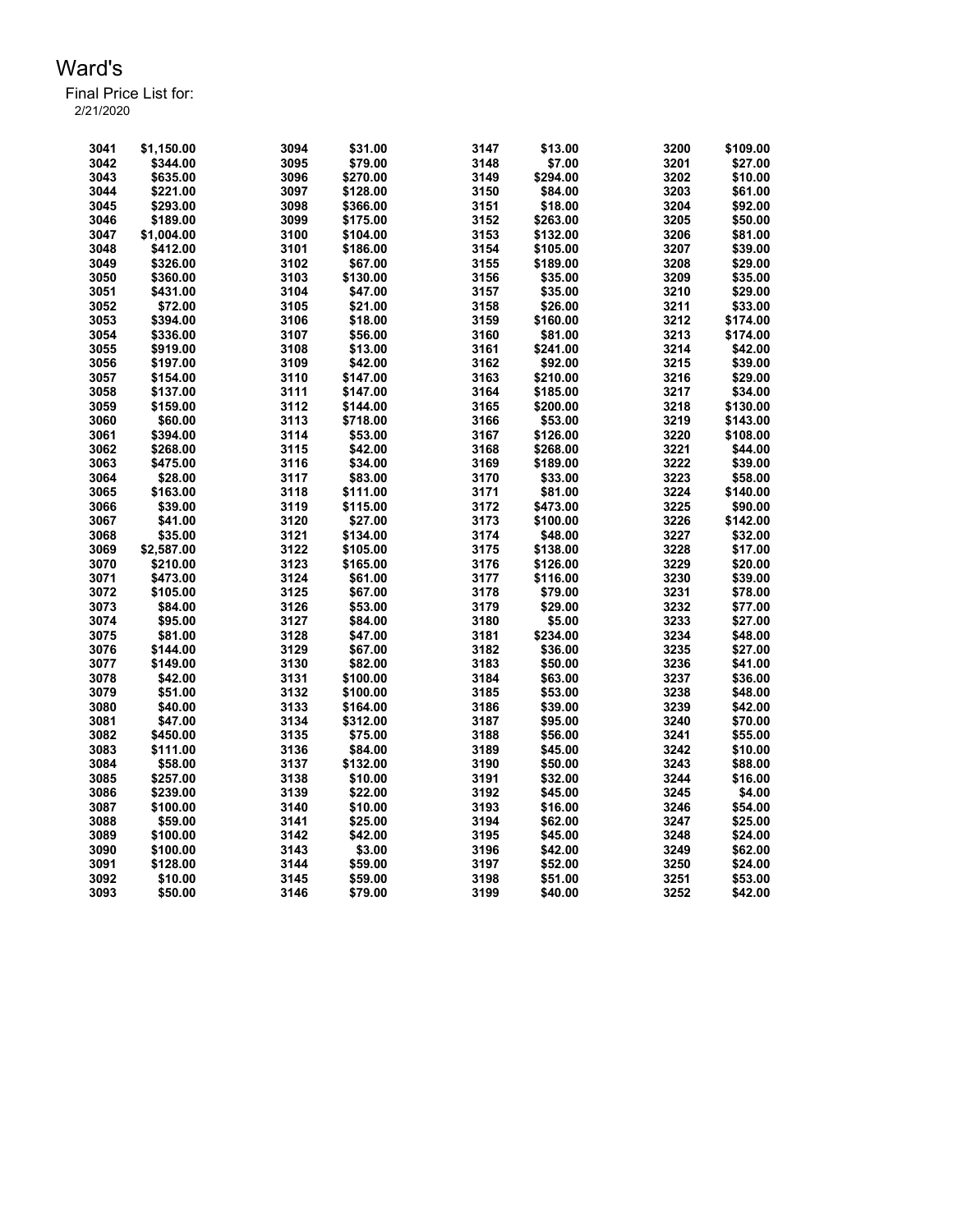# Ward's

Final Price List for:
2/21/2020

| Lot | Price | Lot | Price | Lot | Price | Lot | Price |
|---|---|---|---|---|---|---|---|
| 3041 | $1,150.00 | 3094 | $31.00 | 3147 | $13.00 | 3200 | $109.00 |
| 3042 | $344.00 | 3095 | $79.00 | 3148 | $7.00 | 3201 | $27.00 |
| 3043 | $635.00 | 3096 | $270.00 | 3149 | $294.00 | 3202 | $10.00 |
| 3044 | $221.00 | 3097 | $128.00 | 3150 | $84.00 | 3203 | $61.00 |
| 3045 | $293.00 | 3098 | $366.00 | 3151 | $18.00 | 3204 | $92.00 |
| 3046 | $189.00 | 3099 | $175.00 | 3152 | $263.00 | 3205 | $50.00 |
| 3047 | $1,004.00 | 3100 | $104.00 | 3153 | $132.00 | 3206 | $81.00 |
| 3048 | $412.00 | 3101 | $186.00 | 3154 | $105.00 | 3207 | $39.00 |
| 3049 | $326.00 | 3102 | $67.00 | 3155 | $189.00 | 3208 | $29.00 |
| 3050 | $360.00 | 3103 | $130.00 | 3156 | $35.00 | 3209 | $35.00 |
| 3051 | $431.00 | 3104 | $47.00 | 3157 | $35.00 | 3210 | $29.00 |
| 3052 | $72.00 | 3105 | $21.00 | 3158 | $26.00 | 3211 | $33.00 |
| 3053 | $394.00 | 3106 | $18.00 | 3159 | $160.00 | 3212 | $174.00 |
| 3054 | $336.00 | 3107 | $56.00 | 3160 | $81.00 | 3213 | $174.00 |
| 3055 | $919.00 | 3108 | $13.00 | 3161 | $241.00 | 3214 | $42.00 |
| 3056 | $197.00 | 3109 | $42.00 | 3162 | $92.00 | 3215 | $39.00 |
| 3057 | $154.00 | 3110 | $147.00 | 3163 | $210.00 | 3216 | $29.00 |
| 3058 | $137.00 | 3111 | $147.00 | 3164 | $185.00 | 3217 | $34.00 |
| 3059 | $159.00 | 3112 | $144.00 | 3165 | $200.00 | 3218 | $130.00 |
| 3060 | $60.00 | 3113 | $718.00 | 3166 | $53.00 | 3219 | $143.00 |
| 3061 | $394.00 | 3114 | $53.00 | 3167 | $126.00 | 3220 | $108.00 |
| 3062 | $268.00 | 3115 | $42.00 | 3168 | $268.00 | 3221 | $44.00 |
| 3063 | $475.00 | 3116 | $34.00 | 3169 | $189.00 | 3222 | $39.00 |
| 3064 | $28.00 | 3117 | $83.00 | 3170 | $33.00 | 3223 | $58.00 |
| 3065 | $163.00 | 3118 | $111.00 | 3171 | $81.00 | 3224 | $140.00 |
| 3066 | $39.00 | 3119 | $115.00 | 3172 | $473.00 | 3225 | $90.00 |
| 3067 | $41.00 | 3120 | $27.00 | 3173 | $100.00 | 3226 | $142.00 |
| 3068 | $35.00 | 3121 | $134.00 | 3174 | $48.00 | 3227 | $32.00 |
| 3069 | $2,587.00 | 3122 | $105.00 | 3175 | $138.00 | 3228 | $17.00 |
| 3070 | $210.00 | 3123 | $165.00 | 3176 | $126.00 | 3229 | $20.00 |
| 3071 | $473.00 | 3124 | $61.00 | 3177 | $116.00 | 3230 | $39.00 |
| 3072 | $105.00 | 3125 | $67.00 | 3178 | $79.00 | 3231 | $78.00 |
| 3073 | $84.00 | 3126 | $53.00 | 3179 | $29.00 | 3232 | $77.00 |
| 3074 | $95.00 | 3127 | $84.00 | 3180 | $5.00 | 3233 | $27.00 |
| 3075 | $81.00 | 3128 | $47.00 | 3181 | $234.00 | 3234 | $48.00 |
| 3076 | $144.00 | 3129 | $67.00 | 3182 | $36.00 | 3235 | $27.00 |
| 3077 | $149.00 | 3130 | $82.00 | 3183 | $50.00 | 3236 | $41.00 |
| 3078 | $42.00 | 3131 | $100.00 | 3184 | $63.00 | 3237 | $36.00 |
| 3079 | $51.00 | 3132 | $100.00 | 3185 | $53.00 | 3238 | $48.00 |
| 3080 | $40.00 | 3133 | $164.00 | 3186 | $39.00 | 3239 | $42.00 |
| 3081 | $47.00 | 3134 | $312.00 | 3187 | $95.00 | 3240 | $70.00 |
| 3082 | $450.00 | 3135 | $75.00 | 3188 | $56.00 | 3241 | $55.00 |
| 3083 | $111.00 | 3136 | $84.00 | 3189 | $45.00 | 3242 | $10.00 |
| 3084 | $58.00 | 3137 | $132.00 | 3190 | $50.00 | 3243 | $88.00 |
| 3085 | $257.00 | 3138 | $10.00 | 3191 | $32.00 | 3244 | $16.00 |
| 3086 | $239.00 | 3139 | $22.00 | 3192 | $45.00 | 3245 | $4.00 |
| 3087 | $100.00 | 3140 | $10.00 | 3193 | $16.00 | 3246 | $54.00 |
| 3088 | $59.00 | 3141 | $25.00 | 3194 | $62.00 | 3247 | $25.00 |
| 3089 | $100.00 | 3142 | $42.00 | 3195 | $45.00 | 3248 | $24.00 |
| 3090 | $100.00 | 3143 | $3.00 | 3196 | $42.00 | 3249 | $62.00 |
| 3091 | $128.00 | 3144 | $59.00 | 3197 | $52.00 | 3250 | $24.00 |
| 3092 | $10.00 | 3145 | $59.00 | 3198 | $51.00 | 3251 | $53.00 |
| 3093 | $50.00 | 3146 | $79.00 | 3199 | $40.00 | 3252 | $42.00 |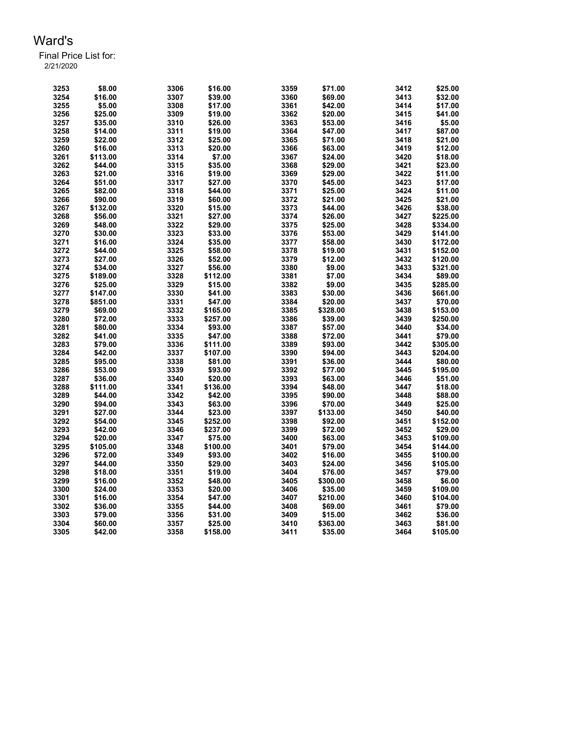# Ward's

Final Price List for:
2/21/2020

| | | | | | | | |
|---|---|---|---|---|---|---|---|
| 3253 | $8.00 | 3306 | $16.00 | 3359 | $71.00 | 3412 | $25.00 |
| 3254 | $16.00 | 3307 | $39.00 | 3360 | $69.00 | 3413 | $32.00 |
| 3255 | $5.00 | 3308 | $17.00 | 3361 | $42.00 | 3414 | $17.00 |
| 3256 | $25.00 | 3309 | $19.00 | 3362 | $20.00 | 3415 | $41.00 |
| 3257 | $35.00 | 3310 | $26.00 | 3363 | $53.00 | 3416 | $5.00 |
| 3258 | $14.00 | 3311 | $19.00 | 3364 | $47.00 | 3417 | $87.00 |
| 3259 | $22.00 | 3312 | $25.00 | 3365 | $71.00 | 3418 | $21.00 |
| 3260 | $16.00 | 3313 | $20.00 | 3366 | $63.00 | 3419 | $12.00 |
| 3261 | $113.00 | 3314 | $7.00 | 3367 | $24.00 | 3420 | $18.00 |
| 3262 | $44.00 | 3315 | $35.00 | 3368 | $29.00 | 3421 | $23.00 |
| 3263 | $21.00 | 3316 | $19.00 | 3369 | $29.00 | 3422 | $11.00 |
| 3264 | $51.00 | 3317 | $27.00 | 3370 | $45.00 | 3423 | $17.00 |
| 3265 | $82.00 | 3318 | $44.00 | 3371 | $25.00 | 3424 | $11.00 |
| 3266 | $90.00 | 3319 | $60.00 | 3372 | $21.00 | 3425 | $21.00 |
| 3267 | $132.00 | 3320 | $15.00 | 3373 | $44.00 | 3426 | $38.00 |
| 3268 | $56.00 | 3321 | $27.00 | 3374 | $26.00 | 3427 | $225.00 |
| 3269 | $48.00 | 3322 | $29.00 | 3375 | $25.00 | 3428 | $334.00 |
| 3270 | $30.00 | 3323 | $33.00 | 3376 | $53.00 | 3429 | $141.00 |
| 3271 | $16.00 | 3324 | $35.00 | 3377 | $58.00 | 3430 | $172.00 |
| 3272 | $44.00 | 3325 | $58.00 | 3378 | $19.00 | 3431 | $152.00 |
| 3273 | $27.00 | 3326 | $52.00 | 3379 | $12.00 | 3432 | $120.00 |
| 3274 | $34.00 | 3327 | $56.00 | 3380 | $9.00 | 3433 | $321.00 |
| 3275 | $189.00 | 3328 | $112.00 | 3381 | $7.00 | 3434 | $89.00 |
| 3276 | $25.00 | 3329 | $15.00 | 3382 | $9.00 | 3435 | $285.00 |
| 3277 | $147.00 | 3330 | $41.00 | 3383 | $30.00 | 3436 | $661.00 |
| 3278 | $851.00 | 3331 | $47.00 | 3384 | $20.00 | 3437 | $70.00 |
| 3279 | $69.00 | 3332 | $165.00 | 3385 | $328.00 | 3438 | $153.00 |
| 3280 | $72.00 | 3333 | $257.00 | 3386 | $39.00 | 3439 | $250.00 |
| 3281 | $80.00 | 3334 | $93.00 | 3387 | $57.00 | 3440 | $34.00 |
| 3282 | $41.00 | 3335 | $47.00 | 3388 | $72.00 | 3441 | $79.00 |
| 3283 | $79.00 | 3336 | $111.00 | 3389 | $93.00 | 3442 | $305.00 |
| 3284 | $42.00 | 3337 | $107.00 | 3390 | $94.00 | 3443 | $204.00 |
| 3285 | $95.00 | 3338 | $81.00 | 3391 | $36.00 | 3444 | $80.00 |
| 3286 | $53.00 | 3339 | $93.00 | 3392 | $77.00 | 3445 | $195.00 |
| 3287 | $36.00 | 3340 | $20.00 | 3393 | $63.00 | 3446 | $51.00 |
| 3288 | $111.00 | 3341 | $136.00 | 3394 | $48.00 | 3447 | $18.00 |
| 3289 | $44.00 | 3342 | $42.00 | 3395 | $90.00 | 3448 | $88.00 |
| 3290 | $94.00 | 3343 | $63.00 | 3396 | $70.00 | 3449 | $25.00 |
| 3291 | $27.00 | 3344 | $23.00 | 3397 | $133.00 | 3450 | $40.00 |
| 3292 | $54.00 | 3345 | $252.00 | 3398 | $92.00 | 3451 | $152.00 |
| 3293 | $42.00 | 3346 | $237.00 | 3399 | $72.00 | 3452 | $29.00 |
| 3294 | $20.00 | 3347 | $75.00 | 3400 | $63.00 | 3453 | $109.00 |
| 3295 | $105.00 | 3348 | $100.00 | 3401 | $79.00 | 3454 | $144.00 |
| 3296 | $72.00 | 3349 | $93.00 | 3402 | $16.00 | 3455 | $100.00 |
| 3297 | $44.00 | 3350 | $29.00 | 3403 | $24.00 | 3456 | $105.00 |
| 3298 | $18.00 | 3351 | $19.00 | 3404 | $76.00 | 3457 | $79.00 |
| 3299 | $16.00 | 3352 | $48.00 | 3405 | $300.00 | 3458 | $6.00 |
| 3300 | $24.00 | 3353 | $20.00 | 3406 | $35.00 | 3459 | $109.00 |
| 3301 | $16.00 | 3354 | $47.00 | 3407 | $210.00 | 3460 | $104.00 |
| 3302 | $36.00 | 3355 | $44.00 | 3408 | $69.00 | 3461 | $79.00 |
| 3303 | $79.00 | 3356 | $31.00 | 3409 | $15.00 | 3462 | $36.00 |
| 3304 | $60.00 | 3357 | $25.00 | 3410 | $363.00 | 3463 | $81.00 |
| 3305 | $42.00 | 3358 | $158.00 | 3411 | $35.00 | 3464 | $105.00 |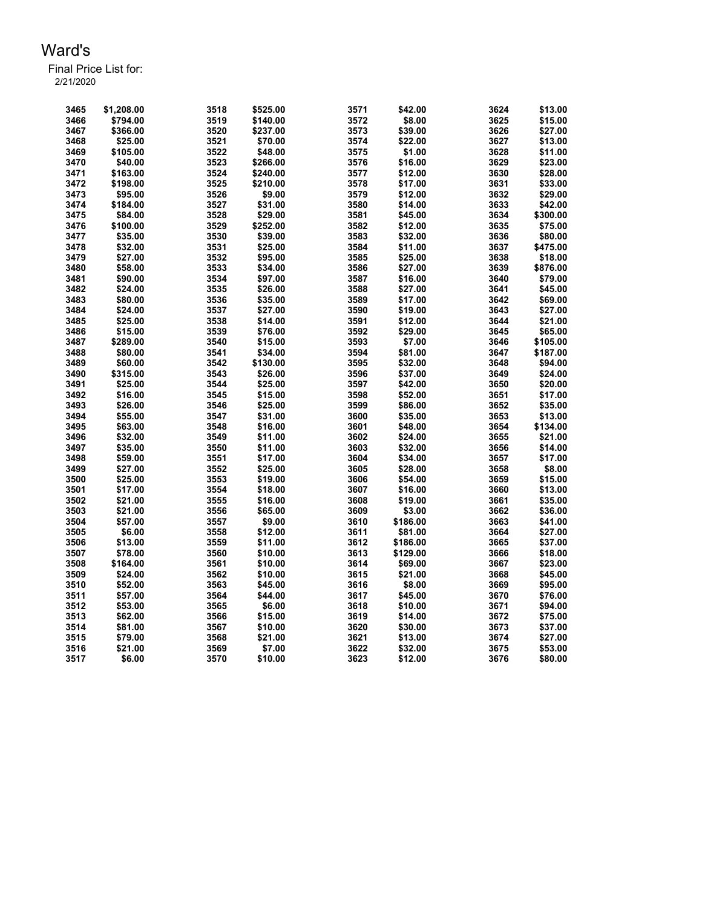# Ward's

Final Price List for:
2/21/2020

| | | | | | | | |
|---|---|---|---|---|---|---|---|
| 3465 | $1,208.00 | 3518 | $525.00 | 3571 | $42.00 | 3624 | $13.00 |
| 3466 | $794.00 | 3519 | $140.00 | 3572 | $8.00 | 3625 | $15.00 |
| 3467 | $366.00 | 3520 | $237.00 | 3573 | $39.00 | 3626 | $27.00 |
| 3468 | $25.00 | 3521 | $70.00 | 3574 | $22.00 | 3627 | $13.00 |
| 3469 | $105.00 | 3522 | $48.00 | 3575 | $1.00 | 3628 | $11.00 |
| 3470 | $40.00 | 3523 | $266.00 | 3576 | $16.00 | 3629 | $23.00 |
| 3471 | $163.00 | 3524 | $240.00 | 3577 | $12.00 | 3630 | $28.00 |
| 3472 | $198.00 | 3525 | $210.00 | 3578 | $17.00 | 3631 | $33.00 |
| 3473 | $95.00 | 3526 | $9.00 | 3579 | $12.00 | 3632 | $29.00 |
| 3474 | $184.00 | 3527 | $31.00 | 3580 | $14.00 | 3633 | $42.00 |
| 3475 | $84.00 | 3528 | $29.00 | 3581 | $45.00 | 3634 | $300.00 |
| 3476 | $100.00 | 3529 | $252.00 | 3582 | $12.00 | 3635 | $75.00 |
| 3477 | $35.00 | 3530 | $39.00 | 3583 | $32.00 | 3636 | $80.00 |
| 3478 | $32.00 | 3531 | $25.00 | 3584 | $11.00 | 3637 | $475.00 |
| 3479 | $27.00 | 3532 | $95.00 | 3585 | $25.00 | 3638 | $18.00 |
| 3480 | $58.00 | 3533 | $34.00 | 3586 | $27.00 | 3639 | $876.00 |
| 3481 | $90.00 | 3534 | $97.00 | 3587 | $16.00 | 3640 | $79.00 |
| 3482 | $24.00 | 3535 | $26.00 | 3588 | $27.00 | 3641 | $45.00 |
| 3483 | $80.00 | 3536 | $35.00 | 3589 | $17.00 | 3642 | $69.00 |
| 3484 | $24.00 | 3537 | $27.00 | 3590 | $19.00 | 3643 | $27.00 |
| 3485 | $25.00 | 3538 | $14.00 | 3591 | $12.00 | 3644 | $21.00 |
| 3486 | $15.00 | 3539 | $76.00 | 3592 | $29.00 | 3645 | $65.00 |
| 3487 | $289.00 | 3540 | $15.00 | 3593 | $7.00 | 3646 | $105.00 |
| 3488 | $80.00 | 3541 | $34.00 | 3594 | $81.00 | 3647 | $187.00 |
| 3489 | $60.00 | 3542 | $130.00 | 3595 | $32.00 | 3648 | $94.00 |
| 3490 | $315.00 | 3543 | $26.00 | 3596 | $37.00 | 3649 | $24.00 |
| 3491 | $25.00 | 3544 | $25.00 | 3597 | $42.00 | 3650 | $20.00 |
| 3492 | $16.00 | 3545 | $15.00 | 3598 | $52.00 | 3651 | $17.00 |
| 3493 | $26.00 | 3546 | $25.00 | 3599 | $86.00 | 3652 | $35.00 |
| 3494 | $55.00 | 3547 | $31.00 | 3600 | $35.00 | 3653 | $13.00 |
| 3495 | $63.00 | 3548 | $16.00 | 3601 | $48.00 | 3654 | $134.00 |
| 3496 | $32.00 | 3549 | $11.00 | 3602 | $24.00 | 3655 | $21.00 |
| 3497 | $35.00 | 3550 | $11.00 | 3603 | $32.00 | 3656 | $14.00 |
| 3498 | $59.00 | 3551 | $17.00 | 3604 | $34.00 | 3657 | $17.00 |
| 3499 | $27.00 | 3552 | $25.00 | 3605 | $28.00 | 3658 | $8.00 |
| 3500 | $25.00 | 3553 | $19.00 | 3606 | $54.00 | 3659 | $15.00 |
| 3501 | $17.00 | 3554 | $18.00 | 3607 | $16.00 | 3660 | $13.00 |
| 3502 | $21.00 | 3555 | $16.00 | 3608 | $19.00 | 3661 | $35.00 |
| 3503 | $21.00 | 3556 | $65.00 | 3609 | $3.00 | 3662 | $36.00 |
| 3504 | $57.00 | 3557 | $9.00 | 3610 | $186.00 | 3663 | $41.00 |
| 3505 | $6.00 | 3558 | $12.00 | 3611 | $81.00 | 3664 | $27.00 |
| 3506 | $13.00 | 3559 | $11.00 | 3612 | $186.00 | 3665 | $37.00 |
| 3507 | $78.00 | 3560 | $10.00 | 3613 | $129.00 | 3666 | $18.00 |
| 3508 | $164.00 | 3561 | $10.00 | 3614 | $69.00 | 3667 | $23.00 |
| 3509 | $24.00 | 3562 | $10.00 | 3615 | $21.00 | 3668 | $45.00 |
| 3510 | $52.00 | 3563 | $45.00 | 3616 | $8.00 | 3669 | $95.00 |
| 3511 | $57.00 | 3564 | $44.00 | 3617 | $45.00 | 3670 | $76.00 |
| 3512 | $53.00 | 3565 | $6.00 | 3618 | $10.00 | 3671 | $94.00 |
| 3513 | $62.00 | 3566 | $15.00 | 3619 | $14.00 | 3672 | $75.00 |
| 3514 | $81.00 | 3567 | $10.00 | 3620 | $30.00 | 3673 | $37.00 |
| 3515 | $79.00 | 3568 | $21.00 | 3621 | $13.00 | 3674 | $27.00 |
| 3516 | $21.00 | 3569 | $7.00 | 3622 | $32.00 | 3675 | $53.00 |
| 3517 | $6.00 | 3570 | $10.00 | 3623 | $12.00 | 3676 | $80.00 |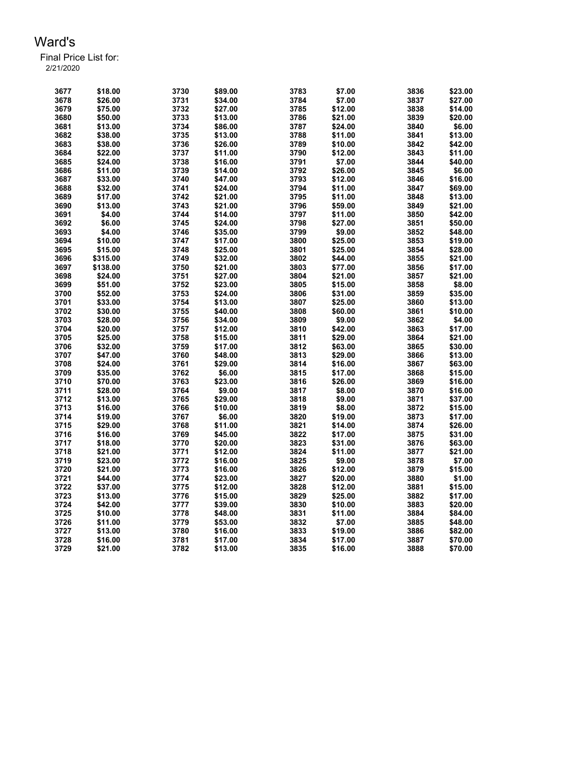# Ward's

Final Price List for:
2/21/2020

| | | | | | | | |
|---|---|---|---|---|---|---|---|
| 3677 | $18.00 | 3730 | $89.00 | 3783 | $7.00 | 3836 | $23.00 |
| 3678 | $26.00 | 3731 | $34.00 | 3784 | $7.00 | 3837 | $27.00 |
| 3679 | $75.00 | 3732 | $27.00 | 3785 | $12.00 | 3838 | $14.00 |
| 3680 | $50.00 | 3733 | $13.00 | 3786 | $21.00 | 3839 | $20.00 |
| 3681 | $13.00 | 3734 | $86.00 | 3787 | $24.00 | 3840 | $6.00 |
| 3682 | $38.00 | 3735 | $13.00 | 3788 | $11.00 | 3841 | $13.00 |
| 3683 | $38.00 | 3736 | $26.00 | 3789 | $10.00 | 3842 | $42.00 |
| 3684 | $22.00 | 3737 | $11.00 | 3790 | $12.00 | 3843 | $11.00 |
| 3685 | $24.00 | 3738 | $16.00 | 3791 | $7.00 | 3844 | $40.00 |
| 3686 | $11.00 | 3739 | $14.00 | 3792 | $26.00 | 3845 | $6.00 |
| 3687 | $33.00 | 3740 | $47.00 | 3793 | $12.00 | 3846 | $16.00 |
| 3688 | $32.00 | 3741 | $24.00 | 3794 | $11.00 | 3847 | $69.00 |
| 3689 | $17.00 | 3742 | $21.00 | 3795 | $11.00 | 3848 | $13.00 |
| 3690 | $13.00 | 3743 | $21.00 | 3796 | $59.00 | 3849 | $21.00 |
| 3691 | $4.00 | 3744 | $14.00 | 3797 | $11.00 | 3850 | $42.00 |
| 3692 | $6.00 | 3745 | $24.00 | 3798 | $27.00 | 3851 | $50.00 |
| 3693 | $4.00 | 3746 | $35.00 | 3799 | $9.00 | 3852 | $48.00 |
| 3694 | $10.00 | 3747 | $17.00 | 3800 | $25.00 | 3853 | $19.00 |
| 3695 | $15.00 | 3748 | $25.00 | 3801 | $25.00 | 3854 | $28.00 |
| 3696 | $315.00 | 3749 | $32.00 | 3802 | $44.00 | 3855 | $21.00 |
| 3697 | $138.00 | 3750 | $21.00 | 3803 | $77.00 | 3856 | $17.00 |
| 3698 | $24.00 | 3751 | $27.00 | 3804 | $21.00 | 3857 | $21.00 |
| 3699 | $51.00 | 3752 | $23.00 | 3805 | $15.00 | 3858 | $8.00 |
| 3700 | $52.00 | 3753 | $24.00 | 3806 | $31.00 | 3859 | $35.00 |
| 3701 | $33.00 | 3754 | $13.00 | 3807 | $25.00 | 3860 | $13.00 |
| 3702 | $30.00 | 3755 | $40.00 | 3808 | $60.00 | 3861 | $10.00 |
| 3703 | $28.00 | 3756 | $34.00 | 3809 | $9.00 | 3862 | $4.00 |
| 3704 | $20.00 | 3757 | $12.00 | 3810 | $42.00 | 3863 | $17.00 |
| 3705 | $25.00 | 3758 | $15.00 | 3811 | $29.00 | 3864 | $21.00 |
| 3706 | $32.00 | 3759 | $17.00 | 3812 | $63.00 | 3865 | $30.00 |
| 3707 | $47.00 | 3760 | $48.00 | 3813 | $29.00 | 3866 | $13.00 |
| 3708 | $24.00 | 3761 | $29.00 | 3814 | $16.00 | 3867 | $63.00 |
| 3709 | $35.00 | 3762 | $6.00 | 3815 | $17.00 | 3868 | $15.00 |
| 3710 | $70.00 | 3763 | $23.00 | 3816 | $26.00 | 3869 | $16.00 |
| 3711 | $28.00 | 3764 | $9.00 | 3817 | $8.00 | 3870 | $16.00 |
| 3712 | $13.00 | 3765 | $29.00 | 3818 | $9.00 | 3871 | $37.00 |
| 3713 | $16.00 | 3766 | $10.00 | 3819 | $8.00 | 3872 | $15.00 |
| 3714 | $19.00 | 3767 | $6.00 | 3820 | $19.00 | 3873 | $17.00 |
| 3715 | $29.00 | 3768 | $11.00 | 3821 | $14.00 | 3874 | $26.00 |
| 3716 | $16.00 | 3769 | $45.00 | 3822 | $17.00 | 3875 | $31.00 |
| 3717 | $18.00 | 3770 | $20.00 | 3823 | $31.00 | 3876 | $63.00 |
| 3718 | $21.00 | 3771 | $12.00 | 3824 | $11.00 | 3877 | $21.00 |
| 3719 | $23.00 | 3772 | $16.00 | 3825 | $9.00 | 3878 | $7.00 |
| 3720 | $21.00 | 3773 | $16.00 | 3826 | $12.00 | 3879 | $15.00 |
| 3721 | $44.00 | 3774 | $23.00 | 3827 | $20.00 | 3880 | $1.00 |
| 3722 | $37.00 | 3775 | $12.00 | 3828 | $12.00 | 3881 | $15.00 |
| 3723 | $13.00 | 3776 | $15.00 | 3829 | $25.00 | 3882 | $17.00 |
| 3724 | $42.00 | 3777 | $39.00 | 3830 | $10.00 | 3883 | $20.00 |
| 3725 | $10.00 | 3778 | $48.00 | 3831 | $11.00 | 3884 | $84.00 |
| 3726 | $11.00 | 3779 | $53.00 | 3832 | $7.00 | 3885 | $48.00 |
| 3727 | $13.00 | 3780 | $16.00 | 3833 | $19.00 | 3886 | $82.00 |
| 3728 | $16.00 | 3781 | $17.00 | 3834 | $17.00 | 3887 | $70.00 |
| 3729 | $21.00 | 3782 | $13.00 | 3835 | $16.00 | 3888 | $70.00 |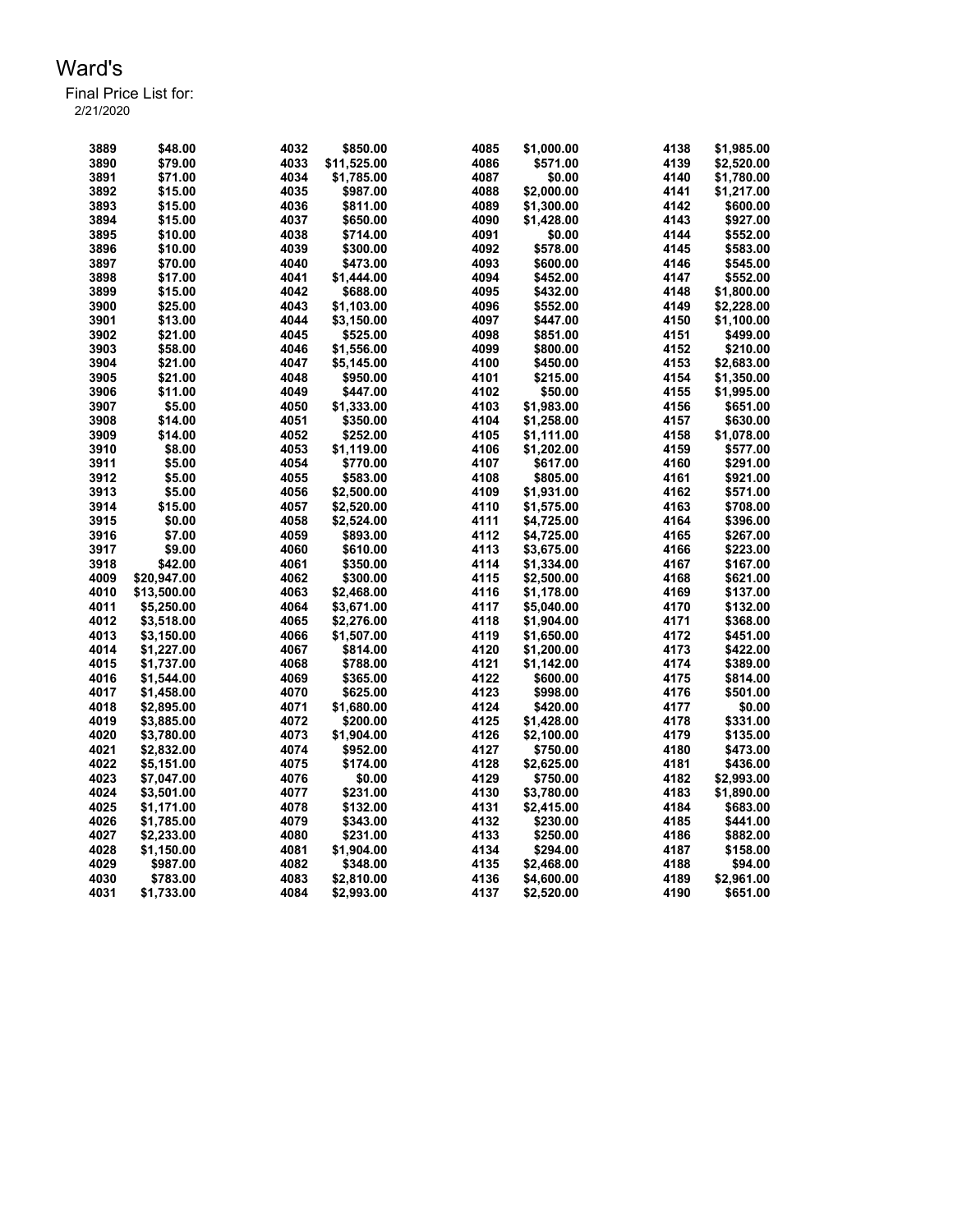# Ward's

Final Price List for:
2/21/2020

| Item | Price | Item | Price | Item | Price | Item | Price |
|---|---|---|---|---|---|---|---|
| 3889 | $48.00 | 4032 | $850.00 | 4085 | $1,000.00 | 4138 | $1,985.00 |
| 3890 | $79.00 | 4033 | $11,525.00 | 4086 | $571.00 | 4139 | $2,520.00 |
| 3891 | $71.00 | 4034 | $1,785.00 | 4087 | $0.00 | 4140 | $1,780.00 |
| 3892 | $15.00 | 4035 | $987.00 | 4088 | $2,000.00 | 4141 | $1,217.00 |
| 3893 | $15.00 | 4036 | $811.00 | 4089 | $1,300.00 | 4142 | $600.00 |
| 3894 | $15.00 | 4037 | $650.00 | 4090 | $1,428.00 | 4143 | $927.00 |
| 3895 | $10.00 | 4038 | $714.00 | 4091 | $0.00 | 4144 | $552.00 |
| 3896 | $10.00 | 4039 | $300.00 | 4092 | $578.00 | 4145 | $583.00 |
| 3897 | $70.00 | 4040 | $473.00 | 4093 | $600.00 | 4146 | $545.00 |
| 3898 | $17.00 | 4041 | $1,444.00 | 4094 | $452.00 | 4147 | $552.00 |
| 3899 | $15.00 | 4042 | $688.00 | 4095 | $432.00 | 4148 | $1,800.00 |
| 3900 | $25.00 | 4043 | $1,103.00 | 4096 | $552.00 | 4149 | $2,228.00 |
| 3901 | $13.00 | 4044 | $3,150.00 | 4097 | $447.00 | 4150 | $1,100.00 |
| 3902 | $21.00 | 4045 | $525.00 | 4098 | $851.00 | 4151 | $499.00 |
| 3903 | $58.00 | 4046 | $1,556.00 | 4099 | $800.00 | 4152 | $210.00 |
| 3904 | $21.00 | 4047 | $5,145.00 | 4100 | $450.00 | 4153 | $2,683.00 |
| 3905 | $21.00 | 4048 | $950.00 | 4101 | $215.00 | 4154 | $1,350.00 |
| 3906 | $11.00 | 4049 | $447.00 | 4102 | $50.00 | 4155 | $1,995.00 |
| 3907 | $5.00 | 4050 | $1,333.00 | 4103 | $1,983.00 | 4156 | $651.00 |
| 3908 | $14.00 | 4051 | $350.00 | 4104 | $1,258.00 | 4157 | $630.00 |
| 3909 | $14.00 | 4052 | $252.00 | 4105 | $1,111.00 | 4158 | $1,078.00 |
| 3910 | $8.00 | 4053 | $1,119.00 | 4106 | $1,202.00 | 4159 | $577.00 |
| 3911 | $5.00 | 4054 | $770.00 | 4107 | $617.00 | 4160 | $291.00 |
| 3912 | $5.00 | 4055 | $583.00 | 4108 | $805.00 | 4161 | $921.00 |
| 3913 | $5.00 | 4056 | $2,500.00 | 4109 | $1,931.00 | 4162 | $571.00 |
| 3914 | $15.00 | 4057 | $2,520.00 | 4110 | $1,575.00 | 4163 | $708.00 |
| 3915 | $0.00 | 4058 | $2,524.00 | 4111 | $4,725.00 | 4164 | $396.00 |
| 3916 | $7.00 | 4059 | $893.00 | 4112 | $4,725.00 | 4165 | $267.00 |
| 3917 | $9.00 | 4060 | $610.00 | 4113 | $3,675.00 | 4166 | $223.00 |
| 3918 | $42.00 | 4061 | $350.00 | 4114 | $1,334.00 | 4167 | $167.00 |
| 4009 | $20,947.00 | 4062 | $300.00 | 4115 | $2,500.00 | 4168 | $621.00 |
| 4010 | $13,500.00 | 4063 | $2,468.00 | 4116 | $1,178.00 | 4169 | $137.00 |
| 4011 | $5,250.00 | 4064 | $3,671.00 | 4117 | $5,040.00 | 4170 | $132.00 |
| 4012 | $3,518.00 | 4065 | $2,276.00 | 4118 | $1,904.00 | 4171 | $368.00 |
| 4013 | $3,150.00 | 4066 | $1,507.00 | 4119 | $1,650.00 | 4172 | $451.00 |
| 4014 | $1,227.00 | 4067 | $814.00 | 4120 | $1,200.00 | 4173 | $422.00 |
| 4015 | $1,737.00 | 4068 | $788.00 | 4121 | $1,142.00 | 4174 | $389.00 |
| 4016 | $1,544.00 | 4069 | $365.00 | 4122 | $600.00 | 4175 | $814.00 |
| 4017 | $1,458.00 | 4070 | $625.00 | 4123 | $998.00 | 4176 | $501.00 |
| 4018 | $2,895.00 | 4071 | $1,680.00 | 4124 | $420.00 | 4177 | $0.00 |
| 4019 | $3,885.00 | 4072 | $200.00 | 4125 | $1,428.00 | 4178 | $331.00 |
| 4020 | $3,780.00 | 4073 | $1,904.00 | 4126 | $2,100.00 | 4179 | $135.00 |
| 4021 | $2,832.00 | 4074 | $952.00 | 4127 | $750.00 | 4180 | $473.00 |
| 4022 | $5,151.00 | 4075 | $174.00 | 4128 | $2,625.00 | 4181 | $436.00 |
| 4023 | $7,047.00 | 4076 | $0.00 | 4129 | $750.00 | 4182 | $2,993.00 |
| 4024 | $3,501.00 | 4077 | $231.00 | 4130 | $3,780.00 | 4183 | $1,890.00 |
| 4025 | $1,171.00 | 4078 | $132.00 | 4131 | $2,415.00 | 4184 | $683.00 |
| 4026 | $1,785.00 | 4079 | $343.00 | 4132 | $230.00 | 4185 | $441.00 |
| 4027 | $2,233.00 | 4080 | $231.00 | 4133 | $250.00 | 4186 | $882.00 |
| 4028 | $1,150.00 | 4081 | $1,904.00 | 4134 | $294.00 | 4187 | $158.00 |
| 4029 | $987.00 | 4082 | $348.00 | 4135 | $2,468.00 | 4188 | $94.00 |
| 4030 | $783.00 | 4083 | $2,810.00 | 4136 | $4,600.00 | 4189 | $2,961.00 |
| 4031 | $1,733.00 | 4084 | $2,993.00 | 4137 | $2,520.00 | 4190 | $651.00 |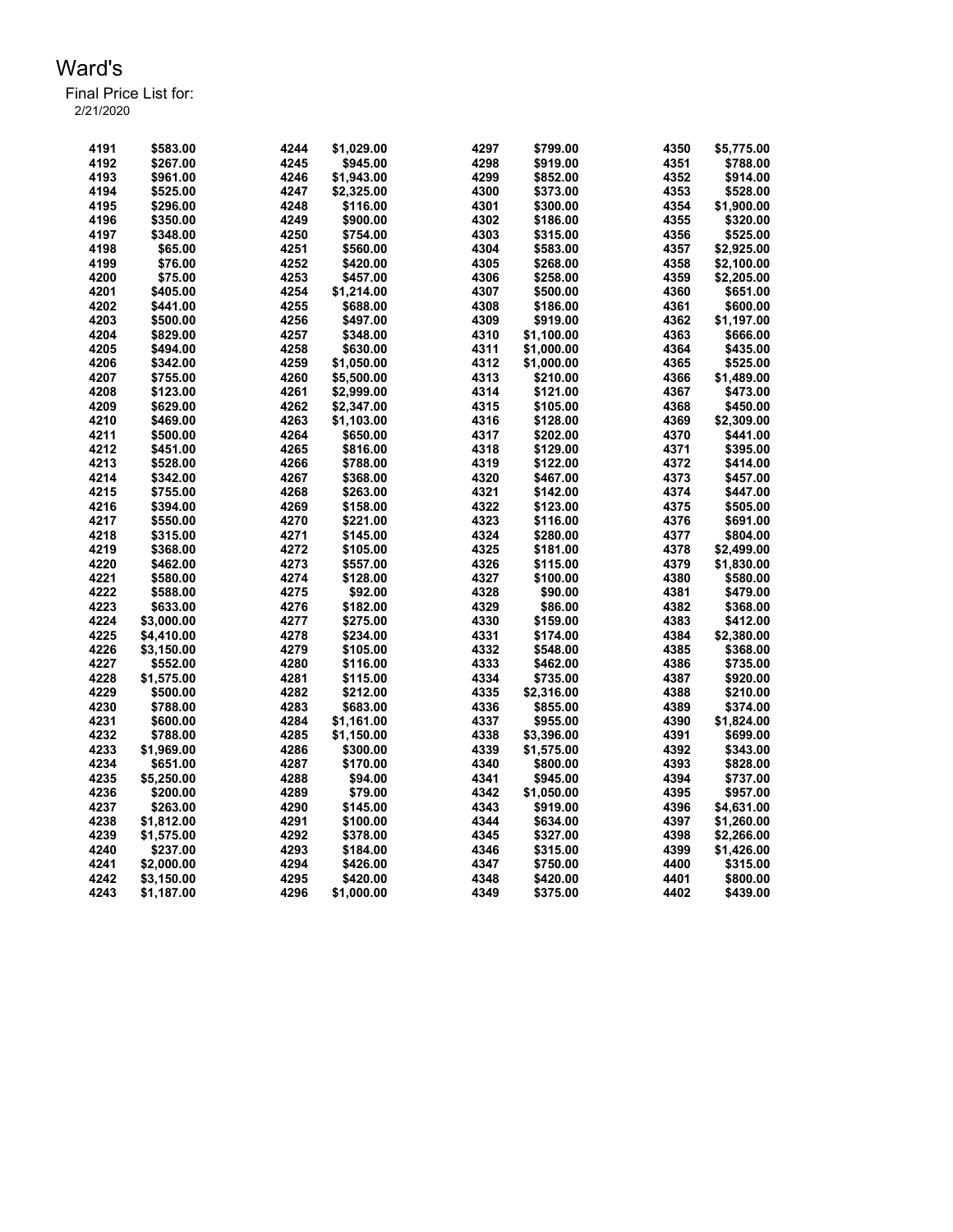# Ward's

Final Price List for:
2/21/2020

| | | | | | | | |
|---|---|---|---|---|---|---|---|
| 4191 | $583.00 | 4244 | $1,029.00 | 4297 | $799.00 | 4350 | $5,775.00 |
| 4192 | $267.00 | 4245 | $945.00 | 4298 | $919.00 | 4351 | $788.00 |
| 4193 | $961.00 | 4246 | $1,943.00 | 4299 | $852.00 | 4352 | $914.00 |
| 4194 | $525.00 | 4247 | $2,325.00 | 4300 | $373.00 | 4353 | $528.00 |
| 4195 | $296.00 | 4248 | $116.00 | 4301 | $300.00 | 4354 | $1,900.00 |
| 4196 | $350.00 | 4249 | $900.00 | 4302 | $186.00 | 4355 | $320.00 |
| 4197 | $348.00 | 4250 | $754.00 | 4303 | $315.00 | 4356 | $525.00 |
| 4198 | $65.00 | 4251 | $560.00 | 4304 | $583.00 | 4357 | $2,925.00 |
| 4199 | $76.00 | 4252 | $420.00 | 4305 | $268.00 | 4358 | $2,100.00 |
| 4200 | $75.00 | 4253 | $457.00 | 4306 | $258.00 | 4359 | $2,205.00 |
| 4201 | $405.00 | 4254 | $1,214.00 | 4307 | $500.00 | 4360 | $651.00 |
| 4202 | $441.00 | 4255 | $688.00 | 4308 | $186.00 | 4361 | $600.00 |
| 4203 | $500.00 | 4256 | $497.00 | 4309 | $919.00 | 4362 | $1,197.00 |
| 4204 | $829.00 | 4257 | $348.00 | 4310 | $1,100.00 | 4363 | $666.00 |
| 4205 | $494.00 | 4258 | $630.00 | 4311 | $1,000.00 | 4364 | $435.00 |
| 4206 | $342.00 | 4259 | $1,050.00 | 4312 | $1,000.00 | 4365 | $525.00 |
| 4207 | $755.00 | 4260 | $5,500.00 | 4313 | $210.00 | 4366 | $1,489.00 |
| 4208 | $123.00 | 4261 | $2,999.00 | 4314 | $121.00 | 4367 | $473.00 |
| 4209 | $629.00 | 4262 | $2,347.00 | 4315 | $105.00 | 4368 | $450.00 |
| 4210 | $469.00 | 4263 | $1,103.00 | 4316 | $128.00 | 4369 | $2,309.00 |
| 4211 | $500.00 | 4264 | $650.00 | 4317 | $202.00 | 4370 | $441.00 |
| 4212 | $451.00 | 4265 | $816.00 | 4318 | $129.00 | 4371 | $395.00 |
| 4213 | $528.00 | 4266 | $788.00 | 4319 | $122.00 | 4372 | $414.00 |
| 4214 | $342.00 | 4267 | $368.00 | 4320 | $467.00 | 4373 | $457.00 |
| 4215 | $755.00 | 4268 | $263.00 | 4321 | $142.00 | 4374 | $447.00 |
| 4216 | $394.00 | 4269 | $158.00 | 4322 | $123.00 | 4375 | $505.00 |
| 4217 | $550.00 | 4270 | $221.00 | 4323 | $116.00 | 4376 | $691.00 |
| 4218 | $315.00 | 4271 | $145.00 | 4324 | $280.00 | 4377 | $804.00 |
| 4219 | $368.00 | 4272 | $105.00 | 4325 | $181.00 | 4378 | $2,499.00 |
| 4220 | $462.00 | 4273 | $557.00 | 4326 | $115.00 | 4379 | $1,830.00 |
| 4221 | $580.00 | 4274 | $128.00 | 4327 | $100.00 | 4380 | $580.00 |
| 4222 | $588.00 | 4275 | $92.00 | 4328 | $90.00 | 4381 | $479.00 |
| 4223 | $633.00 | 4276 | $182.00 | 4329 | $86.00 | 4382 | $368.00 |
| 4224 | $3,000.00 | 4277 | $275.00 | 4330 | $159.00 | 4383 | $412.00 |
| 4225 | $4,410.00 | 4278 | $234.00 | 4331 | $174.00 | 4384 | $2,380.00 |
| 4226 | $3,150.00 | 4279 | $105.00 | 4332 | $548.00 | 4385 | $368.00 |
| 4227 | $552.00 | 4280 | $116.00 | 4333 | $462.00 | 4386 | $735.00 |
| 4228 | $1,575.00 | 4281 | $115.00 | 4334 | $735.00 | 4387 | $920.00 |
| 4229 | $500.00 | 4282 | $212.00 | 4335 | $2,316.00 | 4388 | $210.00 |
| 4230 | $788.00 | 4283 | $683.00 | 4336 | $855.00 | 4389 | $374.00 |
| 4231 | $600.00 | 4284 | $1,161.00 | 4337 | $955.00 | 4390 | $1,824.00 |
| 4232 | $788.00 | 4285 | $1,150.00 | 4338 | $3,396.00 | 4391 | $699.00 |
| 4233 | $1,969.00 | 4286 | $300.00 | 4339 | $1,575.00 | 4392 | $343.00 |
| 4234 | $651.00 | 4287 | $170.00 | 4340 | $800.00 | 4393 | $828.00 |
| 4235 | $5,250.00 | 4288 | $94.00 | 4341 | $945.00 | 4394 | $737.00 |
| 4236 | $200.00 | 4289 | $79.00 | 4342 | $1,050.00 | 4395 | $957.00 |
| 4237 | $263.00 | 4290 | $145.00 | 4343 | $919.00 | 4396 | $4,631.00 |
| 4238 | $1,812.00 | 4291 | $100.00 | 4344 | $634.00 | 4397 | $1,260.00 |
| 4239 | $1,575.00 | 4292 | $378.00 | 4345 | $327.00 | 4398 | $2,266.00 |
| 4240 | $237.00 | 4293 | $184.00 | 4346 | $315.00 | 4399 | $1,426.00 |
| 4241 | $2,000.00 | 4294 | $426.00 | 4347 | $750.00 | 4400 | $315.00 |
| 4242 | $3,150.00 | 4295 | $420.00 | 4348 | $420.00 | 4401 | $800.00 |
| 4243 | $1,187.00 | 4296 | $1,000.00 | 4349 | $375.00 | 4402 | $439.00 |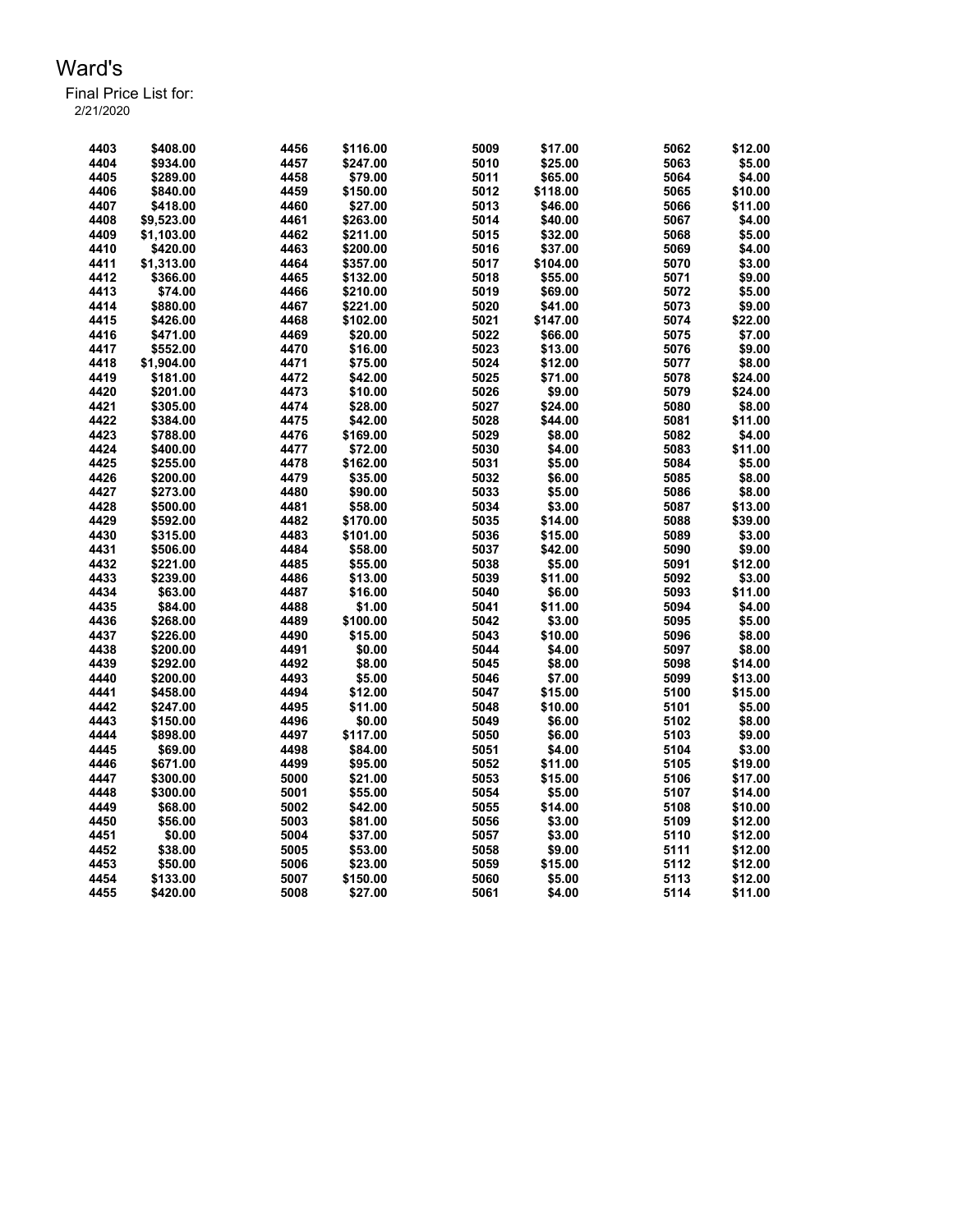# Ward's

Final Price List for:
2/21/2020

| Lot | Price | Lot | Price | Lot | Price | Lot | Price |
|---|---|---|---|---|---|---|---|
| 4403 | $408.00 | 4456 | $116.00 | 5009 | $17.00 | 5062 | $12.00 |
| 4404 | $934.00 | 4457 | $247.00 | 5010 | $25.00 | 5063 | $5.00 |
| 4405 | $289.00 | 4458 | $79.00 | 5011 | $65.00 | 5064 | $4.00 |
| 4406 | $840.00 | 4459 | $150.00 | 5012 | $118.00 | 5065 | $10.00 |
| 4407 | $418.00 | 4460 | $27.00 | 5013 | $46.00 | 5066 | $11.00 |
| 4408 | $9,523.00 | 4461 | $263.00 | 5014 | $40.00 | 5067 | $4.00 |
| 4409 | $1,103.00 | 4462 | $211.00 | 5015 | $32.00 | 5068 | $5.00 |
| 4410 | $420.00 | 4463 | $200.00 | 5016 | $37.00 | 5069 | $4.00 |
| 4411 | $1,313.00 | 4464 | $357.00 | 5017 | $104.00 | 5070 | $3.00 |
| 4412 | $366.00 | 4465 | $132.00 | 5018 | $55.00 | 5071 | $9.00 |
| 4413 | $74.00 | 4466 | $210.00 | 5019 | $69.00 | 5072 | $5.00 |
| 4414 | $880.00 | 4467 | $221.00 | 5020 | $41.00 | 5073 | $9.00 |
| 4415 | $426.00 | 4468 | $102.00 | 5021 | $147.00 | 5074 | $22.00 |
| 4416 | $471.00 | 4469 | $20.00 | 5022 | $66.00 | 5075 | $7.00 |
| 4417 | $552.00 | 4470 | $16.00 | 5023 | $13.00 | 5076 | $9.00 |
| 4418 | $1,904.00 | 4471 | $75.00 | 5024 | $12.00 | 5077 | $8.00 |
| 4419 | $181.00 | 4472 | $42.00 | 5025 | $71.00 | 5078 | $24.00 |
| 4420 | $201.00 | 4473 | $10.00 | 5026 | $9.00 | 5079 | $24.00 |
| 4421 | $305.00 | 4474 | $28.00 | 5027 | $24.00 | 5080 | $8.00 |
| 4422 | $384.00 | 4475 | $42.00 | 5028 | $44.00 | 5081 | $11.00 |
| 4423 | $788.00 | 4476 | $169.00 | 5029 | $8.00 | 5082 | $4.00 |
| 4424 | $400.00 | 4477 | $72.00 | 5030 | $4.00 | 5083 | $11.00 |
| 4425 | $255.00 | 4478 | $162.00 | 5031 | $5.00 | 5084 | $5.00 |
| 4426 | $200.00 | 4479 | $35.00 | 5032 | $6.00 | 5085 | $8.00 |
| 4427 | $273.00 | 4480 | $90.00 | 5033 | $5.00 | 5086 | $8.00 |
| 4428 | $500.00 | 4481 | $58.00 | 5034 | $3.00 | 5087 | $13.00 |
| 4429 | $592.00 | 4482 | $170.00 | 5035 | $14.00 | 5088 | $39.00 |
| 4430 | $315.00 | 4483 | $101.00 | 5036 | $15.00 | 5089 | $3.00 |
| 4431 | $506.00 | 4484 | $58.00 | 5037 | $42.00 | 5090 | $9.00 |
| 4432 | $221.00 | 4485 | $55.00 | 5038 | $5.00 | 5091 | $12.00 |
| 4433 | $239.00 | 4486 | $13.00 | 5039 | $11.00 | 5092 | $3.00 |
| 4434 | $63.00 | 4487 | $16.00 | 5040 | $6.00 | 5093 | $11.00 |
| 4435 | $84.00 | 4488 | $1.00 | 5041 | $11.00 | 5094 | $4.00 |
| 4436 | $268.00 | 4489 | $100.00 | 5042 | $3.00 | 5095 | $5.00 |
| 4437 | $226.00 | 4490 | $15.00 | 5043 | $10.00 | 5096 | $8.00 |
| 4438 | $200.00 | 4491 | $0.00 | 5044 | $4.00 | 5097 | $8.00 |
| 4439 | $292.00 | 4492 | $8.00 | 5045 | $8.00 | 5098 | $14.00 |
| 4440 | $200.00 | 4493 | $5.00 | 5046 | $7.00 | 5099 | $13.00 |
| 4441 | $458.00 | 4494 | $12.00 | 5047 | $15.00 | 5100 | $15.00 |
| 4442 | $247.00 | 4495 | $11.00 | 5048 | $10.00 | 5101 | $5.00 |
| 4443 | $150.00 | 4496 | $0.00 | 5049 | $6.00 | 5102 | $8.00 |
| 4444 | $898.00 | 4497 | $117.00 | 5050 | $6.00 | 5103 | $9.00 |
| 4445 | $69.00 | 4498 | $84.00 | 5051 | $4.00 | 5104 | $3.00 |
| 4446 | $671.00 | 4499 | $95.00 | 5052 | $11.00 | 5105 | $19.00 |
| 4447 | $300.00 | 5000 | $21.00 | 5053 | $15.00 | 5106 | $17.00 |
| 4448 | $300.00 | 5001 | $55.00 | 5054 | $5.00 | 5107 | $14.00 |
| 4449 | $68.00 | 5002 | $42.00 | 5055 | $14.00 | 5108 | $10.00 |
| 4450 | $56.00 | 5003 | $81.00 | 5056 | $3.00 | 5109 | $12.00 |
| 4451 | $0.00 | 5004 | $37.00 | 5057 | $3.00 | 5110 | $12.00 |
| 4452 | $38.00 | 5005 | $53.00 | 5058 | $9.00 | 5111 | $12.00 |
| 4453 | $50.00 | 5006 | $23.00 | 5059 | $15.00 | 5112 | $12.00 |
| 4454 | $133.00 | 5007 | $150.00 | 5060 | $5.00 | 5113 | $12.00 |
| 4455 | $420.00 | 5008 | $27.00 | 5061 | $4.00 | 5114 | $11.00 |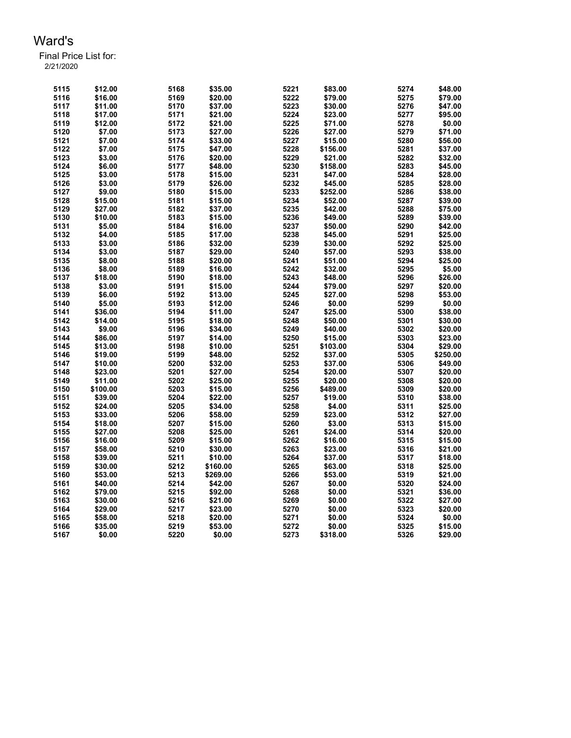# Ward's

Final Price List for:
2/21/2020

| | | | | | | | |
|---|---|---|---|---|---|---|---|
| 5115 | $12.00 | 5168 | $35.00 | 5221 | $83.00 | 5274 | $48.00 |
| 5116 | $16.00 | 5169 | $20.00 | 5222 | $79.00 | 5275 | $79.00 |
| 5117 | $11.00 | 5170 | $37.00 | 5223 | $30.00 | 5276 | $47.00 |
| 5118 | $17.00 | 5171 | $21.00 | 5224 | $23.00 | 5277 | $95.00 |
| 5119 | $12.00 | 5172 | $21.00 | 5225 | $71.00 | 5278 | $0.00 |
| 5120 | $7.00 | 5173 | $27.00 | 5226 | $27.00 | 5279 | $71.00 |
| 5121 | $7.00 | 5174 | $33.00 | 5227 | $15.00 | 5280 | $56.00 |
| 5122 | $7.00 | 5175 | $47.00 | 5228 | $156.00 | 5281 | $37.00 |
| 5123 | $3.00 | 5176 | $20.00 | 5229 | $21.00 | 5282 | $32.00 |
| 5124 | $6.00 | 5177 | $48.00 | 5230 | $158.00 | 5283 | $45.00 |
| 5125 | $3.00 | 5178 | $15.00 | 5231 | $47.00 | 5284 | $28.00 |
| 5126 | $3.00 | 5179 | $26.00 | 5232 | $45.00 | 5285 | $28.00 |
| 5127 | $9.00 | 5180 | $15.00 | 5233 | $252.00 | 5286 | $38.00 |
| 5128 | $15.00 | 5181 | $15.00 | 5234 | $52.00 | 5287 | $39.00 |
| 5129 | $27.00 | 5182 | $37.00 | 5235 | $42.00 | 5288 | $75.00 |
| 5130 | $10.00 | 5183 | $15.00 | 5236 | $49.00 | 5289 | $39.00 |
| 5131 | $5.00 | 5184 | $16.00 | 5237 | $50.00 | 5290 | $42.00 |
| 5132 | $4.00 | 5185 | $17.00 | 5238 | $45.00 | 5291 | $25.00 |
| 5133 | $3.00 | 5186 | $32.00 | 5239 | $30.00 | 5292 | $25.00 |
| 5134 | $3.00 | 5187 | $29.00 | 5240 | $57.00 | 5293 | $38.00 |
| 5135 | $8.00 | 5188 | $20.00 | 5241 | $51.00 | 5294 | $25.00 |
| 5136 | $8.00 | 5189 | $16.00 | 5242 | $32.00 | 5295 | $5.00 |
| 5137 | $18.00 | 5190 | $18.00 | 5243 | $48.00 | 5296 | $26.00 |
| 5138 | $3.00 | 5191 | $15.00 | 5244 | $79.00 | 5297 | $20.00 |
| 5139 | $6.00 | 5192 | $13.00 | 5245 | $27.00 | 5298 | $53.00 |
| 5140 | $5.00 | 5193 | $12.00 | 5246 | $0.00 | 5299 | $0.00 |
| 5141 | $36.00 | 5194 | $11.00 | 5247 | $25.00 | 5300 | $38.00 |
| 5142 | $14.00 | 5195 | $18.00 | 5248 | $50.00 | 5301 | $30.00 |
| 5143 | $9.00 | 5196 | $34.00 | 5249 | $40.00 | 5302 | $20.00 |
| 5144 | $86.00 | 5197 | $14.00 | 5250 | $15.00 | 5303 | $23.00 |
| 5145 | $13.00 | 5198 | $10.00 | 5251 | $103.00 | 5304 | $29.00 |
| 5146 | $19.00 | 5199 | $48.00 | 5252 | $37.00 | 5305 | $250.00 |
| 5147 | $10.00 | 5200 | $32.00 | 5253 | $37.00 | 5306 | $49.00 |
| 5148 | $23.00 | 5201 | $27.00 | 5254 | $20.00 | 5307 | $20.00 |
| 5149 | $11.00 | 5202 | $25.00 | 5255 | $20.00 | 5308 | $20.00 |
| 5150 | $100.00 | 5203 | $15.00 | 5256 | $489.00 | 5309 | $20.00 |
| 5151 | $39.00 | 5204 | $22.00 | 5257 | $19.00 | 5310 | $38.00 |
| 5152 | $24.00 | 5205 | $34.00 | 5258 | $4.00 | 5311 | $25.00 |
| 5153 | $33.00 | 5206 | $58.00 | 5259 | $23.00 | 5312 | $27.00 |
| 5154 | $18.00 | 5207 | $15.00 | 5260 | $3.00 | 5313 | $15.00 |
| 5155 | $27.00 | 5208 | $25.00 | 5261 | $24.00 | 5314 | $20.00 |
| 5156 | $16.00 | 5209 | $15.00 | 5262 | $16.00 | 5315 | $15.00 |
| 5157 | $58.00 | 5210 | $30.00 | 5263 | $23.00 | 5316 | $21.00 |
| 5158 | $39.00 | 5211 | $10.00 | 5264 | $37.00 | 5317 | $18.00 |
| 5159 | $30.00 | 5212 | $160.00 | 5265 | $63.00 | 5318 | $25.00 |
| 5160 | $53.00 | 5213 | $269.00 | 5266 | $53.00 | 5319 | $21.00 |
| 5161 | $40.00 | 5214 | $42.00 | 5267 | $0.00 | 5320 | $24.00 |
| 5162 | $79.00 | 5215 | $92.00 | 5268 | $0.00 | 5321 | $36.00 |
| 5163 | $30.00 | 5216 | $21.00 | 5269 | $0.00 | 5322 | $27.00 |
| 5164 | $29.00 | 5217 | $23.00 | 5270 | $0.00 | 5323 | $20.00 |
| 5165 | $58.00 | 5218 | $20.00 | 5271 | $0.00 | 5324 | $0.00 |
| 5166 | $35.00 | 5219 | $53.00 | 5272 | $0.00 | 5325 | $15.00 |
| 5167 | $0.00 | 5220 | $0.00 | 5273 | $318.00 | 5326 | $29.00 |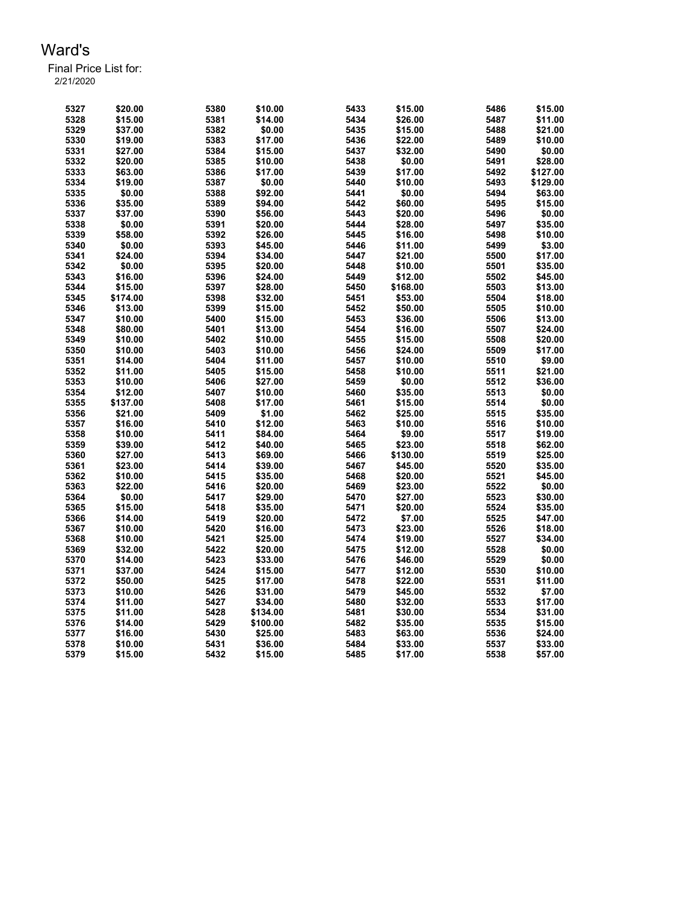# Ward's

Final Price List for:
2/21/2020

| | | | | | | | |
|---|---|---|---|---|---|---|---|
| 5327 | $20.00 | 5380 | $10.00 | 5433 | $15.00 | 5486 | $15.00 |
| 5328 | $15.00 | 5381 | $14.00 | 5434 | $26.00 | 5487 | $11.00 |
| 5329 | $37.00 | 5382 | $0.00 | 5435 | $15.00 | 5488 | $21.00 |
| 5330 | $19.00 | 5383 | $17.00 | 5436 | $22.00 | 5489 | $10.00 |
| 5331 | $27.00 | 5384 | $15.00 | 5437 | $32.00 | 5490 | $0.00 |
| 5332 | $20.00 | 5385 | $10.00 | 5438 | $0.00 | 5491 | $28.00 |
| 5333 | $63.00 | 5386 | $17.00 | 5439 | $17.00 | 5492 | $127.00 |
| 5334 | $19.00 | 5387 | $0.00 | 5440 | $10.00 | 5493 | $129.00 |
| 5335 | $0.00 | 5388 | $92.00 | 5441 | $0.00 | 5494 | $63.00 |
| 5336 | $35.00 | 5389 | $94.00 | 5442 | $60.00 | 5495 | $15.00 |
| 5337 | $37.00 | 5390 | $56.00 | 5443 | $20.00 | 5496 | $0.00 |
| 5338 | $0.00 | 5391 | $20.00 | 5444 | $28.00 | 5497 | $35.00 |
| 5339 | $58.00 | 5392 | $26.00 | 5445 | $16.00 | 5498 | $10.00 |
| 5340 | $0.00 | 5393 | $45.00 | 5446 | $11.00 | 5499 | $3.00 |
| 5341 | $24.00 | 5394 | $34.00 | 5447 | $21.00 | 5500 | $17.00 |
| 5342 | $0.00 | 5395 | $20.00 | 5448 | $10.00 | 5501 | $35.00 |
| 5343 | $16.00 | 5396 | $24.00 | 5449 | $12.00 | 5502 | $45.00 |
| 5344 | $15.00 | 5397 | $28.00 | 5450 | $168.00 | 5503 | $13.00 |
| 5345 | $174.00 | 5398 | $32.00 | 5451 | $53.00 | 5504 | $18.00 |
| 5346 | $13.00 | 5399 | $15.00 | 5452 | $50.00 | 5505 | $10.00 |
| 5347 | $10.00 | 5400 | $15.00 | 5453 | $36.00 | 5506 | $13.00 |
| 5348 | $80.00 | 5401 | $13.00 | 5454 | $16.00 | 5507 | $24.00 |
| 5349 | $10.00 | 5402 | $10.00 | 5455 | $15.00 | 5508 | $20.00 |
| 5350 | $10.00 | 5403 | $10.00 | 5456 | $24.00 | 5509 | $17.00 |
| 5351 | $14.00 | 5404 | $11.00 | 5457 | $10.00 | 5510 | $9.00 |
| 5352 | $11.00 | 5405 | $15.00 | 5458 | $10.00 | 5511 | $21.00 |
| 5353 | $10.00 | 5406 | $27.00 | 5459 | $0.00 | 5512 | $36.00 |
| 5354 | $12.00 | 5407 | $10.00 | 5460 | $35.00 | 5513 | $0.00 |
| 5355 | $137.00 | 5408 | $17.00 | 5461 | $15.00 | 5514 | $0.00 |
| 5356 | $21.00 | 5409 | $1.00 | 5462 | $25.00 | 5515 | $35.00 |
| 5357 | $16.00 | 5410 | $12.00 | 5463 | $10.00 | 5516 | $10.00 |
| 5358 | $10.00 | 5411 | $84.00 | 5464 | $9.00 | 5517 | $19.00 |
| 5359 | $39.00 | 5412 | $40.00 | 5465 | $23.00 | 5518 | $62.00 |
| 5360 | $27.00 | 5413 | $69.00 | 5466 | $130.00 | 5519 | $25.00 |
| 5361 | $23.00 | 5414 | $39.00 | 5467 | $45.00 | 5520 | $35.00 |
| 5362 | $10.00 | 5415 | $35.00 | 5468 | $20.00 | 5521 | $45.00 |
| 5363 | $22.00 | 5416 | $20.00 | 5469 | $23.00 | 5522 | $0.00 |
| 5364 | $0.00 | 5417 | $29.00 | 5470 | $27.00 | 5523 | $30.00 |
| 5365 | $15.00 | 5418 | $35.00 | 5471 | $20.00 | 5524 | $35.00 |
| 5366 | $14.00 | 5419 | $20.00 | 5472 | $7.00 | 5525 | $47.00 |
| 5367 | $10.00 | 5420 | $16.00 | 5473 | $23.00 | 5526 | $18.00 |
| 5368 | $10.00 | 5421 | $25.00 | 5474 | $19.00 | 5527 | $34.00 |
| 5369 | $32.00 | 5422 | $20.00 | 5475 | $12.00 | 5528 | $0.00 |
| 5370 | $14.00 | 5423 | $33.00 | 5476 | $46.00 | 5529 | $0.00 |
| 5371 | $37.00 | 5424 | $15.00 | 5477 | $12.00 | 5530 | $10.00 |
| 5372 | $50.00 | 5425 | $17.00 | 5478 | $22.00 | 5531 | $11.00 |
| 5373 | $10.00 | 5426 | $31.00 | 5479 | $45.00 | 5532 | $7.00 |
| 5374 | $11.00 | 5427 | $34.00 | 5480 | $32.00 | 5533 | $17.00 |
| 5375 | $11.00 | 5428 | $134.00 | 5481 | $30.00 | 5534 | $31.00 |
| 5376 | $14.00 | 5429 | $100.00 | 5482 | $35.00 | 5535 | $15.00 |
| 5377 | $16.00 | 5430 | $25.00 | 5483 | $63.00 | 5536 | $24.00 |
| 5378 | $10.00 | 5431 | $36.00 | 5484 | $33.00 | 5537 | $33.00 |
| 5379 | $15.00 | 5432 | $15.00 | 5485 | $17.00 | 5538 | $57.00 |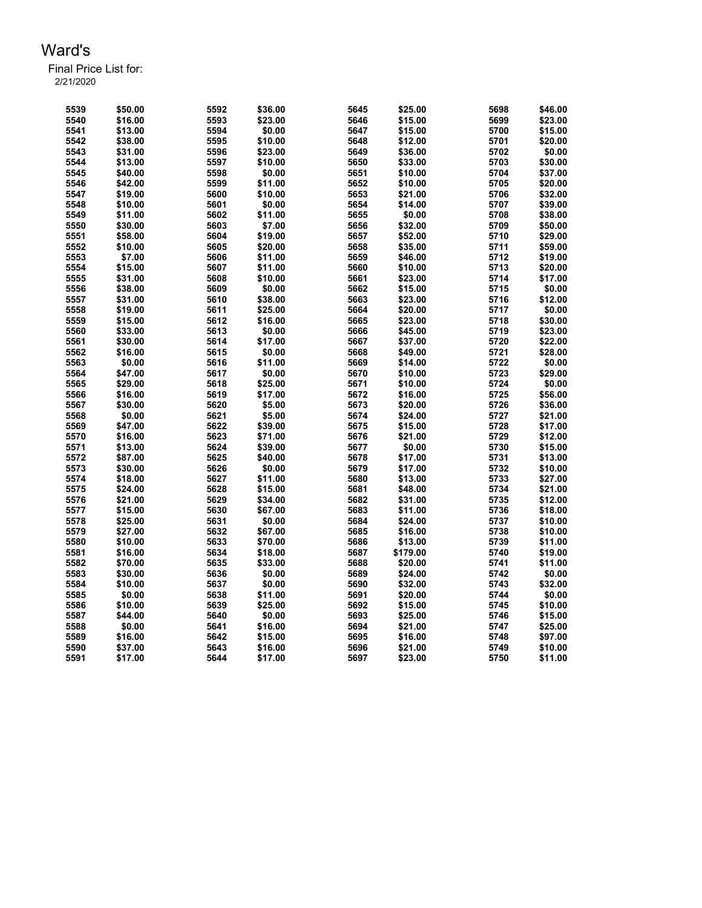# Ward's

Final Price List for:
2/21/2020

| | | | | | | | |
|---|---|---|---|---|---|---|---|
| 5539 | $50.00 | 5592 | $36.00 | 5645 | $25.00 | 5698 | $46.00 |
| 5540 | $16.00 | 5593 | $23.00 | 5646 | $15.00 | 5699 | $23.00 |
| 5541 | $13.00 | 5594 | $0.00 | 5647 | $15.00 | 5700 | $15.00 |
| 5542 | $38.00 | 5595 | $10.00 | 5648 | $12.00 | 5701 | $20.00 |
| 5543 | $31.00 | 5596 | $23.00 | 5649 | $36.00 | 5702 | $0.00 |
| 5544 | $13.00 | 5597 | $10.00 | 5650 | $33.00 | 5703 | $30.00 |
| 5545 | $40.00 | 5598 | $0.00 | 5651 | $10.00 | 5704 | $37.00 |
| 5546 | $42.00 | 5599 | $11.00 | 5652 | $10.00 | 5705 | $20.00 |
| 5547 | $19.00 | 5600 | $10.00 | 5653 | $21.00 | 5706 | $32.00 |
| 5548 | $10.00 | 5601 | $0.00 | 5654 | $14.00 | 5707 | $39.00 |
| 5549 | $11.00 | 5602 | $11.00 | 5655 | $0.00 | 5708 | $38.00 |
| 5550 | $30.00 | 5603 | $7.00 | 5656 | $32.00 | 5709 | $50.00 |
| 5551 | $58.00 | 5604 | $19.00 | 5657 | $52.00 | 5710 | $29.00 |
| 5552 | $10.00 | 5605 | $20.00 | 5658 | $35.00 | 5711 | $59.00 |
| 5553 | $7.00 | 5606 | $11.00 | 5659 | $46.00 | 5712 | $19.00 |
| 5554 | $15.00 | 5607 | $11.00 | 5660 | $10.00 | 5713 | $20.00 |
| 5555 | $31.00 | 5608 | $10.00 | 5661 | $23.00 | 5714 | $17.00 |
| 5556 | $38.00 | 5609 | $0.00 | 5662 | $15.00 | 5715 | $0.00 |
| 5557 | $31.00 | 5610 | $38.00 | 5663 | $23.00 | 5716 | $12.00 |
| 5558 | $19.00 | 5611 | $25.00 | 5664 | $20.00 | 5717 | $0.00 |
| 5559 | $15.00 | 5612 | $16.00 | 5665 | $23.00 | 5718 | $30.00 |
| 5560 | $33.00 | 5613 | $0.00 | 5666 | $45.00 | 5719 | $23.00 |
| 5561 | $30.00 | 5614 | $17.00 | 5667 | $37.00 | 5720 | $22.00 |
| 5562 | $16.00 | 5615 | $0.00 | 5668 | $49.00 | 5721 | $28.00 |
| 5563 | $0.00 | 5616 | $11.00 | 5669 | $14.00 | 5722 | $0.00 |
| 5564 | $47.00 | 5617 | $0.00 | 5670 | $10.00 | 5723 | $29.00 |
| 5565 | $29.00 | 5618 | $25.00 | 5671 | $10.00 | 5724 | $0.00 |
| 5566 | $16.00 | 5619 | $17.00 | 5672 | $16.00 | 5725 | $56.00 |
| 5567 | $30.00 | 5620 | $5.00 | 5673 | $20.00 | 5726 | $36.00 |
| 5568 | $0.00 | 5621 | $5.00 | 5674 | $24.00 | 5727 | $21.00 |
| 5569 | $47.00 | 5622 | $39.00 | 5675 | $15.00 | 5728 | $17.00 |
| 5570 | $16.00 | 5623 | $71.00 | 5676 | $21.00 | 5729 | $12.00 |
| 5571 | $13.00 | 5624 | $39.00 | 5677 | $0.00 | 5730 | $15.00 |
| 5572 | $87.00 | 5625 | $40.00 | 5678 | $17.00 | 5731 | $13.00 |
| 5573 | $30.00 | 5626 | $0.00 | 5679 | $17.00 | 5732 | $10.00 |
| 5574 | $18.00 | 5627 | $11.00 | 5680 | $13.00 | 5733 | $27.00 |
| 5575 | $24.00 | 5628 | $15.00 | 5681 | $48.00 | 5734 | $21.00 |
| 5576 | $21.00 | 5629 | $34.00 | 5682 | $31.00 | 5735 | $12.00 |
| 5577 | $15.00 | 5630 | $67.00 | 5683 | $11.00 | 5736 | $18.00 |
| 5578 | $25.00 | 5631 | $0.00 | 5684 | $24.00 | 5737 | $10.00 |
| 5579 | $27.00 | 5632 | $67.00 | 5685 | $16.00 | 5738 | $10.00 |
| 5580 | $10.00 | 5633 | $70.00 | 5686 | $13.00 | 5739 | $11.00 |
| 5581 | $16.00 | 5634 | $18.00 | 5687 | $179.00 | 5740 | $19.00 |
| 5582 | $70.00 | 5635 | $33.00 | 5688 | $20.00 | 5741 | $11.00 |
| 5583 | $30.00 | 5636 | $0.00 | 5689 | $24.00 | 5742 | $0.00 |
| 5584 | $10.00 | 5637 | $0.00 | 5690 | $32.00 | 5743 | $32.00 |
| 5585 | $0.00 | 5638 | $11.00 | 5691 | $20.00 | 5744 | $0.00 |
| 5586 | $10.00 | 5639 | $25.00 | 5692 | $15.00 | 5745 | $10.00 |
| 5587 | $44.00 | 5640 | $0.00 | 5693 | $25.00 | 5746 | $15.00 |
| 5588 | $0.00 | 5641 | $16.00 | 5694 | $21.00 | 5747 | $25.00 |
| 5589 | $16.00 | 5642 | $15.00 | 5695 | $16.00 | 5748 | $97.00 |
| 5590 | $37.00 | 5643 | $16.00 | 5696 | $21.00 | 5749 | $10.00 |
| 5591 | $17.00 | 5644 | $17.00 | 5697 | $23.00 | 5750 | $11.00 |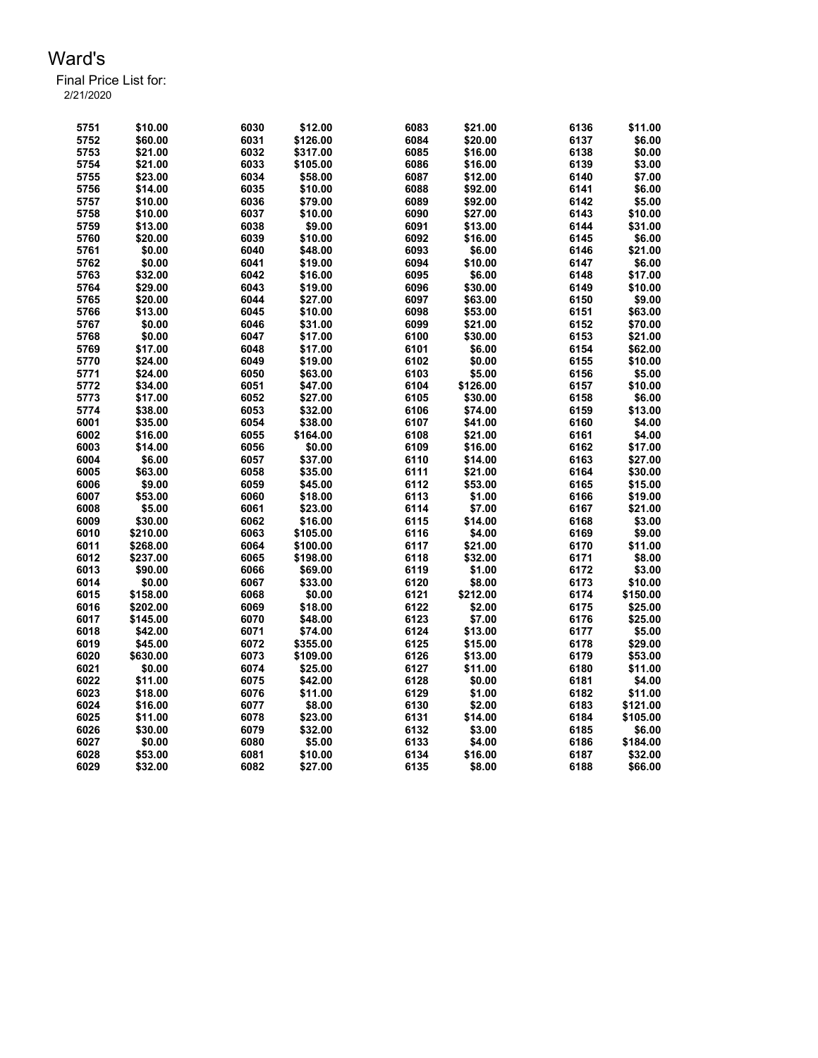# Ward's

Final Price List for:
2/21/2020

| Lot | Price | Lot | Price | Lot | Price | Lot | Price |
|---|---|---|---|---|---|---|---|
| 5751 | $10.00 | 6030 | $12.00 | 6083 | $21.00 | 6136 | $11.00 |
| 5752 | $60.00 | 6031 | $126.00 | 6084 | $20.00 | 6137 | $6.00 |
| 5753 | $21.00 | 6032 | $317.00 | 6085 | $16.00 | 6138 | $0.00 |
| 5754 | $21.00 | 6033 | $105.00 | 6086 | $16.00 | 6139 | $3.00 |
| 5755 | $23.00 | 6034 | $58.00 | 6087 | $12.00 | 6140 | $7.00 |
| 5756 | $14.00 | 6035 | $10.00 | 6088 | $92.00 | 6141 | $6.00 |
| 5757 | $10.00 | 6036 | $79.00 | 6089 | $92.00 | 6142 | $5.00 |
| 5758 | $10.00 | 6037 | $10.00 | 6090 | $27.00 | 6143 | $10.00 |
| 5759 | $13.00 | 6038 | $9.00 | 6091 | $13.00 | 6144 | $31.00 |
| 5760 | $20.00 | 6039 | $10.00 | 6092 | $16.00 | 6145 | $6.00 |
| 5761 | $0.00 | 6040 | $48.00 | 6093 | $6.00 | 6146 | $21.00 |
| 5762 | $0.00 | 6041 | $19.00 | 6094 | $10.00 | 6147 | $6.00 |
| 5763 | $32.00 | 6042 | $16.00 | 6095 | $6.00 | 6148 | $17.00 |
| 5764 | $29.00 | 6043 | $19.00 | 6096 | $30.00 | 6149 | $10.00 |
| 5765 | $20.00 | 6044 | $27.00 | 6097 | $63.00 | 6150 | $9.00 |
| 5766 | $13.00 | 6045 | $10.00 | 6098 | $53.00 | 6151 | $63.00 |
| 5767 | $0.00 | 6046 | $31.00 | 6099 | $21.00 | 6152 | $70.00 |
| 5768 | $0.00 | 6047 | $17.00 | 6100 | $30.00 | 6153 | $21.00 |
| 5769 | $17.00 | 6048 | $17.00 | 6101 | $6.00 | 6154 | $62.00 |
| 5770 | $24.00 | 6049 | $19.00 | 6102 | $0.00 | 6155 | $10.00 |
| 5771 | $24.00 | 6050 | $63.00 | 6103 | $5.00 | 6156 | $5.00 |
| 5772 | $34.00 | 6051 | $47.00 | 6104 | $126.00 | 6157 | $10.00 |
| 5773 | $17.00 | 6052 | $27.00 | 6105 | $30.00 | 6158 | $6.00 |
| 5774 | $38.00 | 6053 | $32.00 | 6106 | $74.00 | 6159 | $13.00 |
| 6001 | $35.00 | 6054 | $38.00 | 6107 | $41.00 | 6160 | $4.00 |
| 6002 | $16.00 | 6055 | $164.00 | 6108 | $21.00 | 6161 | $4.00 |
| 6003 | $14.00 | 6056 | $0.00 | 6109 | $16.00 | 6162 | $17.00 |
| 6004 | $6.00 | 6057 | $37.00 | 6110 | $14.00 | 6163 | $27.00 |
| 6005 | $63.00 | 6058 | $35.00 | 6111 | $21.00 | 6164 | $30.00 |
| 6006 | $9.00 | 6059 | $45.00 | 6112 | $53.00 | 6165 | $15.00 |
| 6007 | $53.00 | 6060 | $18.00 | 6113 | $1.00 | 6166 | $19.00 |
| 6008 | $5.00 | 6061 | $23.00 | 6114 | $7.00 | 6167 | $21.00 |
| 6009 | $30.00 | 6062 | $16.00 | 6115 | $14.00 | 6168 | $3.00 |
| 6010 | $210.00 | 6063 | $105.00 | 6116 | $4.00 | 6169 | $9.00 |
| 6011 | $268.00 | 6064 | $100.00 | 6117 | $21.00 | 6170 | $11.00 |
| 6012 | $237.00 | 6065 | $198.00 | 6118 | $32.00 | 6171 | $8.00 |
| 6013 | $90.00 | 6066 | $69.00 | 6119 | $1.00 | 6172 | $3.00 |
| 6014 | $0.00 | 6067 | $33.00 | 6120 | $8.00 | 6173 | $10.00 |
| 6015 | $158.00 | 6068 | $0.00 | 6121 | $212.00 | 6174 | $150.00 |
| 6016 | $202.00 | 6069 | $18.00 | 6122 | $2.00 | 6175 | $25.00 |
| 6017 | $145.00 | 6070 | $48.00 | 6123 | $7.00 | 6176 | $25.00 |
| 6018 | $42.00 | 6071 | $74.00 | 6124 | $13.00 | 6177 | $5.00 |
| 6019 | $45.00 | 6072 | $355.00 | 6125 | $15.00 | 6178 | $29.00 |
| 6020 | $630.00 | 6073 | $109.00 | 6126 | $13.00 | 6179 | $53.00 |
| 6021 | $0.00 | 6074 | $25.00 | 6127 | $11.00 | 6180 | $11.00 |
| 6022 | $11.00 | 6075 | $42.00 | 6128 | $0.00 | 6181 | $4.00 |
| 6023 | $18.00 | 6076 | $11.00 | 6129 | $1.00 | 6182 | $11.00 |
| 6024 | $16.00 | 6077 | $8.00 | 6130 | $2.00 | 6183 | $121.00 |
| 6025 | $11.00 | 6078 | $23.00 | 6131 | $14.00 | 6184 | $105.00 |
| 6026 | $30.00 | 6079 | $32.00 | 6132 | $3.00 | 6185 | $6.00 |
| 6027 | $0.00 | 6080 | $5.00 | 6133 | $4.00 | 6186 | $184.00 |
| 6028 | $53.00 | 6081 | $10.00 | 6134 | $16.00 | 6187 | $32.00 |
| 6029 | $32.00 | 6082 | $27.00 | 6135 | $8.00 | 6188 | $66.00 |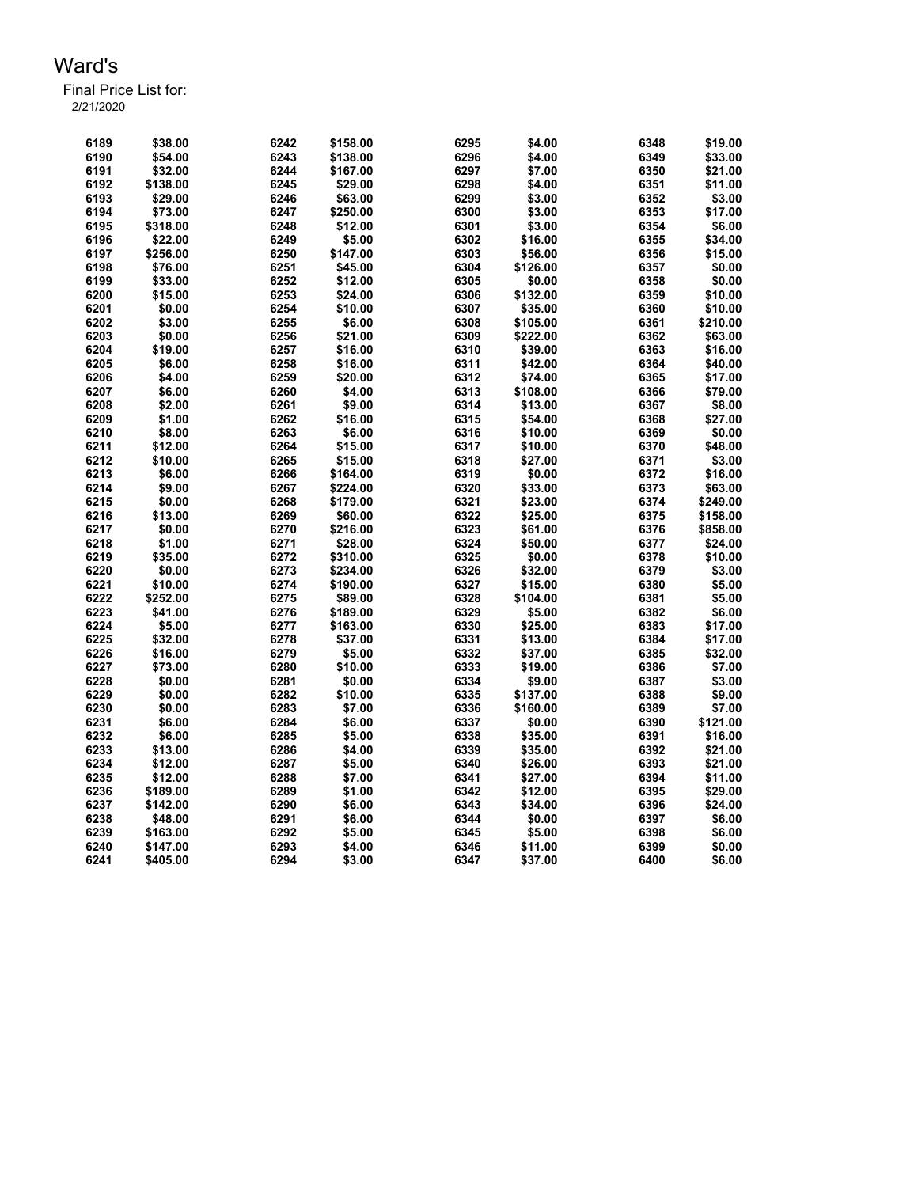# Ward's

Final Price List for:
2/21/2020

| | | | | | | | |
|---|---|---|---|---|---|---|---|
| 6189 | $38.00 | 6242 | $158.00 | 6295 | $4.00 | 6348 | $19.00 |
| 6190 | $54.00 | 6243 | $138.00 | 6296 | $4.00 | 6349 | $33.00 |
| 6191 | $32.00 | 6244 | $167.00 | 6297 | $7.00 | 6350 | $21.00 |
| 6192 | $138.00 | 6245 | $29.00 | 6298 | $4.00 | 6351 | $11.00 |
| 6193 | $29.00 | 6246 | $63.00 | 6299 | $3.00 | 6352 | $3.00 |
| 6194 | $73.00 | 6247 | $250.00 | 6300 | $3.00 | 6353 | $17.00 |
| 6195 | $318.00 | 6248 | $12.00 | 6301 | $3.00 | 6354 | $6.00 |
| 6196 | $22.00 | 6249 | $5.00 | 6302 | $16.00 | 6355 | $34.00 |
| 6197 | $256.00 | 6250 | $147.00 | 6303 | $56.00 | 6356 | $15.00 |
| 6198 | $76.00 | 6251 | $45.00 | 6304 | $126.00 | 6357 | $0.00 |
| 6199 | $33.00 | 6252 | $12.00 | 6305 | $0.00 | 6358 | $0.00 |
| 6200 | $15.00 | 6253 | $24.00 | 6306 | $132.00 | 6359 | $10.00 |
| 6201 | $0.00 | 6254 | $10.00 | 6307 | $35.00 | 6360 | $10.00 |
| 6202 | $3.00 | 6255 | $6.00 | 6308 | $105.00 | 6361 | $210.00 |
| 6203 | $0.00 | 6256 | $21.00 | 6309 | $222.00 | 6362 | $63.00 |
| 6204 | $19.00 | 6257 | $16.00 | 6310 | $39.00 | 6363 | $16.00 |
| 6205 | $6.00 | 6258 | $16.00 | 6311 | $42.00 | 6364 | $40.00 |
| 6206 | $4.00 | 6259 | $20.00 | 6312 | $74.00 | 6365 | $17.00 |
| 6207 | $6.00 | 6260 | $4.00 | 6313 | $108.00 | 6366 | $79.00 |
| 6208 | $2.00 | 6261 | $9.00 | 6314 | $13.00 | 6367 | $8.00 |
| 6209 | $1.00 | 6262 | $16.00 | 6315 | $54.00 | 6368 | $27.00 |
| 6210 | $8.00 | 6263 | $6.00 | 6316 | $10.00 | 6369 | $0.00 |
| 6211 | $12.00 | 6264 | $15.00 | 6317 | $10.00 | 6370 | $48.00 |
| 6212 | $10.00 | 6265 | $15.00 | 6318 | $27.00 | 6371 | $3.00 |
| 6213 | $6.00 | 6266 | $164.00 | 6319 | $0.00 | 6372 | $16.00 |
| 6214 | $9.00 | 6267 | $224.00 | 6320 | $33.00 | 6373 | $63.00 |
| 6215 | $0.00 | 6268 | $179.00 | 6321 | $23.00 | 6374 | $249.00 |
| 6216 | $13.00 | 6269 | $60.00 | 6322 | $25.00 | 6375 | $158.00 |
| 6217 | $0.00 | 6270 | $216.00 | 6323 | $61.00 | 6376 | $858.00 |
| 6218 | $1.00 | 6271 | $28.00 | 6324 | $50.00 | 6377 | $24.00 |
| 6219 | $35.00 | 6272 | $310.00 | 6325 | $0.00 | 6378 | $10.00 |
| 6220 | $0.00 | 6273 | $234.00 | 6326 | $32.00 | 6379 | $3.00 |
| 6221 | $10.00 | 6274 | $190.00 | 6327 | $15.00 | 6380 | $5.00 |
| 6222 | $252.00 | 6275 | $89.00 | 6328 | $104.00 | 6381 | $5.00 |
| 6223 | $41.00 | 6276 | $189.00 | 6329 | $5.00 | 6382 | $6.00 |
| 6224 | $5.00 | 6277 | $163.00 | 6330 | $25.00 | 6383 | $17.00 |
| 6225 | $32.00 | 6278 | $37.00 | 6331 | $13.00 | 6384 | $17.00 |
| 6226 | $16.00 | 6279 | $5.00 | 6332 | $37.00 | 6385 | $32.00 |
| 6227 | $73.00 | 6280 | $10.00 | 6333 | $19.00 | 6386 | $7.00 |
| 6228 | $0.00 | 6281 | $0.00 | 6334 | $9.00 | 6387 | $3.00 |
| 6229 | $0.00 | 6282 | $10.00 | 6335 | $137.00 | 6388 | $9.00 |
| 6230 | $0.00 | 6283 | $7.00 | 6336 | $160.00 | 6389 | $7.00 |
| 6231 | $6.00 | 6284 | $6.00 | 6337 | $0.00 | 6390 | $121.00 |
| 6232 | $6.00 | 6285 | $5.00 | 6338 | $35.00 | 6391 | $16.00 |
| 6233 | $13.00 | 6286 | $4.00 | 6339 | $35.00 | 6392 | $21.00 |
| 6234 | $12.00 | 6287 | $5.00 | 6340 | $26.00 | 6393 | $21.00 |
| 6235 | $12.00 | 6288 | $7.00 | 6341 | $27.00 | 6394 | $11.00 |
| 6236 | $189.00 | 6289 | $1.00 | 6342 | $12.00 | 6395 | $29.00 |
| 6237 | $142.00 | 6290 | $6.00 | 6343 | $34.00 | 6396 | $24.00 |
| 6238 | $48.00 | 6291 | $6.00 | 6344 | $0.00 | 6397 | $6.00 |
| 6239 | $163.00 | 6292 | $5.00 | 6345 | $5.00 | 6398 | $6.00 |
| 6240 | $147.00 | 6293 | $4.00 | 6346 | $11.00 | 6399 | $0.00 |
| 6241 | $405.00 | 6294 | $3.00 | 6347 | $37.00 | 6400 | $6.00 |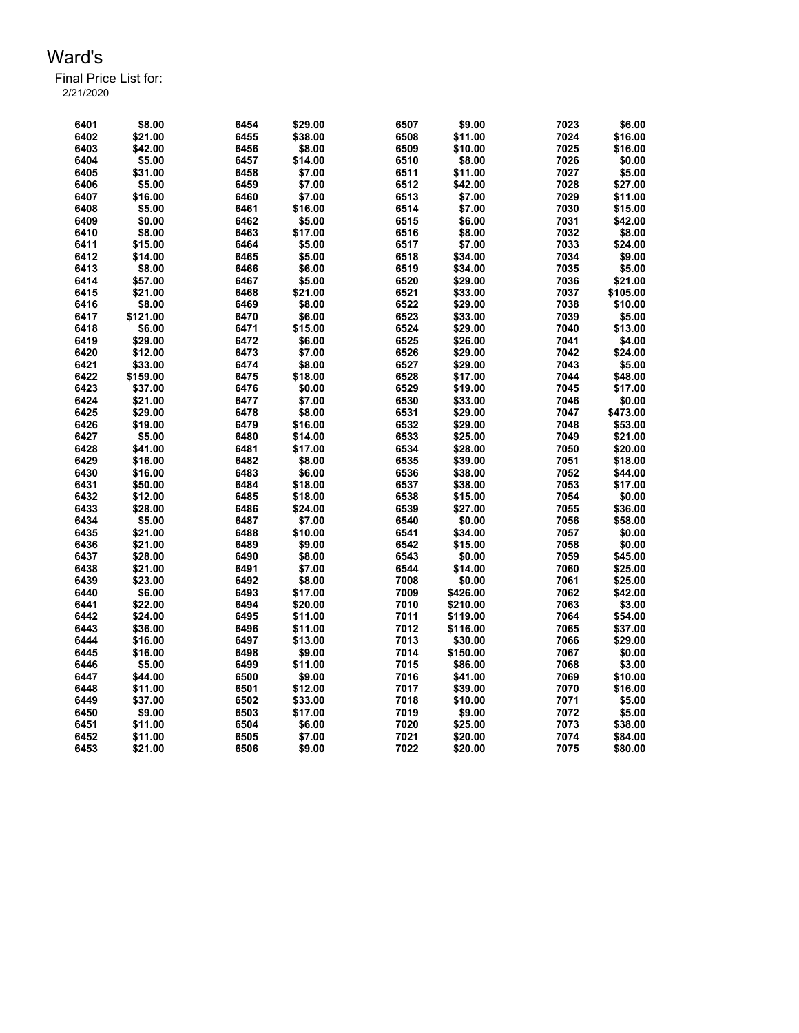# Ward's

Final Price List for:
2/21/2020

| | | | | | | | |
|---|---|---|---|---|---|---|---|
| 6401 | $8.00 | 6454 | $29.00 | 6507 | $9.00 | 7023 | $6.00 |
| 6402 | $21.00 | 6455 | $38.00 | 6508 | $11.00 | 7024 | $16.00 |
| 6403 | $42.00 | 6456 | $8.00 | 6509 | $10.00 | 7025 | $16.00 |
| 6404 | $5.00 | 6457 | $14.00 | 6510 | $8.00 | 7026 | $0.00 |
| 6405 | $31.00 | 6458 | $7.00 | 6511 | $11.00 | 7027 | $5.00 |
| 6406 | $5.00 | 6459 | $7.00 | 6512 | $42.00 | 7028 | $27.00 |
| 6407 | $16.00 | 6460 | $7.00 | 6513 | $7.00 | 7029 | $11.00 |
| 6408 | $5.00 | 6461 | $16.00 | 6514 | $7.00 | 7030 | $15.00 |
| 6409 | $0.00 | 6462 | $5.00 | 6515 | $6.00 | 7031 | $42.00 |
| 6410 | $8.00 | 6463 | $17.00 | 6516 | $8.00 | 7032 | $8.00 |
| 6411 | $15.00 | 6464 | $5.00 | 6517 | $7.00 | 7033 | $24.00 |
| 6412 | $14.00 | 6465 | $5.00 | 6518 | $34.00 | 7034 | $9.00 |
| 6413 | $8.00 | 6466 | $6.00 | 6519 | $34.00 | 7035 | $5.00 |
| 6414 | $57.00 | 6467 | $5.00 | 6520 | $29.00 | 7036 | $21.00 |
| 6415 | $21.00 | 6468 | $21.00 | 6521 | $33.00 | 7037 | $105.00 |
| 6416 | $8.00 | 6469 | $8.00 | 6522 | $29.00 | 7038 | $10.00 |
| 6417 | $121.00 | 6470 | $6.00 | 6523 | $33.00 | 7039 | $5.00 |
| 6418 | $6.00 | 6471 | $15.00 | 6524 | $29.00 | 7040 | $13.00 |
| 6419 | $29.00 | 6472 | $6.00 | 6525 | $26.00 | 7041 | $4.00 |
| 6420 | $12.00 | 6473 | $7.00 | 6526 | $29.00 | 7042 | $24.00 |
| 6421 | $33.00 | 6474 | $8.00 | 6527 | $29.00 | 7043 | $5.00 |
| 6422 | $159.00 | 6475 | $18.00 | 6528 | $17.00 | 7044 | $48.00 |
| 6423 | $37.00 | 6476 | $0.00 | 6529 | $19.00 | 7045 | $17.00 |
| 6424 | $21.00 | 6477 | $7.00 | 6530 | $33.00 | 7046 | $0.00 |
| 6425 | $29.00 | 6478 | $8.00 | 6531 | $29.00 | 7047 | $473.00 |
| 6426 | $19.00 | 6479 | $16.00 | 6532 | $29.00 | 7048 | $53.00 |
| 6427 | $5.00 | 6480 | $14.00 | 6533 | $25.00 | 7049 | $21.00 |
| 6428 | $41.00 | 6481 | $17.00 | 6534 | $28.00 | 7050 | $20.00 |
| 6429 | $16.00 | 6482 | $8.00 | 6535 | $39.00 | 7051 | $18.00 |
| 6430 | $16.00 | 6483 | $6.00 | 6536 | $38.00 | 7052 | $44.00 |
| 6431 | $50.00 | 6484 | $18.00 | 6537 | $38.00 | 7053 | $17.00 |
| 6432 | $12.00 | 6485 | $18.00 | 6538 | $15.00 | 7054 | $0.00 |
| 6433 | $28.00 | 6486 | $24.00 | 6539 | $27.00 | 7055 | $36.00 |
| 6434 | $5.00 | 6487 | $7.00 | 6540 | $0.00 | 7056 | $58.00 |
| 6435 | $21.00 | 6488 | $10.00 | 6541 | $34.00 | 7057 | $0.00 |
| 6436 | $21.00 | 6489 | $9.00 | 6542 | $15.00 | 7058 | $0.00 |
| 6437 | $28.00 | 6490 | $8.00 | 6543 | $0.00 | 7059 | $45.00 |
| 6438 | $21.00 | 6491 | $7.00 | 6544 | $14.00 | 7060 | $25.00 |
| 6439 | $23.00 | 6492 | $8.00 | 7008 | $0.00 | 7061 | $25.00 |
| 6440 | $6.00 | 6493 | $17.00 | 7009 | $426.00 | 7062 | $42.00 |
| 6441 | $22.00 | 6494 | $20.00 | 7010 | $210.00 | 7063 | $3.00 |
| 6442 | $24.00 | 6495 | $11.00 | 7011 | $119.00 | 7064 | $54.00 |
| 6443 | $36.00 | 6496 | $11.00 | 7012 | $116.00 | 7065 | $37.00 |
| 6444 | $16.00 | 6497 | $13.00 | 7013 | $30.00 | 7066 | $29.00 |
| 6445 | $16.00 | 6498 | $9.00 | 7014 | $150.00 | 7067 | $0.00 |
| 6446 | $5.00 | 6499 | $11.00 | 7015 | $86.00 | 7068 | $3.00 |
| 6447 | $44.00 | 6500 | $9.00 | 7016 | $41.00 | 7069 | $10.00 |
| 6448 | $11.00 | 6501 | $12.00 | 7017 | $39.00 | 7070 | $16.00 |
| 6449 | $37.00 | 6502 | $33.00 | 7018 | $10.00 | 7071 | $5.00 |
| 6450 | $9.00 | 6503 | $17.00 | 7019 | $9.00 | 7072 | $5.00 |
| 6451 | $11.00 | 6504 | $6.00 | 7020 | $25.00 | 7073 | $38.00 |
| 6452 | $11.00 | 6505 | $7.00 | 7021 | $20.00 | 7074 | $84.00 |
| 6453 | $21.00 | 6506 | $9.00 | 7022 | $20.00 | 7075 | $80.00 |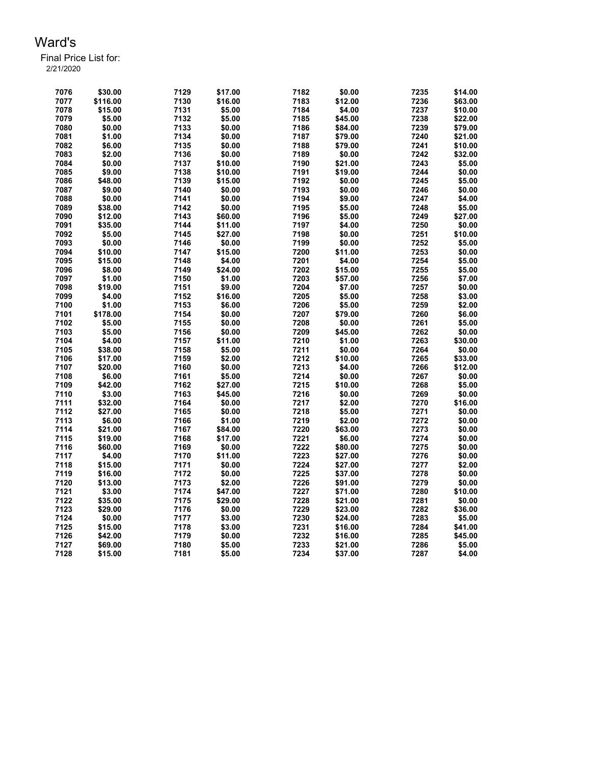# Ward's

Final Price List for:
2/21/2020

| | | | | | | | |
|---|---|---|---|---|---|---|---|
| 7076 | $30.00 | 7129 | $17.00 | 7182 | $0.00 | 7235 | $14.00 |
| 7077 | $116.00 | 7130 | $16.00 | 7183 | $12.00 | 7236 | $63.00 |
| 7078 | $15.00 | 7131 | $5.00 | 7184 | $4.00 | 7237 | $10.00 |
| 7079 | $5.00 | 7132 | $5.00 | 7185 | $45.00 | 7238 | $22.00 |
| 7080 | $0.00 | 7133 | $0.00 | 7186 | $84.00 | 7239 | $79.00 |
| 7081 | $1.00 | 7134 | $0.00 | 7187 | $79.00 | 7240 | $21.00 |
| 7082 | $6.00 | 7135 | $0.00 | 7188 | $79.00 | 7241 | $10.00 |
| 7083 | $2.00 | 7136 | $0.00 | 7189 | $0.00 | 7242 | $32.00 |
| 7084 | $0.00 | 7137 | $10.00 | 7190 | $21.00 | 7243 | $5.00 |
| 7085 | $9.00 | 7138 | $10.00 | 7191 | $19.00 | 7244 | $0.00 |
| 7086 | $48.00 | 7139 | $15.00 | 7192 | $0.00 | 7245 | $5.00 |
| 7087 | $9.00 | 7140 | $0.00 | 7193 | $0.00 | 7246 | $0.00 |
| 7088 | $0.00 | 7141 | $0.00 | 7194 | $9.00 | 7247 | $4.00 |
| 7089 | $38.00 | 7142 | $0.00 | 7195 | $5.00 | 7248 | $5.00 |
| 7090 | $12.00 | 7143 | $60.00 | 7196 | $5.00 | 7249 | $27.00 |
| 7091 | $35.00 | 7144 | $11.00 | 7197 | $4.00 | 7250 | $0.00 |
| 7092 | $5.00 | 7145 | $27.00 | 7198 | $0.00 | 7251 | $10.00 |
| 7093 | $0.00 | 7146 | $0.00 | 7199 | $0.00 | 7252 | $5.00 |
| 7094 | $10.00 | 7147 | $15.00 | 7200 | $11.00 | 7253 | $0.00 |
| 7095 | $15.00 | 7148 | $4.00 | 7201 | $4.00 | 7254 | $5.00 |
| 7096 | $8.00 | 7149 | $24.00 | 7202 | $15.00 | 7255 | $5.00 |
| 7097 | $1.00 | 7150 | $1.00 | 7203 | $57.00 | 7256 | $7.00 |
| 7098 | $19.00 | 7151 | $9.00 | 7204 | $7.00 | 7257 | $0.00 |
| 7099 | $4.00 | 7152 | $16.00 | 7205 | $5.00 | 7258 | $3.00 |
| 7100 | $1.00 | 7153 | $6.00 | 7206 | $5.00 | 7259 | $2.00 |
| 7101 | $178.00 | 7154 | $0.00 | 7207 | $79.00 | 7260 | $6.00 |
| 7102 | $5.00 | 7155 | $0.00 | 7208 | $0.00 | 7261 | $5.00 |
| 7103 | $5.00 | 7156 | $0.00 | 7209 | $45.00 | 7262 | $0.00 |
| 7104 | $4.00 | 7157 | $11.00 | 7210 | $1.00 | 7263 | $30.00 |
| 7105 | $38.00 | 7158 | $5.00 | 7211 | $0.00 | 7264 | $0.00 |
| 7106 | $17.00 | 7159 | $2.00 | 7212 | $10.00 | 7265 | $33.00 |
| 7107 | $20.00 | 7160 | $0.00 | 7213 | $4.00 | 7266 | $12.00 |
| 7108 | $6.00 | 7161 | $5.00 | 7214 | $0.00 | 7267 | $0.00 |
| 7109 | $42.00 | 7162 | $27.00 | 7215 | $10.00 | 7268 | $5.00 |
| 7110 | $3.00 | 7163 | $45.00 | 7216 | $0.00 | 7269 | $0.00 |
| 7111 | $32.00 | 7164 | $0.00 | 7217 | $2.00 | 7270 | $16.00 |
| 7112 | $27.00 | 7165 | $0.00 | 7218 | $5.00 | 7271 | $0.00 |
| 7113 | $6.00 | 7166 | $1.00 | 7219 | $2.00 | 7272 | $0.00 |
| 7114 | $21.00 | 7167 | $84.00 | 7220 | $63.00 | 7273 | $0.00 |
| 7115 | $19.00 | 7168 | $17.00 | 7221 | $6.00 | 7274 | $0.00 |
| 7116 | $60.00 | 7169 | $0.00 | 7222 | $80.00 | 7275 | $0.00 |
| 7117 | $4.00 | 7170 | $11.00 | 7223 | $27.00 | 7276 | $0.00 |
| 7118 | $15.00 | 7171 | $0.00 | 7224 | $27.00 | 7277 | $2.00 |
| 7119 | $16.00 | 7172 | $0.00 | 7225 | $37.00 | 7278 | $0.00 |
| 7120 | $13.00 | 7173 | $2.00 | 7226 | $91.00 | 7279 | $0.00 |
| 7121 | $3.00 | 7174 | $47.00 | 7227 | $71.00 | 7280 | $10.00 |
| 7122 | $35.00 | 7175 | $29.00 | 7228 | $21.00 | 7281 | $0.00 |
| 7123 | $29.00 | 7176 | $0.00 | 7229 | $23.00 | 7282 | $36.00 |
| 7124 | $0.00 | 7177 | $3.00 | 7230 | $24.00 | 7283 | $5.00 |
| 7125 | $15.00 | 7178 | $3.00 | 7231 | $16.00 | 7284 | $41.00 |
| 7126 | $42.00 | 7179 | $0.00 | 7232 | $16.00 | 7285 | $45.00 |
| 7127 | $69.00 | 7180 | $5.00 | 7233 | $21.00 | 7286 | $5.00 |
| 7128 | $15.00 | 7181 | $5.00 | 7234 | $37.00 | 7287 | $4.00 |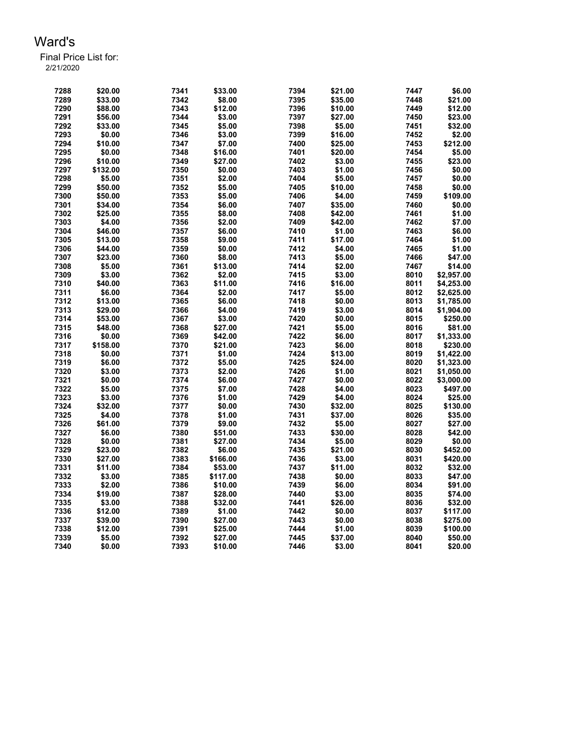# Ward's

Final Price List for:
2/21/2020

| | | | | | | | |
|---|---|---|---|---|---|---|---|
| 7288 | $20.00 | 7341 | $33.00 | 7394 | $21.00 | 7447 | $6.00 |
| 7289 | $33.00 | 7342 | $8.00 | 7395 | $35.00 | 7448 | $21.00 |
| 7290 | $88.00 | 7343 | $12.00 | 7396 | $10.00 | 7449 | $12.00 |
| 7291 | $56.00 | 7344 | $3.00 | 7397 | $27.00 | 7450 | $23.00 |
| 7292 | $33.00 | 7345 | $5.00 | 7398 | $5.00 | 7451 | $32.00 |
| 7293 | $0.00 | 7346 | $3.00 | 7399 | $16.00 | 7452 | $2.00 |
| 7294 | $10.00 | 7347 | $7.00 | 7400 | $25.00 | 7453 | $212.00 |
| 7295 | $0.00 | 7348 | $16.00 | 7401 | $20.00 | 7454 | $5.00 |
| 7296 | $10.00 | 7349 | $27.00 | 7402 | $3.00 | 7455 | $23.00 |
| 7297 | $132.00 | 7350 | $0.00 | 7403 | $1.00 | 7456 | $0.00 |
| 7298 | $5.00 | 7351 | $2.00 | 7404 | $5.00 | 7457 | $0.00 |
| 7299 | $50.00 | 7352 | $5.00 | 7405 | $10.00 | 7458 | $0.00 |
| 7300 | $50.00 | 7353 | $5.00 | 7406 | $4.00 | 7459 | $109.00 |
| 7301 | $34.00 | 7354 | $6.00 | 7407 | $35.00 | 7460 | $0.00 |
| 7302 | $25.00 | 7355 | $8.00 | 7408 | $42.00 | 7461 | $1.00 |
| 7303 | $4.00 | 7356 | $2.00 | 7409 | $42.00 | 7462 | $7.00 |
| 7304 | $46.00 | 7357 | $6.00 | 7410 | $1.00 | 7463 | $6.00 |
| 7305 | $13.00 | 7358 | $9.00 | 7411 | $17.00 | 7464 | $1.00 |
| 7306 | $44.00 | 7359 | $0.00 | 7412 | $4.00 | 7465 | $1.00 |
| 7307 | $23.00 | 7360 | $8.00 | 7413 | $5.00 | 7466 | $47.00 |
| 7308 | $5.00 | 7361 | $13.00 | 7414 | $2.00 | 7467 | $14.00 |
| 7309 | $3.00 | 7362 | $2.00 | 7415 | $3.00 | 8010 | $2,957.00 |
| 7310 | $40.00 | 7363 | $11.00 | 7416 | $16.00 | 8011 | $4,253.00 |
| 7311 | $6.00 | 7364 | $2.00 | 7417 | $5.00 | 8012 | $2,625.00 |
| 7312 | $13.00 | 7365 | $6.00 | 7418 | $0.00 | 8013 | $1,785.00 |
| 7313 | $29.00 | 7366 | $4.00 | 7419 | $3.00 | 8014 | $1,904.00 |
| 7314 | $53.00 | 7367 | $3.00 | 7420 | $0.00 | 8015 | $250.00 |
| 7315 | $48.00 | 7368 | $27.00 | 7421 | $5.00 | 8016 | $81.00 |
| 7316 | $0.00 | 7369 | $42.00 | 7422 | $6.00 | 8017 | $1,333.00 |
| 7317 | $158.00 | 7370 | $21.00 | 7423 | $6.00 | 8018 | $230.00 |
| 7318 | $0.00 | 7371 | $1.00 | 7424 | $13.00 | 8019 | $1,422.00 |
| 7319 | $6.00 | 7372 | $5.00 | 7425 | $24.00 | 8020 | $1,323.00 |
| 7320 | $3.00 | 7373 | $2.00 | 7426 | $1.00 | 8021 | $1,050.00 |
| 7321 | $0.00 | 7374 | $6.00 | 7427 | $0.00 | 8022 | $3,000.00 |
| 7322 | $5.00 | 7375 | $7.00 | 7428 | $4.00 | 8023 | $497.00 |
| 7323 | $3.00 | 7376 | $1.00 | 7429 | $4.00 | 8024 | $25.00 |
| 7324 | $32.00 | 7377 | $0.00 | 7430 | $32.00 | 8025 | $130.00 |
| 7325 | $4.00 | 7378 | $1.00 | 7431 | $37.00 | 8026 | $35.00 |
| 7326 | $61.00 | 7379 | $9.00 | 7432 | $5.00 | 8027 | $27.00 |
| 7327 | $6.00 | 7380 | $51.00 | 7433 | $30.00 | 8028 | $42.00 |
| 7328 | $0.00 | 7381 | $27.00 | 7434 | $5.00 | 8029 | $0.00 |
| 7329 | $23.00 | 7382 | $6.00 | 7435 | $21.00 | 8030 | $452.00 |
| 7330 | $27.00 | 7383 | $166.00 | 7436 | $3.00 | 8031 | $420.00 |
| 7331 | $11.00 | 7384 | $53.00 | 7437 | $11.00 | 8032 | $32.00 |
| 7332 | $3.00 | 7385 | $117.00 | 7438 | $0.00 | 8033 | $47.00 |
| 7333 | $2.00 | 7386 | $10.00 | 7439 | $6.00 | 8034 | $91.00 |
| 7334 | $19.00 | 7387 | $28.00 | 7440 | $3.00 | 8035 | $74.00 |
| 7335 | $3.00 | 7388 | $32.00 | 7441 | $26.00 | 8036 | $32.00 |
| 7336 | $12.00 | 7389 | $1.00 | 7442 | $0.00 | 8037 | $117.00 |
| 7337 | $39.00 | 7390 | $27.00 | 7443 | $0.00 | 8038 | $275.00 |
| 7338 | $12.00 | 7391 | $25.00 | 7444 | $1.00 | 8039 | $100.00 |
| 7339 | $5.00 | 7392 | $27.00 | 7445 | $37.00 | 8040 | $50.00 |
| 7340 | $0.00 | 7393 | $10.00 | 7446 | $3.00 | 8041 | $20.00 |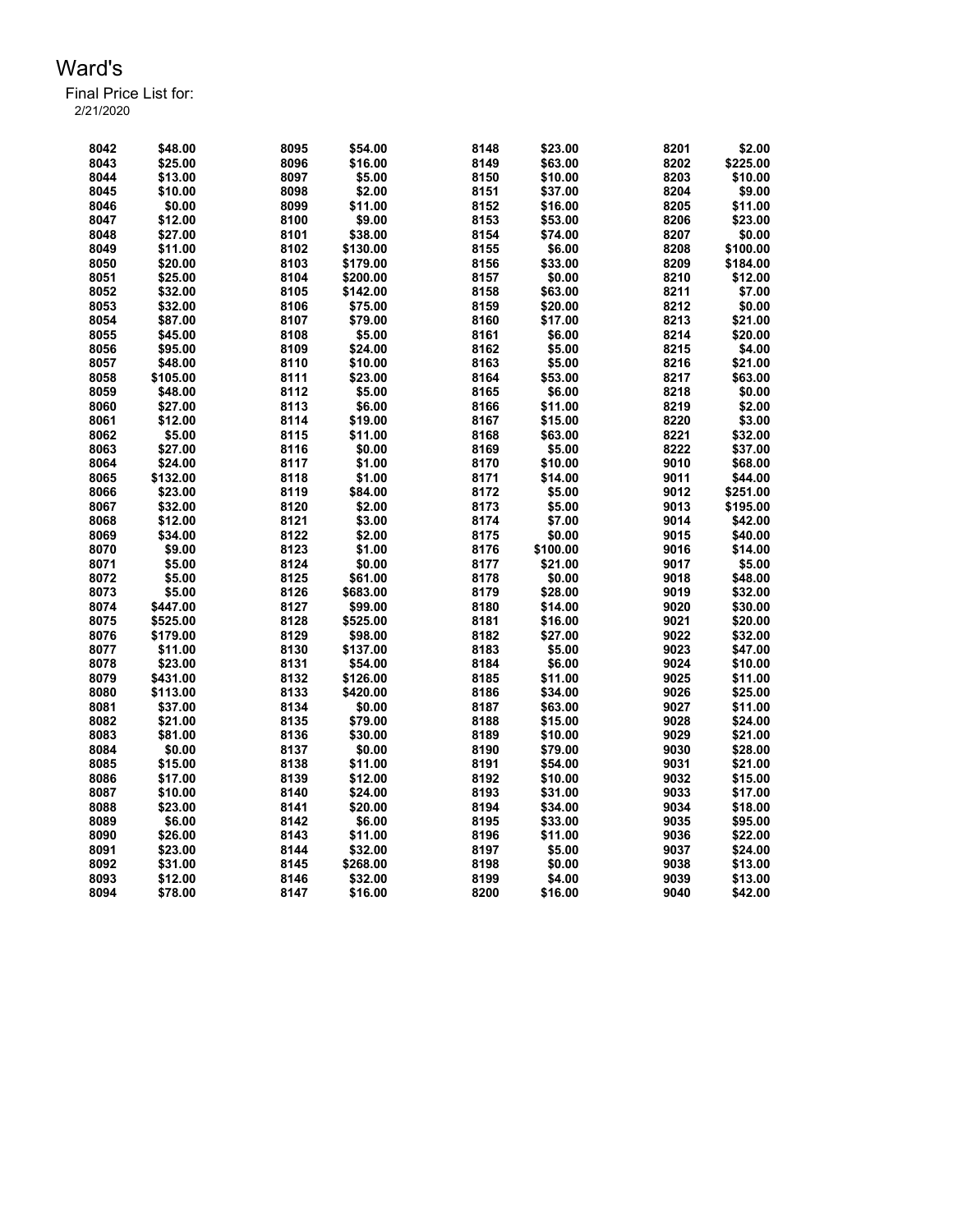# Ward's

Final Price List for:
2/21/2020

| | | | | | | | |
|---|---|---|---|---|---|---|---|
| 8042 | $48.00 | 8095 | $54.00 | 8148 | $23.00 | 8201 | $2.00 |
| 8043 | $25.00 | 8096 | $16.00 | 8149 | $63.00 | 8202 | $225.00 |
| 8044 | $13.00 | 8097 | $5.00 | 8150 | $10.00 | 8203 | $10.00 |
| 8045 | $10.00 | 8098 | $2.00 | 8151 | $37.00 | 8204 | $9.00 |
| 8046 | $0.00 | 8099 | $11.00 | 8152 | $16.00 | 8205 | $11.00 |
| 8047 | $12.00 | 8100 | $9.00 | 8153 | $53.00 | 8206 | $23.00 |
| 8048 | $27.00 | 8101 | $38.00 | 8154 | $74.00 | 8207 | $0.00 |
| 8049 | $11.00 | 8102 | $130.00 | 8155 | $6.00 | 8208 | $100.00 |
| 8050 | $20.00 | 8103 | $179.00 | 8156 | $33.00 | 8209 | $184.00 |
| 8051 | $25.00 | 8104 | $200.00 | 8157 | $0.00 | 8210 | $12.00 |
| 8052 | $32.00 | 8105 | $142.00 | 8158 | $63.00 | 8211 | $7.00 |
| 8053 | $32.00 | 8106 | $75.00 | 8159 | $20.00 | 8212 | $0.00 |
| 8054 | $87.00 | 8107 | $79.00 | 8160 | $17.00 | 8213 | $21.00 |
| 8055 | $45.00 | 8108 | $5.00 | 8161 | $6.00 | 8214 | $20.00 |
| 8056 | $95.00 | 8109 | $24.00 | 8162 | $5.00 | 8215 | $4.00 |
| 8057 | $48.00 | 8110 | $10.00 | 8163 | $5.00 | 8216 | $21.00 |
| 8058 | $105.00 | 8111 | $23.00 | 8164 | $53.00 | 8217 | $63.00 |
| 8059 | $48.00 | 8112 | $5.00 | 8165 | $6.00 | 8218 | $0.00 |
| 8060 | $27.00 | 8113 | $6.00 | 8166 | $11.00 | 8219 | $2.00 |
| 8061 | $12.00 | 8114 | $19.00 | 8167 | $15.00 | 8220 | $3.00 |
| 8062 | $5.00 | 8115 | $11.00 | 8168 | $63.00 | 8221 | $32.00 |
| 8063 | $27.00 | 8116 | $0.00 | 8169 | $5.00 | 8222 | $37.00 |
| 8064 | $24.00 | 8117 | $1.00 | 8170 | $10.00 | 9010 | $68.00 |
| 8065 | $132.00 | 8118 | $1.00 | 8171 | $14.00 | 9011 | $44.00 |
| 8066 | $23.00 | 8119 | $84.00 | 8172 | $5.00 | 9012 | $251.00 |
| 8067 | $32.00 | 8120 | $2.00 | 8173 | $5.00 | 9013 | $195.00 |
| 8068 | $12.00 | 8121 | $3.00 | 8174 | $7.00 | 9014 | $42.00 |
| 8069 | $34.00 | 8122 | $2.00 | 8175 | $0.00 | 9015 | $40.00 |
| 8070 | $9.00 | 8123 | $1.00 | 8176 | $100.00 | 9016 | $14.00 |
| 8071 | $5.00 | 8124 | $0.00 | 8177 | $21.00 | 9017 | $5.00 |
| 8072 | $5.00 | 8125 | $61.00 | 8178 | $0.00 | 9018 | $48.00 |
| 8073 | $5.00 | 8126 | $683.00 | 8179 | $28.00 | 9019 | $32.00 |
| 8074 | $447.00 | 8127 | $99.00 | 8180 | $14.00 | 9020 | $30.00 |
| 8075 | $525.00 | 8128 | $525.00 | 8181 | $16.00 | 9021 | $20.00 |
| 8076 | $179.00 | 8129 | $98.00 | 8182 | $27.00 | 9022 | $32.00 |
| 8077 | $11.00 | 8130 | $137.00 | 8183 | $5.00 | 9023 | $47.00 |
| 8078 | $23.00 | 8131 | $54.00 | 8184 | $6.00 | 9024 | $10.00 |
| 8079 | $431.00 | 8132 | $126.00 | 8185 | $11.00 | 9025 | $11.00 |
| 8080 | $113.00 | 8133 | $420.00 | 8186 | $34.00 | 9026 | $25.00 |
| 8081 | $37.00 | 8134 | $0.00 | 8187 | $63.00 | 9027 | $11.00 |
| 8082 | $21.00 | 8135 | $79.00 | 8188 | $15.00 | 9028 | $24.00 |
| 8083 | $81.00 | 8136 | $30.00 | 8189 | $10.00 | 9029 | $21.00 |
| 8084 | $0.00 | 8137 | $0.00 | 8190 | $79.00 | 9030 | $28.00 |
| 8085 | $15.00 | 8138 | $11.00 | 8191 | $54.00 | 9031 | $21.00 |
| 8086 | $17.00 | 8139 | $12.00 | 8192 | $10.00 | 9032 | $15.00 |
| 8087 | $10.00 | 8140 | $24.00 | 8193 | $31.00 | 9033 | $17.00 |
| 8088 | $23.00 | 8141 | $20.00 | 8194 | $34.00 | 9034 | $18.00 |
| 8089 | $6.00 | 8142 | $6.00 | 8195 | $33.00 | 9035 | $95.00 |
| 8090 | $26.00 | 8143 | $11.00 | 8196 | $11.00 | 9036 | $22.00 |
| 8091 | $23.00 | 8144 | $32.00 | 8197 | $5.00 | 9037 | $24.00 |
| 8092 | $31.00 | 8145 | $268.00 | 8198 | $0.00 | 9038 | $13.00 |
| 8093 | $12.00 | 8146 | $32.00 | 8199 | $4.00 | 9039 | $13.00 |
| 8094 | $78.00 | 8147 | $16.00 | 8200 | $16.00 | 9040 | $42.00 |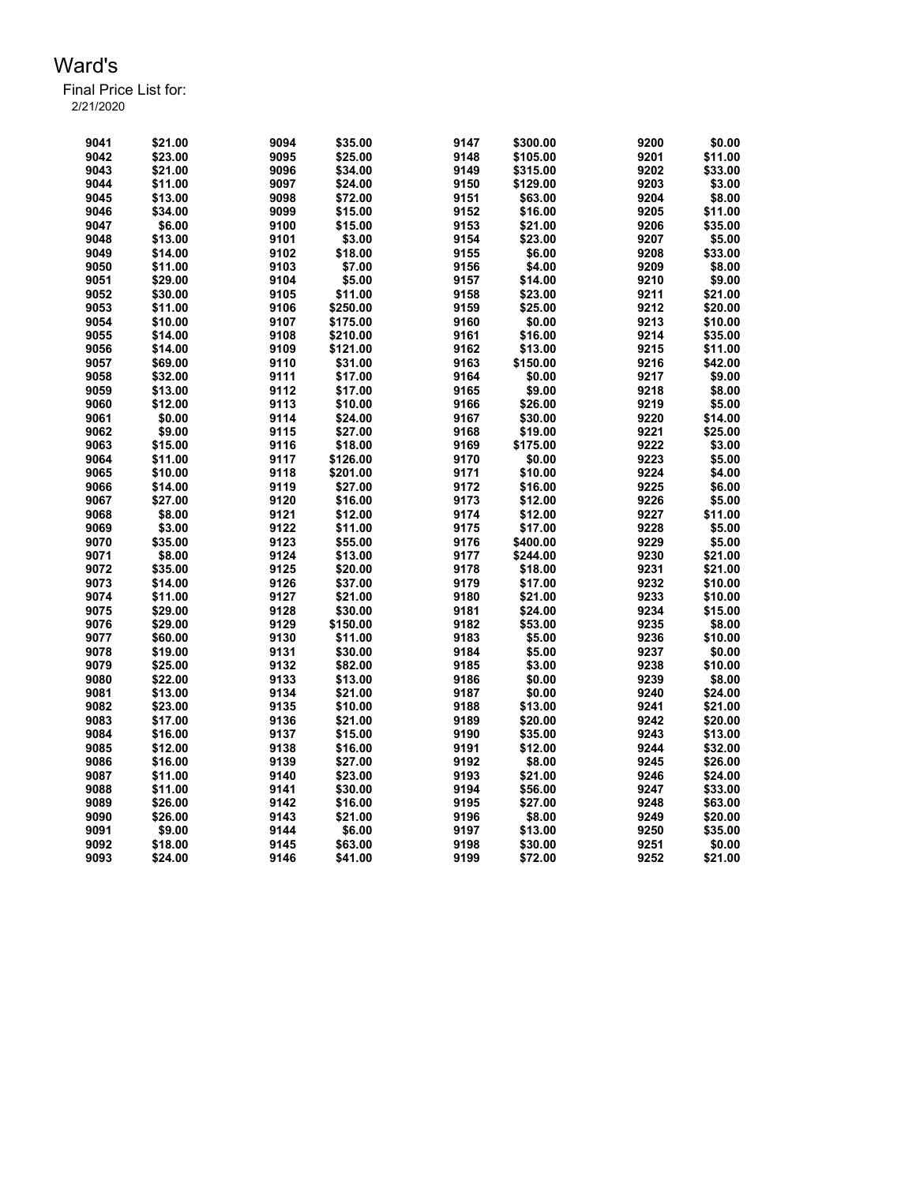# Ward's

Final Price List for:
2/21/2020

| | | | | | | | |
|---|---|---|---|---|---|---|---|
| 9041 | $21.00 | 9094 | $35.00 | 9147 | $300.00 | 9200 | $0.00 |
| 9042 | $23.00 | 9095 | $25.00 | 9148 | $105.00 | 9201 | $11.00 |
| 9043 | $21.00 | 9096 | $34.00 | 9149 | $315.00 | 9202 | $33.00 |
| 9044 | $11.00 | 9097 | $24.00 | 9150 | $129.00 | 9203 | $3.00 |
| 9045 | $13.00 | 9098 | $72.00 | 9151 | $63.00 | 9204 | $8.00 |
| 9046 | $34.00 | 9099 | $15.00 | 9152 | $16.00 | 9205 | $11.00 |
| 9047 | $6.00 | 9100 | $15.00 | 9153 | $21.00 | 9206 | $35.00 |
| 9048 | $13.00 | 9101 | $3.00 | 9154 | $23.00 | 9207 | $5.00 |
| 9049 | $14.00 | 9102 | $18.00 | 9155 | $6.00 | 9208 | $33.00 |
| 9050 | $11.00 | 9103 | $7.00 | 9156 | $4.00 | 9209 | $8.00 |
| 9051 | $29.00 | 9104 | $5.00 | 9157 | $14.00 | 9210 | $9.00 |
| 9052 | $30.00 | 9105 | $11.00 | 9158 | $23.00 | 9211 | $21.00 |
| 9053 | $11.00 | 9106 | $250.00 | 9159 | $25.00 | 9212 | $20.00 |
| 9054 | $10.00 | 9107 | $175.00 | 9160 | $0.00 | 9213 | $10.00 |
| 9055 | $14.00 | 9108 | $210.00 | 9161 | $16.00 | 9214 | $35.00 |
| 9056 | $14.00 | 9109 | $121.00 | 9162 | $13.00 | 9215 | $11.00 |
| 9057 | $69.00 | 9110 | $31.00 | 9163 | $150.00 | 9216 | $42.00 |
| 9058 | $32.00 | 9111 | $17.00 | 9164 | $0.00 | 9217 | $9.00 |
| 9059 | $13.00 | 9112 | $17.00 | 9165 | $9.00 | 9218 | $8.00 |
| 9060 | $12.00 | 9113 | $10.00 | 9166 | $26.00 | 9219 | $5.00 |
| 9061 | $0.00 | 9114 | $24.00 | 9167 | $30.00 | 9220 | $14.00 |
| 9062 | $9.00 | 9115 | $27.00 | 9168 | $19.00 | 9221 | $25.00 |
| 9063 | $15.00 | 9116 | $18.00 | 9169 | $175.00 | 9222 | $3.00 |
| 9064 | $11.00 | 9117 | $126.00 | 9170 | $0.00 | 9223 | $5.00 |
| 9065 | $10.00 | 9118 | $201.00 | 9171 | $10.00 | 9224 | $4.00 |
| 9066 | $14.00 | 9119 | $27.00 | 9172 | $16.00 | 9225 | $6.00 |
| 9067 | $27.00 | 9120 | $16.00 | 9173 | $12.00 | 9226 | $5.00 |
| 9068 | $8.00 | 9121 | $12.00 | 9174 | $12.00 | 9227 | $11.00 |
| 9069 | $3.00 | 9122 | $11.00 | 9175 | $17.00 | 9228 | $5.00 |
| 9070 | $35.00 | 9123 | $55.00 | 9176 | $400.00 | 9229 | $5.00 |
| 9071 | $8.00 | 9124 | $13.00 | 9177 | $244.00 | 9230 | $21.00 |
| 9072 | $35.00 | 9125 | $20.00 | 9178 | $18.00 | 9231 | $21.00 |
| 9073 | $14.00 | 9126 | $37.00 | 9179 | $17.00 | 9232 | $10.00 |
| 9074 | $11.00 | 9127 | $21.00 | 9180 | $21.00 | 9233 | $10.00 |
| 9075 | $29.00 | 9128 | $30.00 | 9181 | $24.00 | 9234 | $15.00 |
| 9076 | $29.00 | 9129 | $150.00 | 9182 | $53.00 | 9235 | $8.00 |
| 9077 | $60.00 | 9130 | $11.00 | 9183 | $5.00 | 9236 | $10.00 |
| 9078 | $19.00 | 9131 | $30.00 | 9184 | $5.00 | 9237 | $0.00 |
| 9079 | $25.00 | 9132 | $82.00 | 9185 | $3.00 | 9238 | $10.00 |
| 9080 | $22.00 | 9133 | $13.00 | 9186 | $0.00 | 9239 | $8.00 |
| 9081 | $13.00 | 9134 | $21.00 | 9187 | $0.00 | 9240 | $24.00 |
| 9082 | $23.00 | 9135 | $10.00 | 9188 | $13.00 | 9241 | $21.00 |
| 9083 | $17.00 | 9136 | $21.00 | 9189 | $20.00 | 9242 | $20.00 |
| 9084 | $16.00 | 9137 | $15.00 | 9190 | $35.00 | 9243 | $13.00 |
| 9085 | $12.00 | 9138 | $16.00 | 9191 | $12.00 | 9244 | $32.00 |
| 9086 | $16.00 | 9139 | $27.00 | 9192 | $8.00 | 9245 | $26.00 |
| 9087 | $11.00 | 9140 | $23.00 | 9193 | $21.00 | 9246 | $24.00 |
| 9088 | $11.00 | 9141 | $30.00 | 9194 | $56.00 | 9247 | $33.00 |
| 9089 | $26.00 | 9142 | $16.00 | 9195 | $27.00 | 9248 | $63.00 |
| 9090 | $26.00 | 9143 | $21.00 | 9196 | $8.00 | 9249 | $20.00 |
| 9091 | $9.00 | 9144 | $6.00 | 9197 | $13.00 | 9250 | $35.00 |
| 9092 | $18.00 | 9145 | $63.00 | 9198 | $30.00 | 9251 | $0.00 |
| 9093 | $24.00 | 9146 | $41.00 | 9199 | $72.00 | 9252 | $21.00 |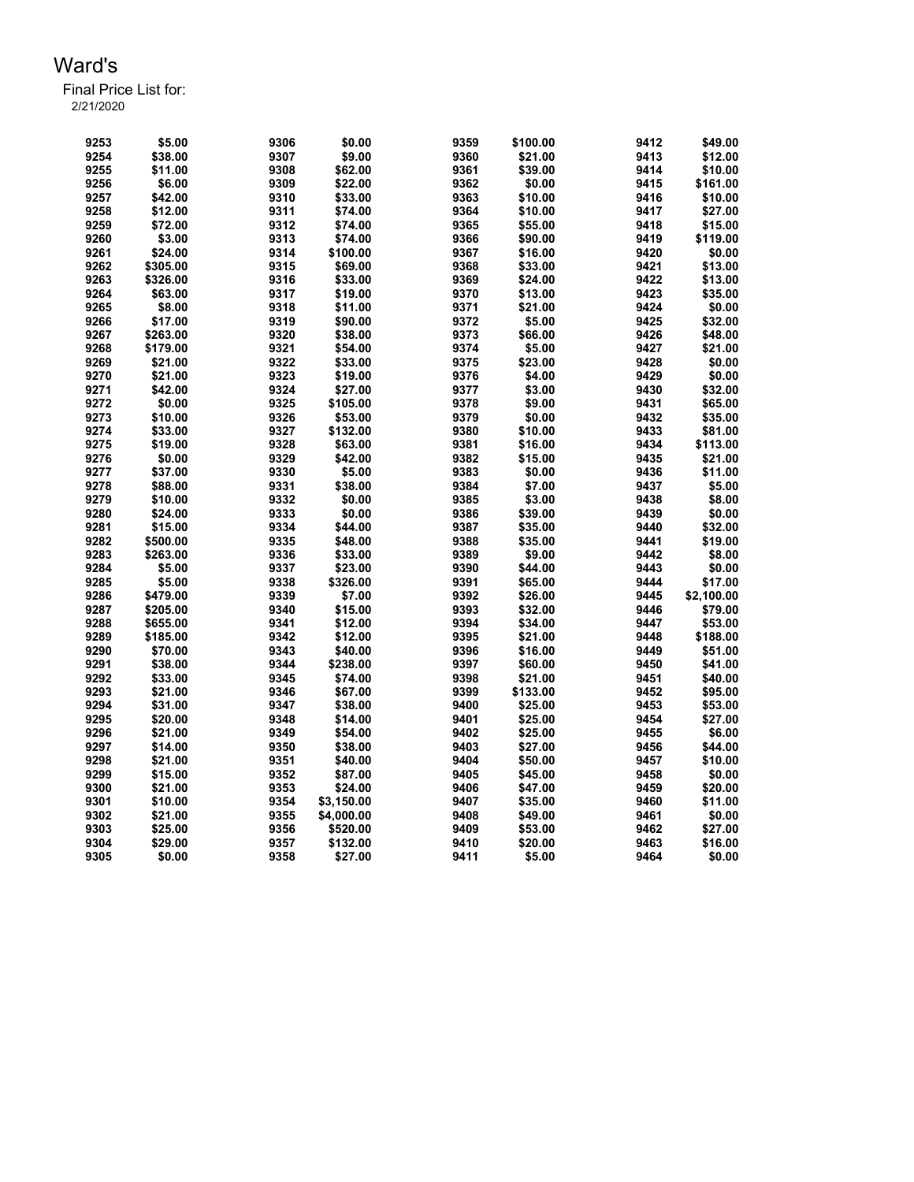# Ward's

Final Price List for:
2/21/2020

| | | | | | | | |
|---|---|---|---|---|---|---|---|
| 9253 | $5.00 | 9306 | $0.00 | 9359 | $100.00 | 9412 | $49.00 |
| 9254 | $38.00 | 9307 | $9.00 | 9360 | $21.00 | 9413 | $12.00 |
| 9255 | $11.00 | 9308 | $62.00 | 9361 | $39.00 | 9414 | $10.00 |
| 9256 | $6.00 | 9309 | $22.00 | 9362 | $0.00 | 9415 | $161.00 |
| 9257 | $42.00 | 9310 | $33.00 | 9363 | $10.00 | 9416 | $10.00 |
| 9258 | $12.00 | 9311 | $74.00 | 9364 | $10.00 | 9417 | $27.00 |
| 9259 | $72.00 | 9312 | $74.00 | 9365 | $55.00 | 9418 | $15.00 |
| 9260 | $3.00 | 9313 | $74.00 | 9366 | $90.00 | 9419 | $119.00 |
| 9261 | $24.00 | 9314 | $100.00 | 9367 | $16.00 | 9420 | $0.00 |
| 9262 | $305.00 | 9315 | $69.00 | 9368 | $33.00 | 9421 | $13.00 |
| 9263 | $326.00 | 9316 | $33.00 | 9369 | $24.00 | 9422 | $13.00 |
| 9264 | $63.00 | 9317 | $19.00 | 9370 | $13.00 | 9423 | $35.00 |
| 9265 | $8.00 | 9318 | $11.00 | 9371 | $21.00 | 9424 | $0.00 |
| 9266 | $17.00 | 9319 | $90.00 | 9372 | $5.00 | 9425 | $32.00 |
| 9267 | $263.00 | 9320 | $38.00 | 9373 | $66.00 | 9426 | $48.00 |
| 9268 | $179.00 | 9321 | $54.00 | 9374 | $5.00 | 9427 | $21.00 |
| 9269 | $21.00 | 9322 | $33.00 | 9375 | $23.00 | 9428 | $0.00 |
| 9270 | $21.00 | 9323 | $19.00 | 9376 | $4.00 | 9429 | $0.00 |
| 9271 | $42.00 | 9324 | $27.00 | 9377 | $3.00 | 9430 | $32.00 |
| 9272 | $0.00 | 9325 | $105.00 | 9378 | $9.00 | 9431 | $65.00 |
| 9273 | $10.00 | 9326 | $53.00 | 9379 | $0.00 | 9432 | $35.00 |
| 9274 | $33.00 | 9327 | $132.00 | 9380 | $10.00 | 9433 | $81.00 |
| 9275 | $19.00 | 9328 | $63.00 | 9381 | $16.00 | 9434 | $113.00 |
| 9276 | $0.00 | 9329 | $42.00 | 9382 | $15.00 | 9435 | $21.00 |
| 9277 | $37.00 | 9330 | $5.00 | 9383 | $0.00 | 9436 | $11.00 |
| 9278 | $88.00 | 9331 | $38.00 | 9384 | $7.00 | 9437 | $5.00 |
| 9279 | $10.00 | 9332 | $0.00 | 9385 | $3.00 | 9438 | $8.00 |
| 9280 | $24.00 | 9333 | $0.00 | 9386 | $39.00 | 9439 | $0.00 |
| 9281 | $15.00 | 9334 | $44.00 | 9387 | $35.00 | 9440 | $32.00 |
| 9282 | $500.00 | 9335 | $48.00 | 9388 | $35.00 | 9441 | $19.00 |
| 9283 | $263.00 | 9336 | $33.00 | 9389 | $9.00 | 9442 | $8.00 |
| 9284 | $5.00 | 9337 | $23.00 | 9390 | $44.00 | 9443 | $0.00 |
| 9285 | $5.00 | 9338 | $326.00 | 9391 | $65.00 | 9444 | $17.00 |
| 9286 | $479.00 | 9339 | $7.00 | 9392 | $26.00 | 9445 | $2,100.00 |
| 9287 | $205.00 | 9340 | $15.00 | 9393 | $32.00 | 9446 | $79.00 |
| 9288 | $655.00 | 9341 | $12.00 | 9394 | $34.00 | 9447 | $53.00 |
| 9289 | $185.00 | 9342 | $12.00 | 9395 | $21.00 | 9448 | $188.00 |
| 9290 | $70.00 | 9343 | $40.00 | 9396 | $16.00 | 9449 | $51.00 |
| 9291 | $38.00 | 9344 | $238.00 | 9397 | $60.00 | 9450 | $41.00 |
| 9292 | $33.00 | 9345 | $74.00 | 9398 | $21.00 | 9451 | $40.00 |
| 9293 | $21.00 | 9346 | $67.00 | 9399 | $133.00 | 9452 | $95.00 |
| 9294 | $31.00 | 9347 | $38.00 | 9400 | $25.00 | 9453 | $53.00 |
| 9295 | $20.00 | 9348 | $14.00 | 9401 | $25.00 | 9454 | $27.00 |
| 9296 | $21.00 | 9349 | $54.00 | 9402 | $25.00 | 9455 | $6.00 |
| 9297 | $14.00 | 9350 | $38.00 | 9403 | $27.00 | 9456 | $44.00 |
| 9298 | $21.00 | 9351 | $40.00 | 9404 | $50.00 | 9457 | $10.00 |
| 9299 | $15.00 | 9352 | $87.00 | 9405 | $45.00 | 9458 | $0.00 |
| 9300 | $21.00 | 9353 | $24.00 | 9406 | $47.00 | 9459 | $20.00 |
| 9301 | $10.00 | 9354 | $3,150.00 | 9407 | $35.00 | 9460 | $11.00 |
| 9302 | $21.00 | 9355 | $4,000.00 | 9408 | $49.00 | 9461 | $0.00 |
| 9303 | $25.00 | 9356 | $520.00 | 9409 | $53.00 | 9462 | $27.00 |
| 9304 | $29.00 | 9357 | $132.00 | 9410 | $20.00 | 9463 | $16.00 |
| 9305 | $0.00 | 9358 | $27.00 | 9411 | $5.00 | 9464 | $0.00 |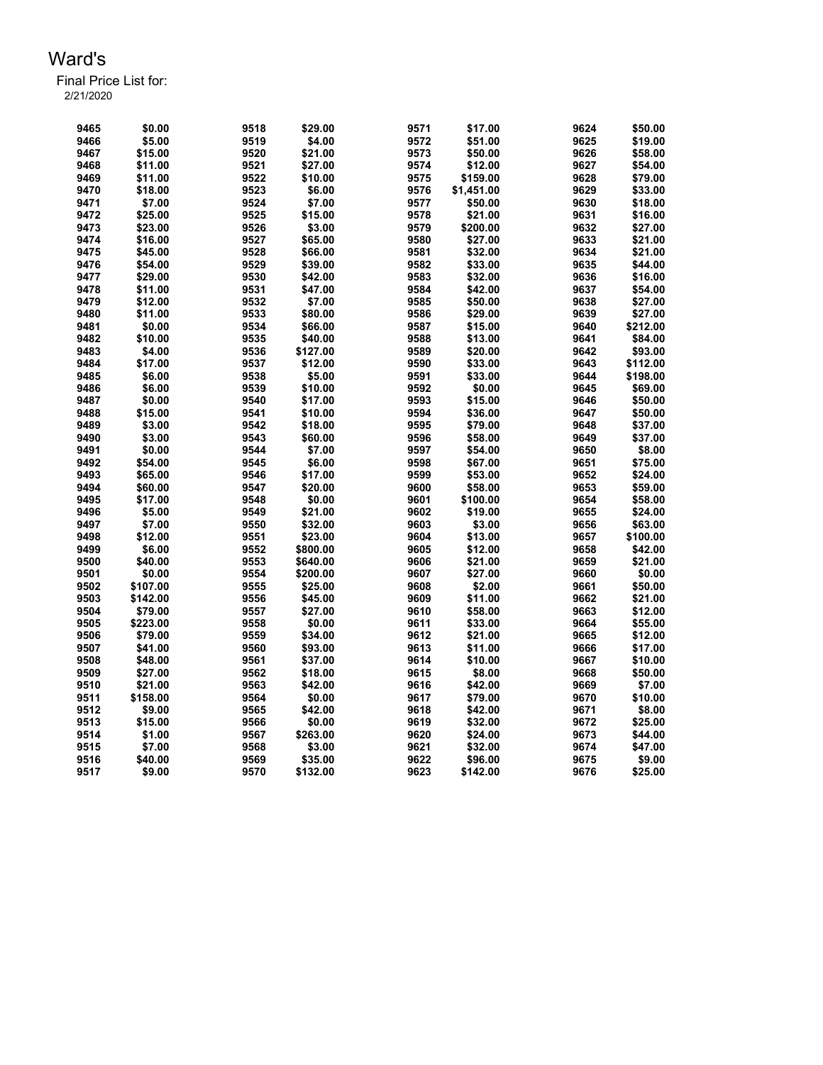# Ward's

Final Price List for:
2/21/2020

| | | | | | | | |
|---|---|---|---|---|---|---|---|
| 9465 | $0.00 | 9518 | $29.00 | 9571 | $17.00 | 9624 | $50.00 |
| 9466 | $5.00 | 9519 | $4.00 | 9572 | $51.00 | 9625 | $19.00 |
| 9467 | $15.00 | 9520 | $21.00 | 9573 | $50.00 | 9626 | $58.00 |
| 9468 | $11.00 | 9521 | $27.00 | 9574 | $12.00 | 9627 | $54.00 |
| 9469 | $11.00 | 9522 | $10.00 | 9575 | $159.00 | 9628 | $79.00 |
| 9470 | $18.00 | 9523 | $6.00 | 9576 | $1,451.00 | 9629 | $33.00 |
| 9471 | $7.00 | 9524 | $7.00 | 9577 | $50.00 | 9630 | $18.00 |
| 9472 | $25.00 | 9525 | $15.00 | 9578 | $21.00 | 9631 | $16.00 |
| 9473 | $23.00 | 9526 | $3.00 | 9579 | $200.00 | 9632 | $27.00 |
| 9474 | $16.00 | 9527 | $65.00 | 9580 | $27.00 | 9633 | $21.00 |
| 9475 | $45.00 | 9528 | $66.00 | 9581 | $32.00 | 9634 | $21.00 |
| 9476 | $54.00 | 9529 | $39.00 | 9582 | $33.00 | 9635 | $44.00 |
| 9477 | $29.00 | 9530 | $42.00 | 9583 | $32.00 | 9636 | $16.00 |
| 9478 | $11.00 | 9531 | $47.00 | 9584 | $42.00 | 9637 | $54.00 |
| 9479 | $12.00 | 9532 | $7.00 | 9585 | $50.00 | 9638 | $27.00 |
| 9480 | $11.00 | 9533 | $80.00 | 9586 | $29.00 | 9639 | $27.00 |
| 9481 | $0.00 | 9534 | $66.00 | 9587 | $15.00 | 9640 | $212.00 |
| 9482 | $10.00 | 9535 | $40.00 | 9588 | $13.00 | 9641 | $84.00 |
| 9483 | $4.00 | 9536 | $127.00 | 9589 | $20.00 | 9642 | $93.00 |
| 9484 | $17.00 | 9537 | $12.00 | 9590 | $33.00 | 9643 | $112.00 |
| 9485 | $6.00 | 9538 | $5.00 | 9591 | $33.00 | 9644 | $198.00 |
| 9486 | $6.00 | 9539 | $10.00 | 9592 | $0.00 | 9645 | $69.00 |
| 9487 | $0.00 | 9540 | $17.00 | 9593 | $15.00 | 9646 | $50.00 |
| 9488 | $15.00 | 9541 | $10.00 | 9594 | $36.00 | 9647 | $50.00 |
| 9489 | $3.00 | 9542 | $18.00 | 9595 | $79.00 | 9648 | $37.00 |
| 9490 | $3.00 | 9543 | $60.00 | 9596 | $58.00 | 9649 | $37.00 |
| 9491 | $0.00 | 9544 | $7.00 | 9597 | $54.00 | 9650 | $8.00 |
| 9492 | $54.00 | 9545 | $6.00 | 9598 | $67.00 | 9651 | $75.00 |
| 9493 | $65.00 | 9546 | $17.00 | 9599 | $53.00 | 9652 | $24.00 |
| 9494 | $60.00 | 9547 | $20.00 | 9600 | $58.00 | 9653 | $59.00 |
| 9495 | $17.00 | 9548 | $0.00 | 9601 | $100.00 | 9654 | $58.00 |
| 9496 | $5.00 | 9549 | $21.00 | 9602 | $19.00 | 9655 | $24.00 |
| 9497 | $7.00 | 9550 | $32.00 | 9603 | $3.00 | 9656 | $63.00 |
| 9498 | $12.00 | 9551 | $23.00 | 9604 | $13.00 | 9657 | $100.00 |
| 9499 | $6.00 | 9552 | $800.00 | 9605 | $12.00 | 9658 | $42.00 |
| 9500 | $40.00 | 9553 | $640.00 | 9606 | $21.00 | 9659 | $21.00 |
| 9501 | $0.00 | 9554 | $200.00 | 9607 | $27.00 | 9660 | $0.00 |
| 9502 | $107.00 | 9555 | $25.00 | 9608 | $2.00 | 9661 | $50.00 |
| 9503 | $142.00 | 9556 | $45.00 | 9609 | $11.00 | 9662 | $21.00 |
| 9504 | $79.00 | 9557 | $27.00 | 9610 | $58.00 | 9663 | $12.00 |
| 9505 | $223.00 | 9558 | $0.00 | 9611 | $33.00 | 9664 | $55.00 |
| 9506 | $79.00 | 9559 | $34.00 | 9612 | $21.00 | 9665 | $12.00 |
| 9507 | $41.00 | 9560 | $93.00 | 9613 | $11.00 | 9666 | $17.00 |
| 9508 | $48.00 | 9561 | $37.00 | 9614 | $10.00 | 9667 | $10.00 |
| 9509 | $27.00 | 9562 | $18.00 | 9615 | $8.00 | 9668 | $50.00 |
| 9510 | $21.00 | 9563 | $42.00 | 9616 | $42.00 | 9669 | $7.00 |
| 9511 | $158.00 | 9564 | $0.00 | 9617 | $79.00 | 9670 | $10.00 |
| 9512 | $9.00 | 9565 | $42.00 | 9618 | $42.00 | 9671 | $8.00 |
| 9513 | $15.00 | 9566 | $0.00 | 9619 | $32.00 | 9672 | $25.00 |
| 9514 | $1.00 | 9567 | $263.00 | 9620 | $24.00 | 9673 | $44.00 |
| 9515 | $7.00 | 9568 | $3.00 | 9621 | $32.00 | 9674 | $47.00 |
| 9516 | $40.00 | 9569 | $35.00 | 9622 | $96.00 | 9675 | $9.00 |
| 9517 | $9.00 | 9570 | $132.00 | 9623 | $142.00 | 9676 | $25.00 |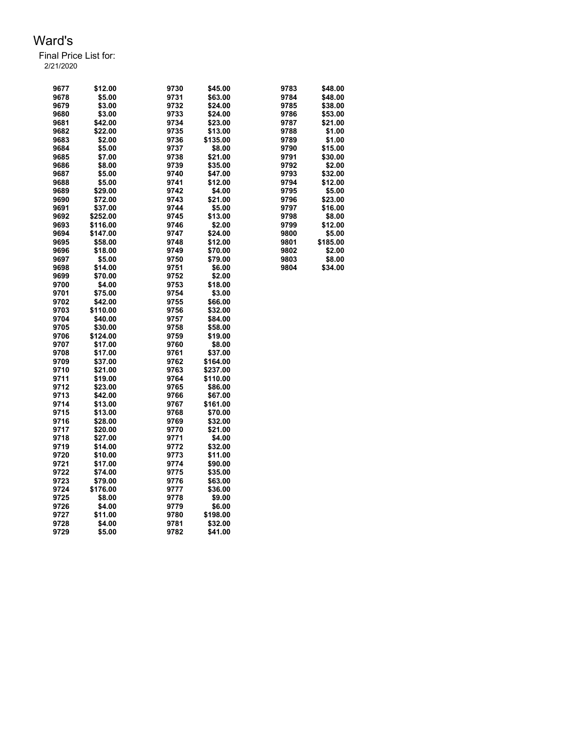# Ward's

Final Price List for:
2/21/2020

| | | | | | |
|---|---|---|---|---|---|
| 9677 | $12.00 | 9730 | $45.00 | 9783 | $48.00 |
| 9678 | $5.00 | 9731 | $63.00 | 9784 | $48.00 |
| 9679 | $3.00 | 9732 | $24.00 | 9785 | $38.00 |
| 9680 | $3.00 | 9733 | $24.00 | 9786 | $53.00 |
| 9681 | $42.00 | 9734 | $23.00 | 9787 | $21.00 |
| 9682 | $22.00 | 9735 | $13.00 | 9788 | $1.00 |
| 9683 | $2.00 | 9736 | $135.00 | 9789 | $1.00 |
| 9684 | $5.00 | 9737 | $8.00 | 9790 | $15.00 |
| 9685 | $7.00 | 9738 | $21.00 | 9791 | $30.00 |
| 9686 | $8.00 | 9739 | $35.00 | 9792 | $2.00 |
| 9687 | $5.00 | 9740 | $47.00 | 9793 | $32.00 |
| 9688 | $5.00 | 9741 | $12.00 | 9794 | $12.00 |
| 9689 | $29.00 | 9742 | $4.00 | 9795 | $5.00 |
| 9690 | $72.00 | 9743 | $21.00 | 9796 | $23.00 |
| 9691 | $37.00 | 9744 | $5.00 | 9797 | $16.00 |
| 9692 | $252.00 | 9745 | $13.00 | 9798 | $8.00 |
| 9693 | $116.00 | 9746 | $2.00 | 9799 | $12.00 |
| 9694 | $147.00 | 9747 | $24.00 | 9800 | $5.00 |
| 9695 | $58.00 | 9748 | $12.00 | 9801 | $185.00 |
| 9696 | $18.00 | 9749 | $70.00 | 9802 | $2.00 |
| 9697 | $5.00 | 9750 | $79.00 | 9803 | $8.00 |
| 9698 | $14.00 | 9751 | $6.00 | 9804 | $34.00 |
| 9699 | $70.00 | 9752 | $2.00 | | |
| 9700 | $4.00 | 9753 | $18.00 | | |
| 9701 | $75.00 | 9754 | $3.00 | | |
| 9702 | $42.00 | 9755 | $66.00 | | |
| 9703 | $110.00 | 9756 | $32.00 | | |
| 9704 | $40.00 | 9757 | $84.00 | | |
| 9705 | $30.00 | 9758 | $58.00 | | |
| 9706 | $124.00 | 9759 | $19.00 | | |
| 9707 | $17.00 | 9760 | $8.00 | | |
| 9708 | $17.00 | 9761 | $37.00 | | |
| 9709 | $37.00 | 9762 | $164.00 | | |
| 9710 | $21.00 | 9763 | $237.00 | | |
| 9711 | $19.00 | 9764 | $110.00 | | |
| 9712 | $23.00 | 9765 | $86.00 | | |
| 9713 | $42.00 | 9766 | $67.00 | | |
| 9714 | $13.00 | 9767 | $161.00 | | |
| 9715 | $13.00 | 9768 | $70.00 | | |
| 9716 | $28.00 | 9769 | $32.00 | | |
| 9717 | $20.00 | 9770 | $21.00 | | |
| 9718 | $27.00 | 9771 | $4.00 | | |
| 9719 | $14.00 | 9772 | $32.00 | | |
| 9720 | $10.00 | 9773 | $11.00 | | |
| 9721 | $17.00 | 9774 | $90.00 | | |
| 9722 | $74.00 | 9775 | $35.00 | | |
| 9723 | $79.00 | 9776 | $63.00 | | |
| 9724 | $176.00 | 9777 | $36.00 | | |
| 9725 | $8.00 | 9778 | $9.00 | | |
| 9726 | $4.00 | 9779 | $6.00 | | |
| 9727 | $11.00 | 9780 | $198.00 | | |
| 9728 | $4.00 | 9781 | $32.00 | | |
| 9729 | $5.00 | 9782 | $41.00 | | |